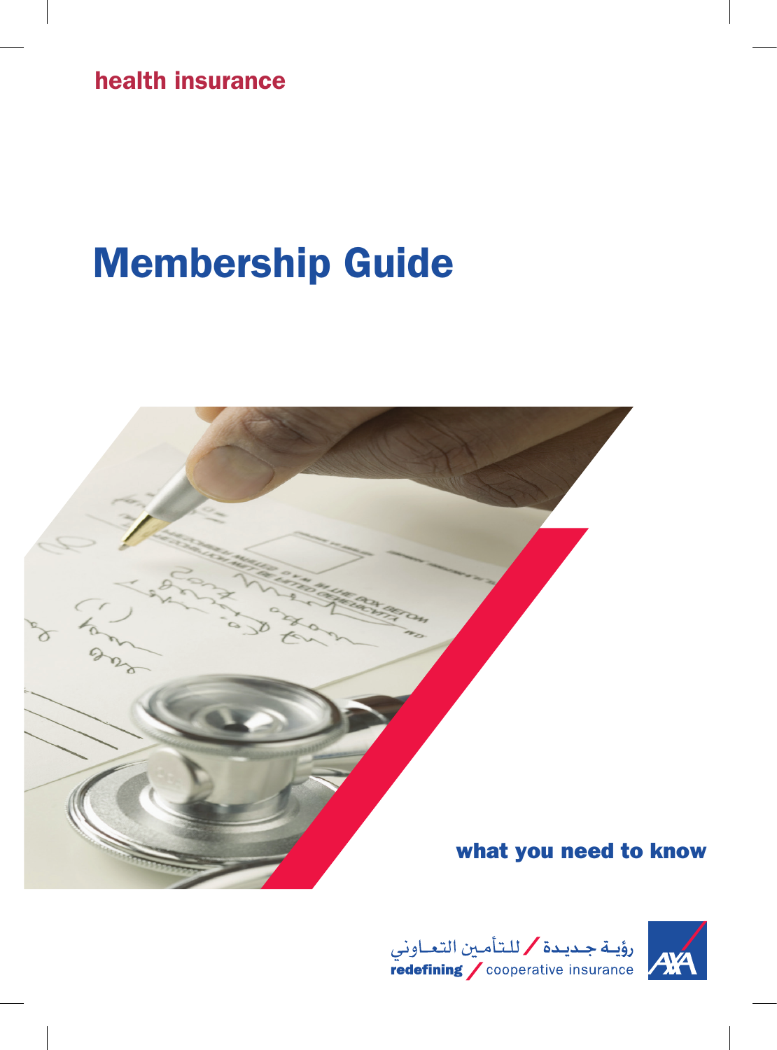health insurance

# Membership Guide

what you need to know

رؤيـة جـديـدة / للـتـأمـين التعـاوني

**redefining** / cooperative insurance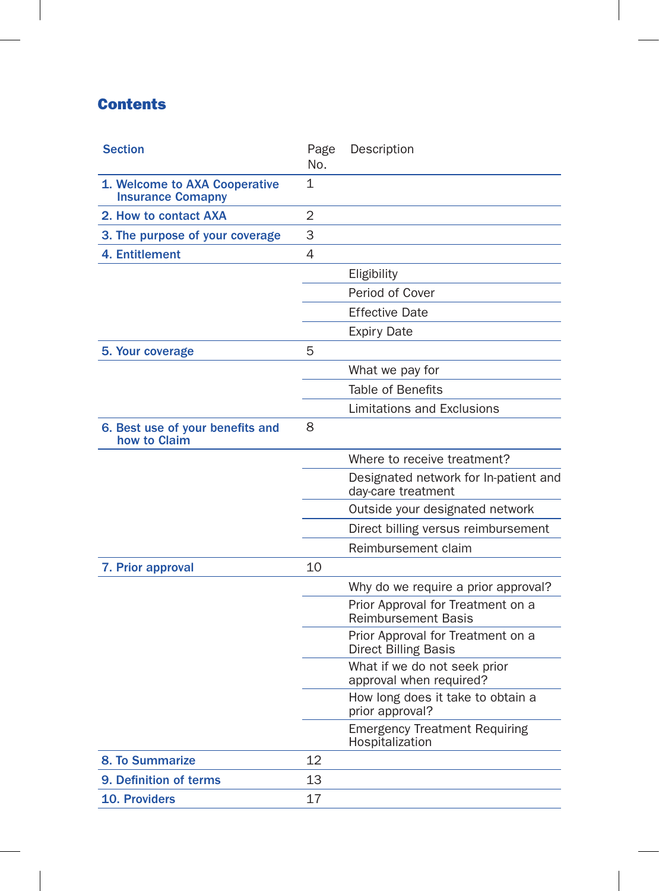# Contents

| Section | Page No. | Description |
|---|---|---|
| 1. Welcome to AXA Cooperative Insurance Comapny | 1 | |
| 2. How to contact AXA | 2 | |
| 3. The purpose of your coverage | 3 | |
| 4. Entitlement | 4 | |
| | | Eligibility |
| | | Period of Cover |
| | | Effective Date |
| | | Expiry Date |
| 5. Your coverage | 5 | |
| | | What we pay for |
| | | Table of Benefits |
| | | Limitations and Exclusions |
| 6. Best use of your benefits and how to Claim | 8 | |
| | | Where to receive treatment? |
| | | Designated network for In-patient and day-care treatment |
| | | Outside your designated network |
| | | Direct billing versus reimbursement |
| | | Reimbursement claim |
| 7. Prior approval | 10 | |
| | | Why do we require a prior approval? |
| | | Prior Approval for Treatment on a Reimbursement Basis |
| | | Prior Approval for Treatment on a Direct Billing Basis |
| | | What if we do not seek prior approval when required? |
| | | How long does it take to obtain a prior approval? |
| | | Emergency Treatment Requiring Hospitalization |
| 8. To Summarize | 12 | |
| 9. Definition of terms | 13 | |
| 10. Providers | 17 | |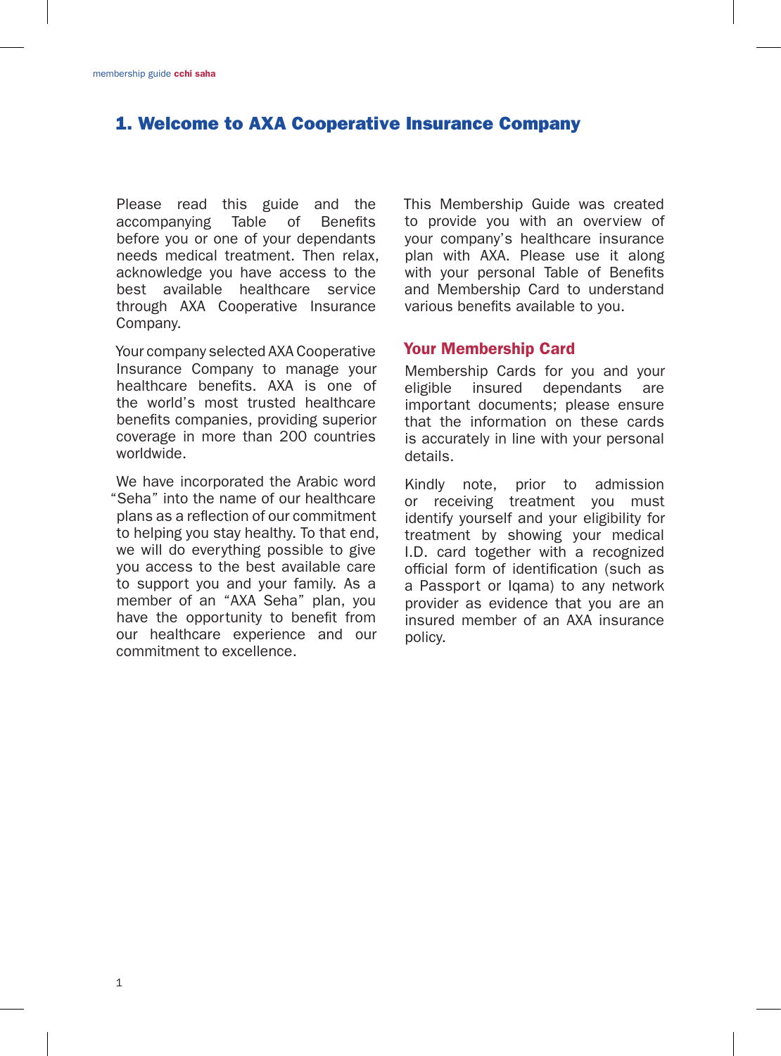# 1. Welcome to AXA Cooperative Insurance Company

Please read this guide and the accompanying Table of Benefits before you or one of your dependants needs medical treatment. Then relax, acknowledge you have access to the best available healthcare service through AXA Cooperative Insurance Company.

Your company selected AXA Cooperative Insurance Company to manage your healthcare benefits. AXA is one of the world's most trusted healthcare benefits companies, providing superior coverage in more than 200 countries worldwide.

We have incorporated the Arabic word "Seha" into the name of our healthcare plans as a reflection of our commitment to helping you stay healthy. To that end, we will do everything possible to give you access to the best available care to support you and your family. As a member of an "AXA Seha" plan, you have the opportunity to benefit from our healthcare experience and our commitment to excellence.

This Membership Guide was created to provide you with an overview of your company's healthcare insurance plan with AXA. Please use it along with your personal Table of Benefits and Membership Card to understand various benefits available to you.

## Your Membership Card

Membership Cards for you and your eligible insured dependants are important documents; please ensure that the information on these cards is accurately in line with your personal details.

Kindly note, prior to admission or receiving treatment you must identify yourself and your eligibility for treatment by showing your medical I.D. card together with a recognized official form of identification (such as a Passport or Iqama) to any network provider as evidence that you are an insured member of an AXA insurance policy.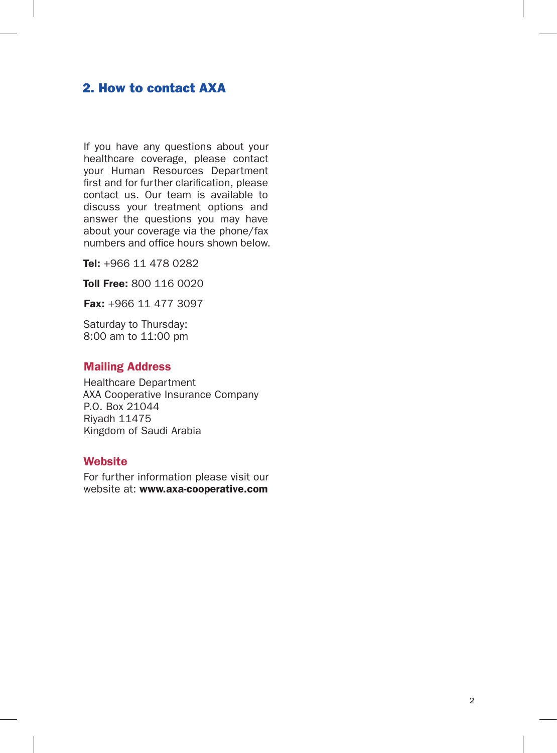## 2. How to contact AXA

If you have any questions about your healthcare coverage, please contact your Human Resources Department first and for further clarification, please contact us. Our team is available to discuss your treatment options and answer the questions you may have about your coverage via the phone/fax numbers and office hours shown below.

**Tel:** +966 11 478 0282

**Toll Free:** 800 116 0020

**Fax:** +966 11 477 3097

Saturday to Thursday:
8:00 am to 11:00 pm

### Mailing Address

Healthcare Department
AXA Cooperative Insurance Company
P.O. Box 21044
Riyadh 11475
Kingdom of Saudi Arabia

### Website

For further information please visit our website at: **www.axa-cooperative.com**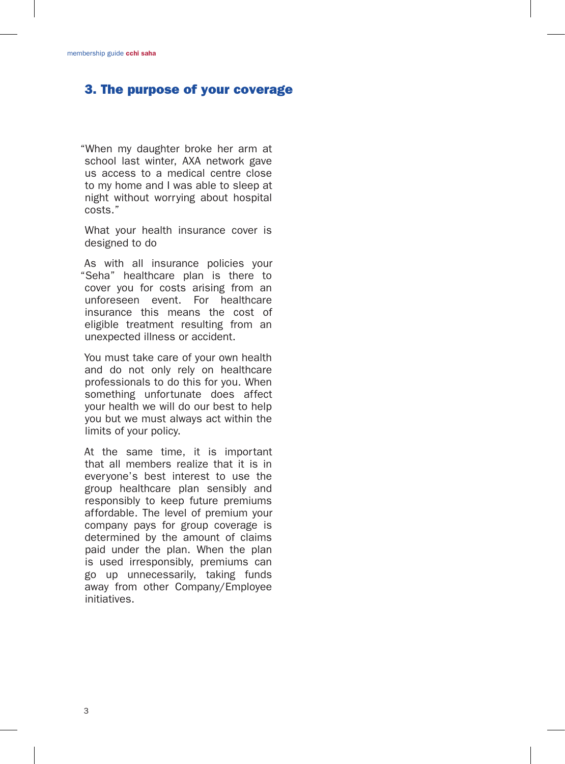## 3. The purpose of your coverage

"When my daughter broke her arm at school last winter, AXA network gave us access to a medical centre close to my home and I was able to sleep at night without worrying about hospital costs."

What your health insurance cover is designed to do

As with all insurance policies your "Seha" healthcare plan is there to cover you for costs arising from an unforeseen event. For healthcare insurance this means the cost of eligible treatment resulting from an unexpected illness or accident.

You must take care of your own health and do not only rely on healthcare professionals to do this for you. When something unfortunate does affect your health we will do our best to help you but we must always act within the limits of your policy.

At the same time, it is important that all members realize that it is in everyone's best interest to use the group healthcare plan sensibly and responsibly to keep future premiums affordable. The level of premium your company pays for group coverage is determined by the amount of claims paid under the plan. When the plan is used irresponsibly, premiums can go up unnecessarily, taking funds away from other Company/Employee initiatives.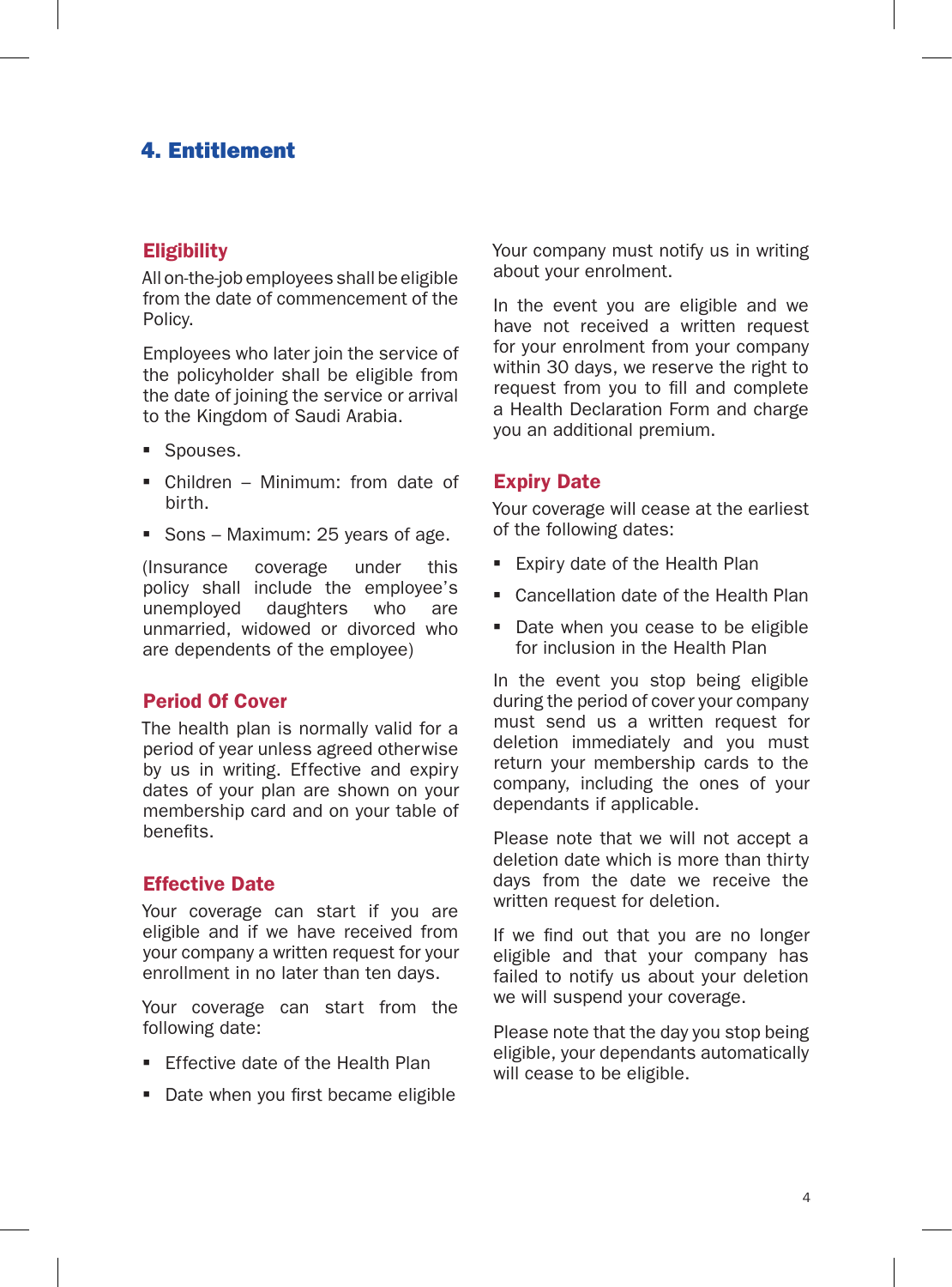# 4. Entitlement

## Eligibility

All on-the-job employees shall be eligible from the date of commencement of the Policy.

Employees who later join the service of the policyholder shall be eligible from the date of joining the service or arrival to the Kingdom of Saudi Arabia.

- Spouses.
- Children – Minimum: from date of birth.
- Sons – Maximum: 25 years of age.

(Insurance coverage under this policy shall include the employee's unemployed daughters who are unmarried, widowed or divorced who are dependents of the employee)

## Period Of Cover

The health plan is normally valid for a period of year unless agreed otherwise by us in writing. Effective and expiry dates of your plan are shown on your membership card and on your table of benefits.

## Effective Date

Your coverage can start if you are eligible and if we have received from your company a written request for your enrollment in no later than ten days.

Your coverage can start from the following date:

- Effective date of the Health Plan
- Date when you first became eligible

Your company must notify us in writing about your enrolment.

In the event you are eligible and we have not received a written request for your enrolment from your company within 30 days, we reserve the right to request from you to fill and complete a Health Declaration Form and charge you an additional premium.

## Expiry Date

Your coverage will cease at the earliest of the following dates:

- Expiry date of the Health Plan
- Cancellation date of the Health Plan
- Date when you cease to be eligible for inclusion in the Health Plan

In the event you stop being eligible during the period of cover your company must send us a written request for deletion immediately and you must return your membership cards to the company, including the ones of your dependants if applicable.

Please note that we will not accept a deletion date which is more than thirty days from the date we receive the written request for deletion.

If we find out that you are no longer eligible and that your company has failed to notify us about your deletion we will suspend your coverage.

Please note that the day you stop being eligible, your dependants automatically will cease to be eligible.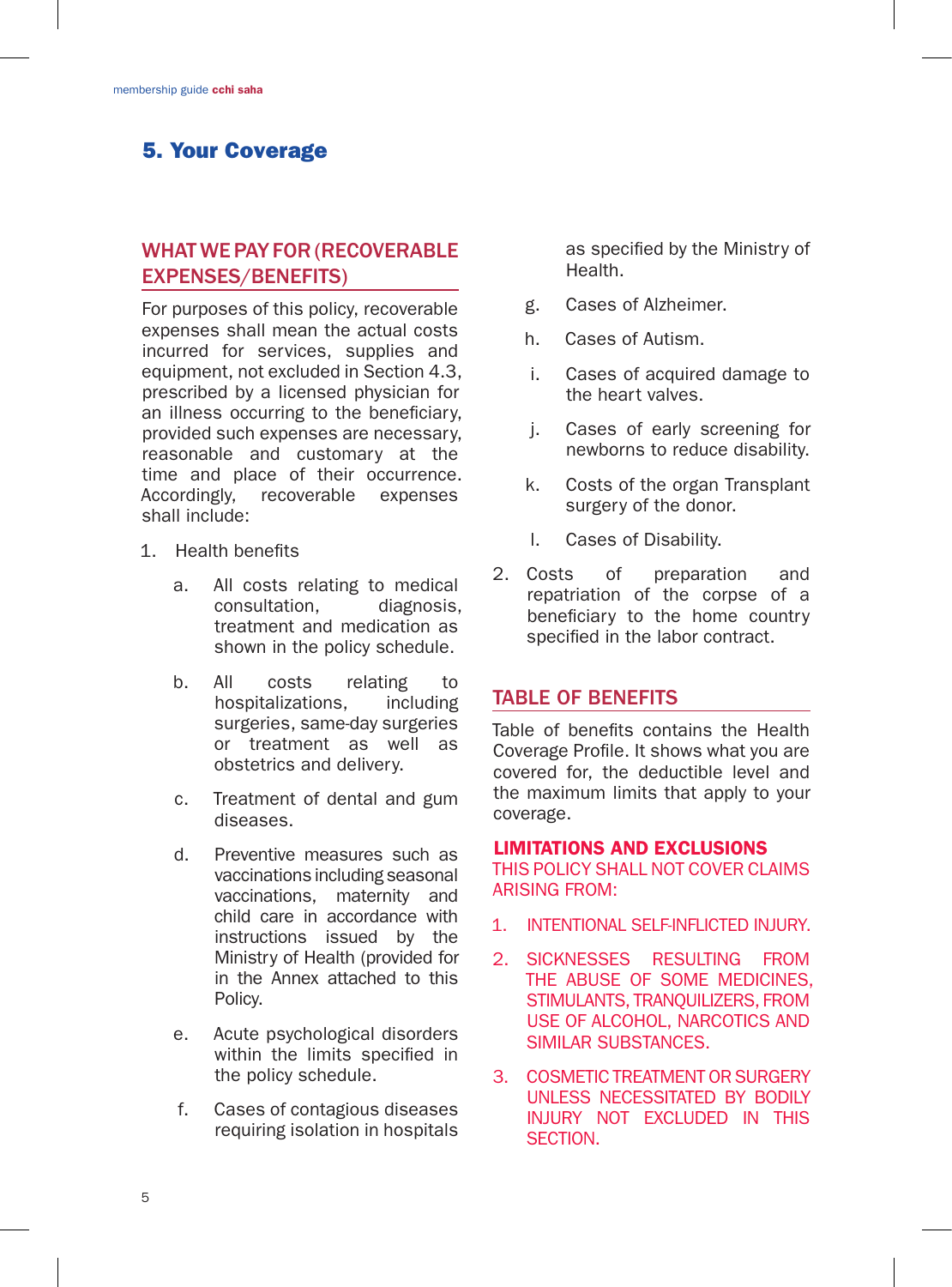# 5. Your Coverage

## WHAT WE PAY FOR (RECOVERABLE EXPENSES/BENEFITS)

For purposes of this policy, recoverable expenses shall mean the actual costs incurred for services, supplies and equipment, not excluded in Section 4.3, prescribed by a licensed physician for an illness occurring to the beneficiary, provided such expenses are necessary, reasonable and customary at the time and place of their occurrence. Accordingly, recoverable expenses shall include:

1. Health benefits
    a. All costs relating to medical consultation, diagnosis, treatment and medication as shown in the policy schedule.
    b. All costs relating to hospitalizations, including surgeries, same-day surgeries or treatment as well as obstetrics and delivery.
    c. Treatment of dental and gum diseases.
    d. Preventive measures such as vaccinations including seasonal vaccinations, maternity and child care in accordance with instructions issued by the Ministry of Health (provided for in the Annex attached to this Policy.
    e. Acute psychological disorders within the limits specified in the policy schedule.
    f. Cases of contagious diseases requiring isolation in hospitals as specified by the Ministry of Health.
    g. Cases of Alzheimer.
    h. Cases of Autism.
    i. Cases of acquired damage to the heart valves.
    j. Cases of early screening for newborns to reduce disability.
    k. Costs of the organ Transplant surgery of the donor.
    l. Cases of Disability.
2. Costs of preparation and repatriation of the corpse of a beneficiary to the home country specified in the labor contract.

## TABLE OF BENEFITS

Table of benefits contains the Health Coverage Profile. It shows what you are covered for, the deductible level and the maximum limits that apply to your coverage.

### LIMITATIONS AND EXCLUSIONS

THIS POLICY SHALL NOT COVER CLAIMS ARISING FROM:

1. INTENTIONAL SELF-INFLICTED INJURY.
2. SICKNESSES RESULTING FROM THE ABUSE OF SOME MEDICINES, STIMULANTS, TRANQUILIZERS, FROM USE OF ALCOHOL, NARCOTICS AND SIMILAR SUBSTANCES.
3. COSMETIC TREATMENT OR SURGERY UNLESS NECESSITATED BY BODILY INJURY NOT EXCLUDED IN THIS SECTION.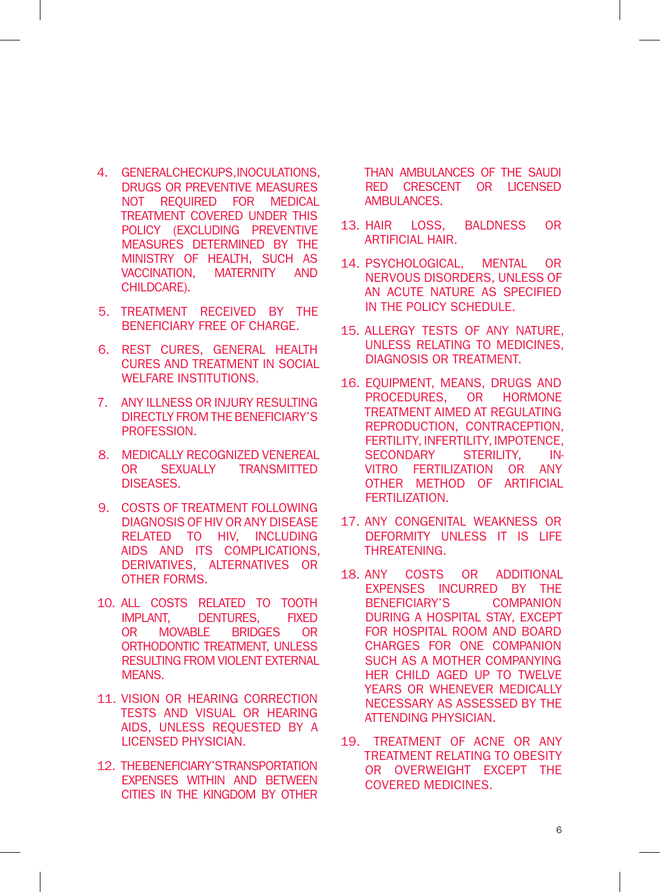4. GENERAL CHECKUPS, INOCULATIONS, DRUGS OR PREVENTIVE MEASURES NOT REQUIRED FOR MEDICAL TREATMENT COVERED UNDER THIS POLICY (EXCLUDING PREVENTIVE MEASURES DETERMINED BY THE MINISTRY OF HEALTH, SUCH AS VACCINATION, MATERNITY AND CHILDCARE).

5. TREATMENT RECEIVED BY THE BENEFICIARY FREE OF CHARGE.

6. REST CURES, GENERAL HEALTH CURES AND TREATMENT IN SOCIAL WELFARE INSTITUTIONS.

7. ANY ILLNESS OR INJURY RESULTING DIRECTLY FROM THE BENEFICIARY'S PROFESSION.

8. MEDICALLY RECOGNIZED VENEREAL OR SEXUALLY TRANSMITTED DISEASES.

9. COSTS OF TREATMENT FOLLOWING DIAGNOSIS OF HIV OR ANY DISEASE RELATED TO HIV, INCLUDING AIDS AND ITS COMPLICATIONS, DERIVATIVES, ALTERNATIVES OR OTHER FORMS.

10. ALL COSTS RELATED TO TOOTH IMPLANT, DENTURES, FIXED OR MOVABLE BRIDGES OR ORTHODONTIC TREATMENT, UNLESS RESULTING FROM VIOLENT EXTERNAL MEANS.

11. VISION OR HEARING CORRECTION TESTS AND VISUAL OR HEARING AIDS, UNLESS REQUESTED BY A LICENSED PHYSICIAN.

12. THE BENEFICIARY'S TRANSPORTATION EXPENSES WITHIN AND BETWEEN CITIES IN THE KINGDOM BY OTHER THAN AMBULANCES OF THE SAUDI RED CRESCENT OR LICENSED AMBULANCES.

13. HAIR LOSS, BALDNESS OR ARTIFICIAL HAIR.

14. PSYCHOLOGICAL, MENTAL OR NERVOUS DISORDERS, UNLESS OF AN ACUTE NATURE AS SPECIFIED IN THE POLICY SCHEDULE.

15. ALLERGY TESTS OF ANY NATURE, UNLESS RELATING TO MEDICINES, DIAGNOSIS OR TREATMENT.

16. EQUIPMENT, MEANS, DRUGS AND PROCEDURES, OR HORMONE TREATMENT AIMED AT REGULATING REPRODUCTION, CONTRACEPTION, FERTILITY, INFERTILITY, IMPOTENCE, SECONDARY STERILITY, IN-VITRO FERTILIZATION OR ANY OTHER METHOD OF ARTIFICIAL FERTILIZATION.

17. ANY CONGENITAL WEAKNESS OR DEFORMITY UNLESS IT IS LIFE THREATENING.

18. ANY COSTS OR ADDITIONAL EXPENSES INCURRED BY THE BENEFICIARY'S COMPANION DURING A HOSPITAL STAY, EXCEPT FOR HOSPITAL ROOM AND BOARD CHARGES FOR ONE COMPANION SUCH AS A MOTHER COMPANYING HER CHILD AGED UP TO TWELVE YEARS OR WHENEVER MEDICALLY NECESSARY AS ASSESSED BY THE ATTENDING PHYSICIAN.

19. TREATMENT OF ACNE OR ANY TREATMENT RELATING TO OBESITY OR OVERWEIGHT EXCEPT THE COVERED MEDICINES.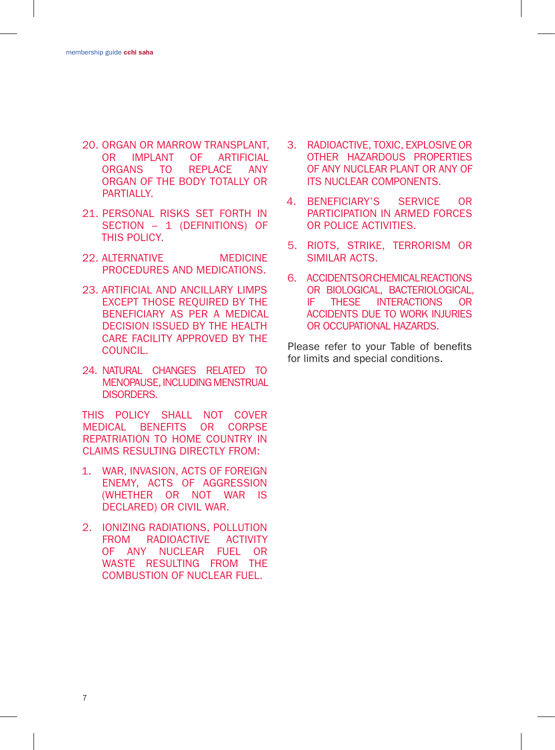20. ORGAN OR MARROW TRANSPLANT, OR IMPLANT OF ARTIFICIAL ORGANS TO REPLACE ANY ORGAN OF THE BODY TOTALLY OR PARTIALLY.
21. PERSONAL RISKS SET FORTH IN SECTION – 1 (DEFINITIONS) OF THIS POLICY.
22. ALTERNATIVE MEDICINE PROCEDURES AND MEDICATIONS.
23. ARTIFICIAL AND ANCILLARY LIMPS EXCEPT THOSE REQUIRED BY THE BENEFICIARY AS PER A MEDICAL DECISION ISSUED BY THE HEALTH CARE FACILITY APPROVED BY THE COUNCIL.
24. NATURAL CHANGES RELATED TO MENOPAUSE, INCLUDING MENSTRUAL DISORDERS.

THIS POLICY SHALL NOT COVER MEDICAL BENEFITS OR CORPSE REPATRIATION TO HOME COUNTRY IN CLAIMS RESULTING DIRECTLY FROM:

1. WAR, INVASION, ACTS OF FOREIGN ENEMY, ACTS OF AGGRESSION (WHETHER OR NOT WAR IS DECLARED) OR CIVIL WAR.
2. IONIZING RADIATIONS, POLLUTION FROM RADIOACTIVE ACTIVITY OF ANY NUCLEAR FUEL OR WASTE RESULTING FROM THE COMBUSTION OF NUCLEAR FUEL.
3. RADIOACTIVE, TOXIC, EXPLOSIVE OR OTHER HAZARDOUS PROPERTIES OF ANY NUCLEAR PLANT OR ANY OF ITS NUCLEAR COMPONENTS.
4. BENEFICIARY'S SERVICE OR PARTICIPATION IN ARMED FORCES OR POLICE ACTIVITIES.
5. RIOTS, STRIKE, TERRORISM OR SIMILAR ACTS.
6. ACCIDENTS OR CHEMICAL REACTIONS OR BIOLOGICAL, BACTERIOLOGICAL, IF THESE INTERACTIONS OR ACCIDENTS DUE TO WORK INJURIES OR OCCUPATIONAL HAZARDS.

Please refer to your Table of benefits for limits and special conditions.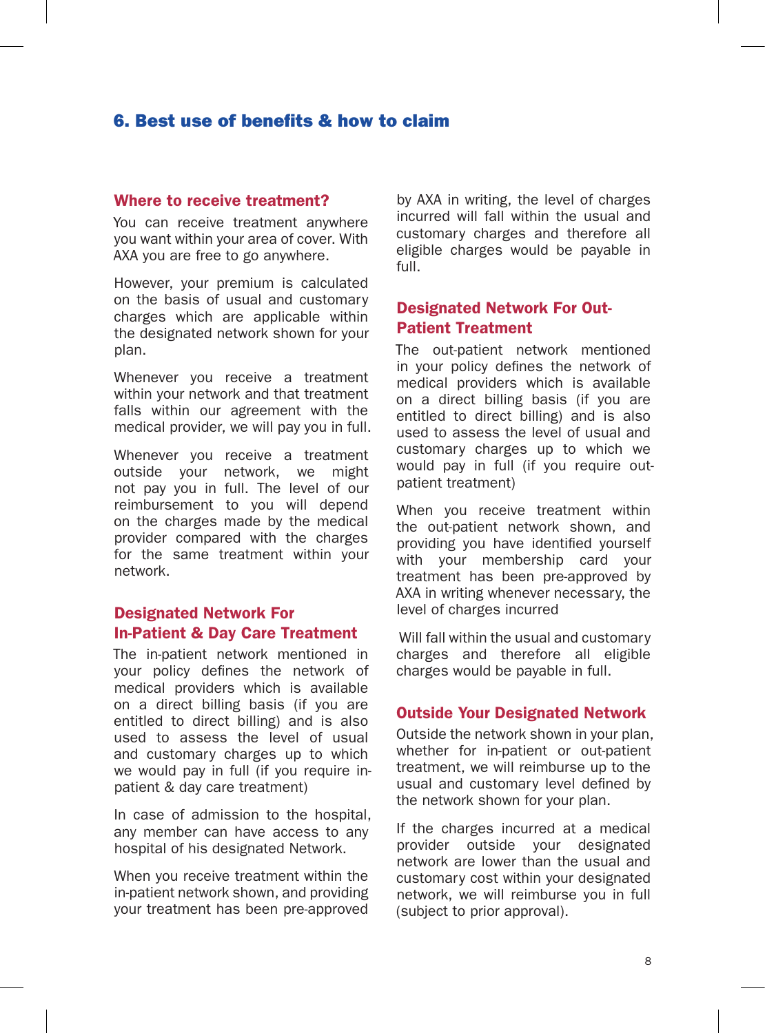## 6. Best use of benefits & how to claim

### Where to receive treatment?

You can receive treatment anywhere you want within your area of cover. With AXA you are free to go anywhere.

However, your premium is calculated on the basis of usual and customary charges which are applicable within the designated network shown for your plan.

Whenever you receive a treatment within your network and that treatment falls within our agreement with the medical provider, we will pay you in full.

Whenever you receive a treatment outside your network, we might not pay you in full. The level of our reimbursement to you will depend on the charges made by the medical provider compared with the charges for the same treatment within your network.

### Designated Network For In-Patient & Day Care Treatment

The in-patient network mentioned in your policy defines the network of medical providers which is available on a direct billing basis (if you are entitled to direct billing) and is also used to assess the level of usual and customary charges up to which we would pay in full (if you require in-patient & day care treatment)

In case of admission to the hospital, any member can have access to any hospital of his designated Network.

When you receive treatment within the in-patient network shown, and providing your treatment has been pre-approved by AXA in writing, the level of charges incurred will fall within the usual and customary charges and therefore all eligible charges would be payable in full.

### Designated Network For Out-Patient Treatment

The out-patient network mentioned in your policy defines the network of medical providers which is available on a direct billing basis (if you are entitled to direct billing) and is also used to assess the level of usual and customary charges up to which we would pay in full (if you require out-patient treatment)

When you receive treatment within the out-patient network shown, and providing you have identified yourself with your membership card your treatment has been pre-approved by AXA in writing whenever necessary, the level of charges incurred

Will fall within the usual and customary charges and therefore all eligible charges would be payable in full.

### Outside Your Designated Network

Outside the network shown in your plan, whether for in-patient or out-patient treatment, we will reimburse up to the usual and customary level defined by the network shown for your plan.

If the charges incurred at a medical provider outside your designated network are lower than the usual and customary cost within your designated network, we will reimburse you in full (subject to prior approval).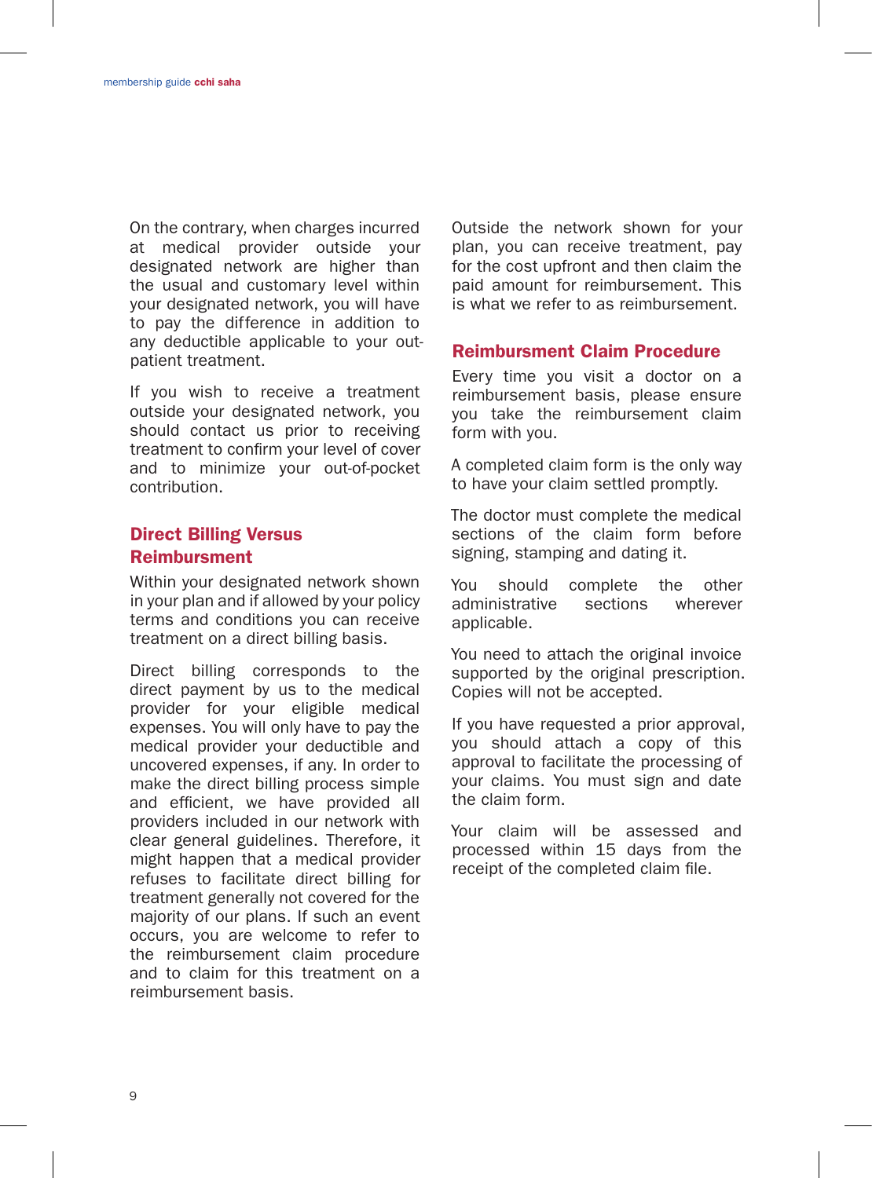On the contrary, when charges incurred at medical provider outside your designated network are higher than the usual and customary level within your designated network, you will have to pay the difference in addition to any deductible applicable to your out-patient treatment.

If you wish to receive a treatment outside your designated network, you should contact us prior to receiving treatment to confirm your level of cover and to minimize your out-of-pocket contribution.

## Direct Billing Versus Reimbursment

Within your designated network shown in your plan and if allowed by your policy terms and conditions you can receive treatment on a direct billing basis.

Direct billing corresponds to the direct payment by us to the medical provider for your eligible medical expenses. You will only have to pay the medical provider your deductible and uncovered expenses, if any. In order to make the direct billing process simple and efficient, we have provided all providers included in our network with clear general guidelines. Therefore, it might happen that a medical provider refuses to facilitate direct billing for treatment generally not covered for the majority of our plans. If such an event occurs, you are welcome to refer to the reimbursement claim procedure and to claim for this treatment on a reimbursement basis.

Outside the network shown for your plan, you can receive treatment, pay for the cost upfront and then claim the paid amount for reimbursement. This is what we refer to as reimbursement.

## Reimbursment Claim Procedure

Every time you visit a doctor on a reimbursement basis, please ensure you take the reimbursement claim form with you.

A completed claim form is the only way to have your claim settled promptly.

The doctor must complete the medical sections of the claim form before signing, stamping and dating it.

You should complete the other administrative sections wherever applicable.

You need to attach the original invoice supported by the original prescription. Copies will not be accepted.

If you have requested a prior approval, you should attach a copy of this approval to facilitate the processing of your claims. You must sign and date the claim form.

Your claim will be assessed and processed within 15 days from the receipt of the completed claim file.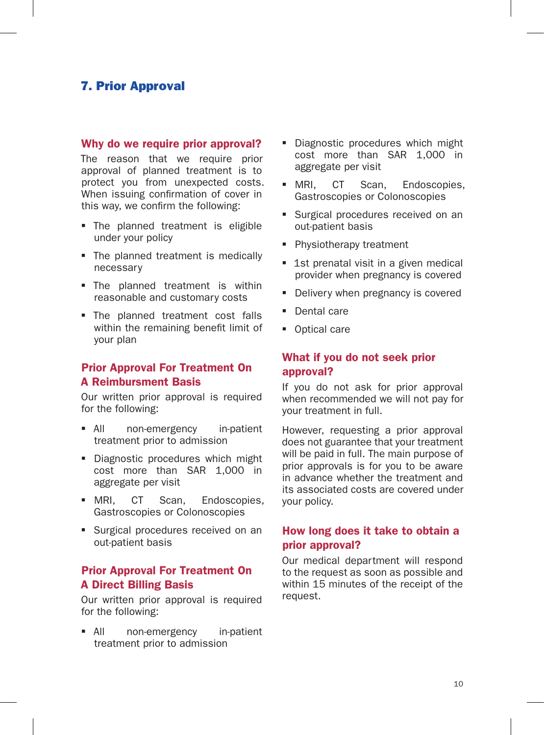## 7. Prior Approval

### Why do we require prior approval?

The reason that we require prior approval of planned treatment is to protect you from unexpected costs. When issuing confirmation of cover in this way, we confirm the following:

- The planned treatment is eligible under your policy
- The planned treatment is medically necessary
- The planned treatment is within reasonable and customary costs
- The planned treatment cost falls within the remaining benefit limit of your plan

### Prior Approval For Treatment On A Reimbursment Basis

Our written prior approval is required for the following:

- All non-emergency in-patient treatment prior to admission
- Diagnostic procedures which might cost more than SAR 1,000 in aggregate per visit
- MRI, CT Scan, Endoscopies, Gastroscopies or Colonoscopies
- Surgical procedures received on an out-patient basis

### Prior Approval For Treatment On A Direct Billing Basis

Our written prior approval is required for the following:

- All non-emergency in-patient treatment prior to admission
- Diagnostic procedures which might cost more than SAR 1,000 in aggregate per visit
- MRI, CT Scan, Endoscopies, Gastroscopies or Colonoscopies
- Surgical procedures received on an out-patient basis
- Physiotherapy treatment
- 1st prenatal visit in a given medical provider when pregnancy is covered
- Delivery when pregnancy is covered
- Dental care
- Optical care

### What if you do not seek prior approval?

If you do not ask for prior approval when recommended we will not pay for your treatment in full.

However, requesting a prior approval does not guarantee that your treatment will be paid in full. The main purpose of prior approvals is for you to be aware in advance whether the treatment and its associated costs are covered under your policy.

### How long does it take to obtain a prior approval?

Our medical department will respond to the request as soon as possible and within 15 minutes of the receipt of the request.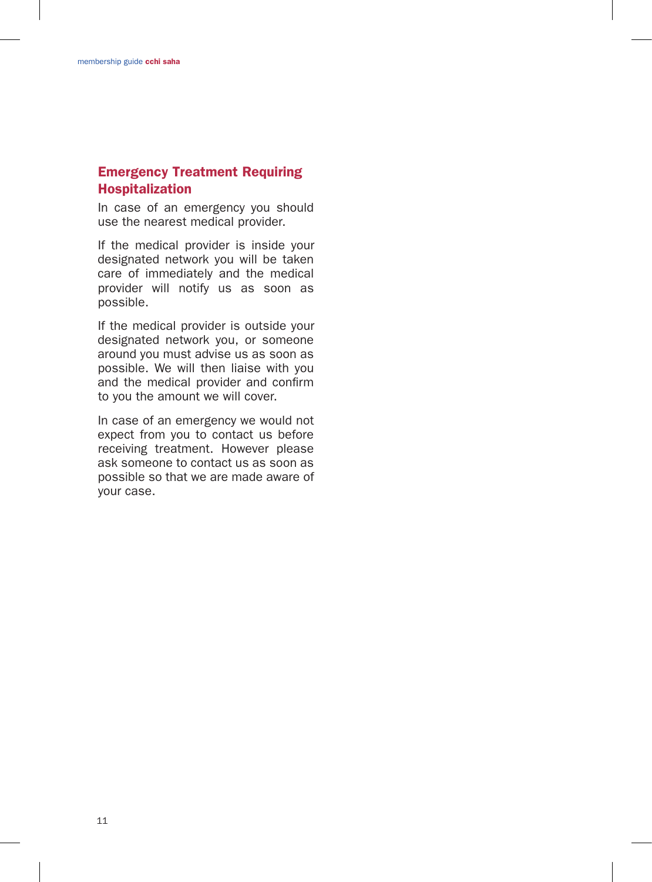## Emergency Treatment Requiring Hospitalization

In case of an emergency you should use the nearest medical provider.

If the medical provider is inside your designated network you will be taken care of immediately and the medical provider will notify us as soon as possible.

If the medical provider is outside your designated network you, or someone around you must advise us as soon as possible. We will then liaise with you and the medical provider and confirm to you the amount we will cover.

In case of an emergency we would not expect from you to contact us before receiving treatment. However please ask someone to contact us as soon as possible so that we are made aware of your case.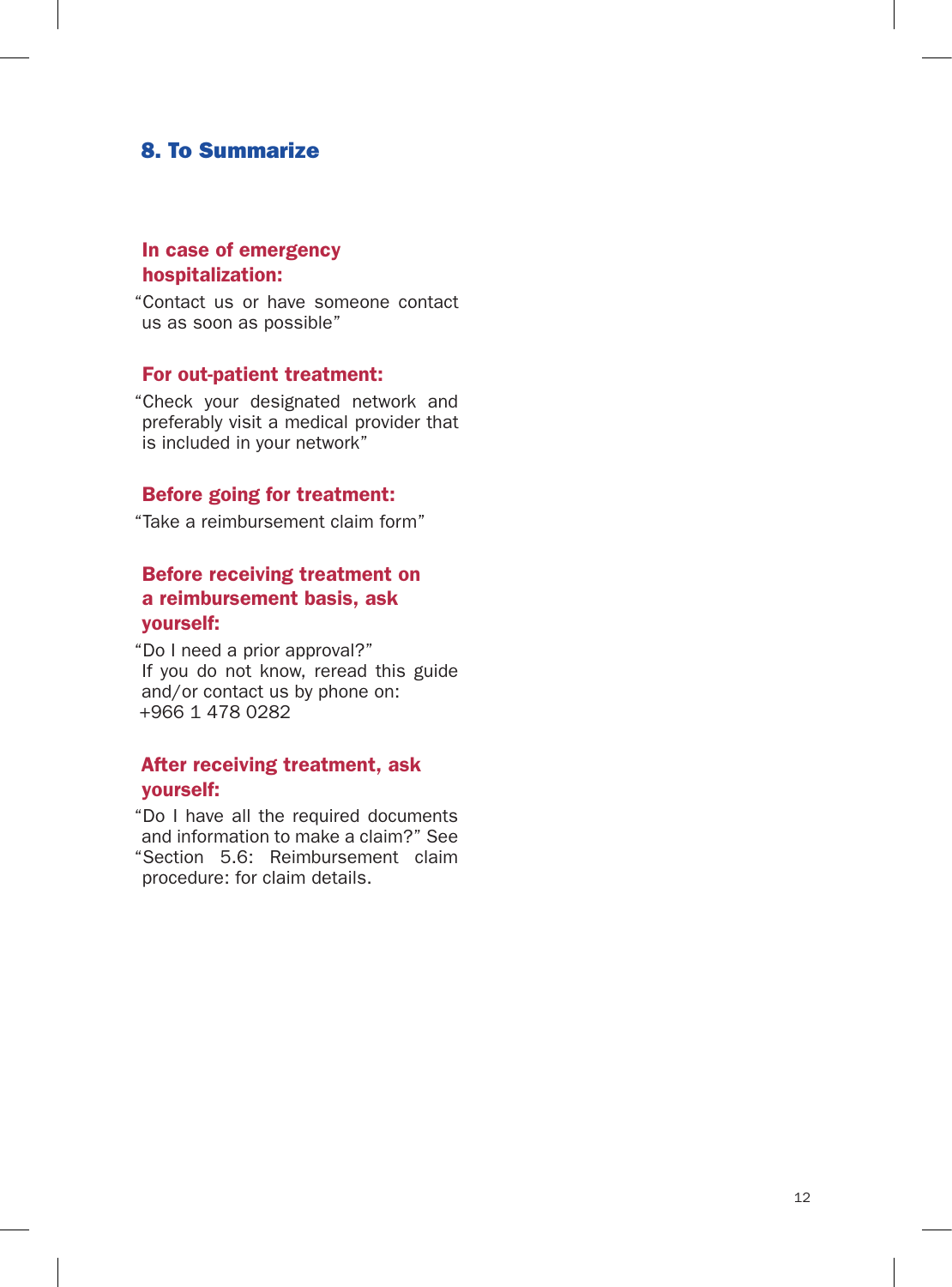## 8. To Summarize

**In case of emergency hospitalization:**

"Contact us or have someone contact us as soon as possible"

**For out-patient treatment:**

"Check your designated network and preferably visit a medical provider that is included in your network"

**Before going for treatment:**

"Take a reimbursement claim form"

**Before receiving treatment on a reimbursement basis, ask yourself:**

"Do I need a prior approval?"
If you do not know, reread this guide and/or contact us by phone on:
+966 1 478 0282

**After receiving treatment, ask yourself:**

"Do I have all the required documents and information to make a claim?" See "Section 5.6: Reimbursement claim procedure: for claim details.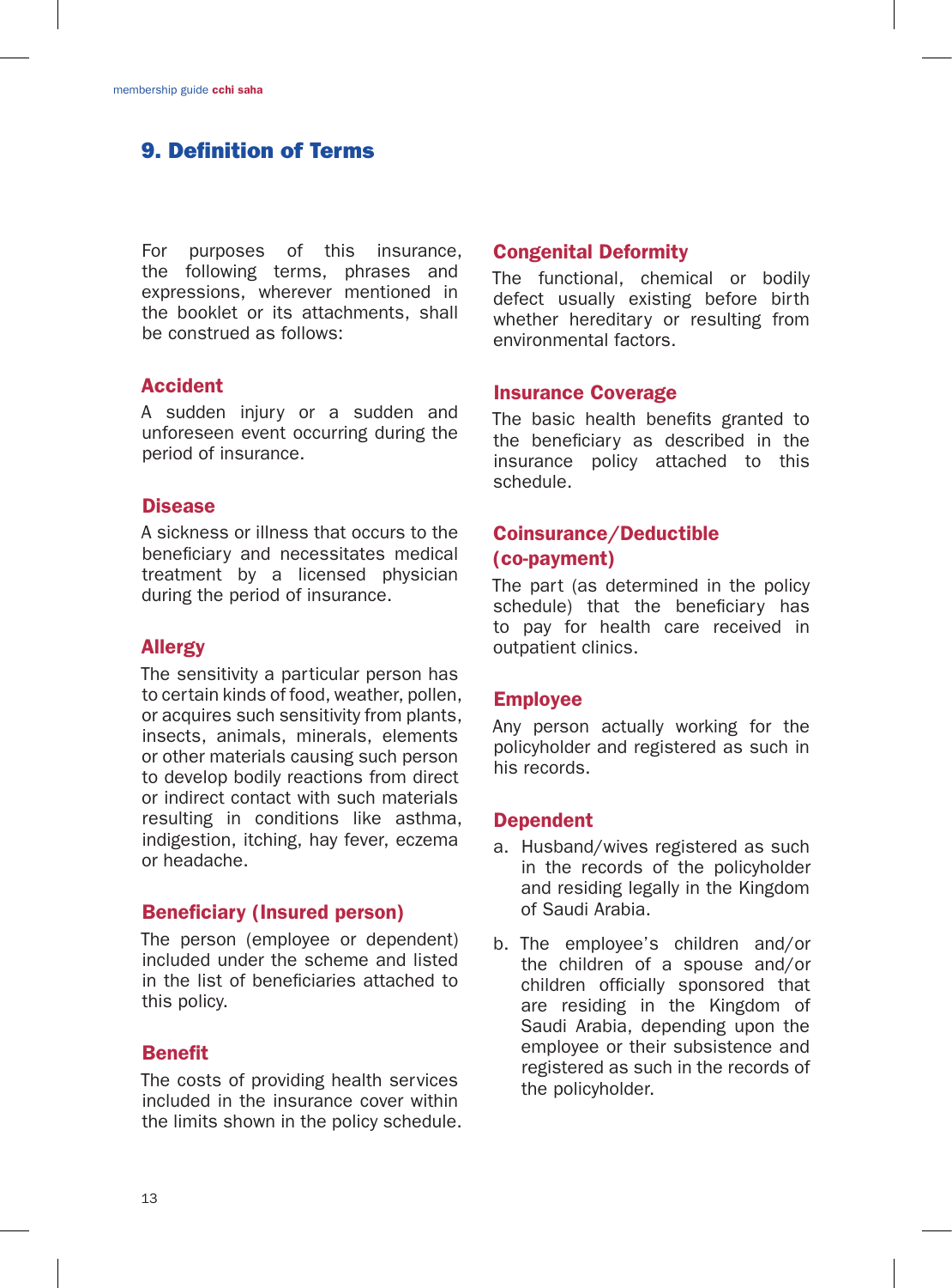## 9. Definition of Terms

For purposes of this insurance, the following terms, phrases and expressions, wherever mentioned in the booklet or its attachments, shall be construed as follows:

### Accident

A sudden injury or a sudden and unforeseen event occurring during the period of insurance.

### Disease

A sickness or illness that occurs to the beneficiary and necessitates medical treatment by a licensed physician during the period of insurance.

### Allergy

The sensitivity a particular person has to certain kinds of food, weather, pollen, or acquires such sensitivity from plants, insects, animals, minerals, elements or other materials causing such person to develop bodily reactions from direct or indirect contact with such materials resulting in conditions like asthma, indigestion, itching, hay fever, eczema or headache.

### Beneficiary (Insured person)

The person (employee or dependent) included under the scheme and listed in the list of beneficiaries attached to this policy.

### Benefit

The costs of providing health services included in the insurance cover within the limits shown in the policy schedule.

### Congenital Deformity

The functional, chemical or bodily defect usually existing before birth whether hereditary or resulting from environmental factors.

### Insurance Coverage

The basic health benefits granted to the beneficiary as described in the insurance policy attached to this schedule.

### Coinsurance/Deductible (co-payment)

The part (as determined in the policy schedule) that the beneficiary has to pay for health care received in outpatient clinics.

### Employee

Any person actually working for the policyholder and registered as such in his records.

### Dependent

a. Husband/wives registered as such in the records of the policyholder and residing legally in the Kingdom of Saudi Arabia.

b. The employee's children and/or the children of a spouse and/or children officially sponsored that are residing in the Kingdom of Saudi Arabia, depending upon the employee or their subsistence and registered as such in the records of the policyholder.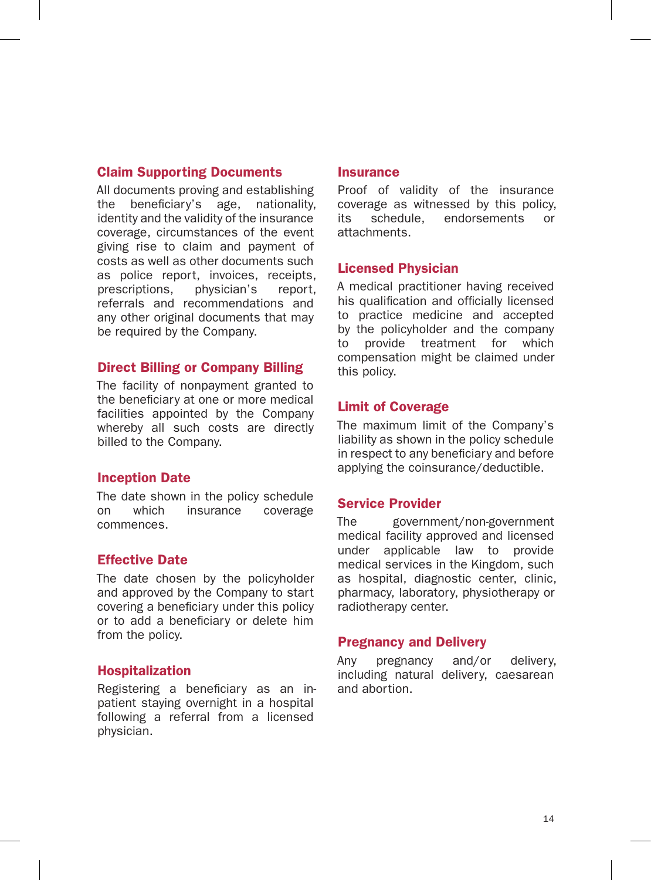### Claim Supporting Documents

All documents proving and establishing the beneficiary's age, nationality, identity and the validity of the insurance coverage, circumstances of the event giving rise to claim and payment of costs as well as other documents such as police report, invoices, receipts, prescriptions, physician's report, referrals and recommendations and any other original documents that may be required by the Company.

### Direct Billing or Company Billing

The facility of nonpayment granted to the beneficiary at one or more medical facilities appointed by the Company whereby all such costs are directly billed to the Company.

### Inception Date

The date shown in the policy schedule on which insurance coverage commences.

### Effective Date

The date chosen by the policyholder and approved by the Company to start covering a beneficiary under this policy or to add a beneficiary or delete him from the policy.

### Hospitalization

Registering a beneficiary as an in-patient staying overnight in a hospital following a referral from a licensed physician.

### Insurance

Proof of validity of the insurance coverage as witnessed by this policy, its schedule, endorsements or attachments.

### Licensed Physician

A medical practitioner having received his qualification and officially licensed to practice medicine and accepted by the policyholder and the company to provide treatment for which compensation might be claimed under this policy.

### Limit of Coverage

The maximum limit of the Company's liability as shown in the policy schedule in respect to any beneficiary and before applying the coinsurance/deductible.

### Service Provider

The government/non-government medical facility approved and licensed under applicable law to provide medical services in the Kingdom, such as hospital, diagnostic center, clinic, pharmacy, laboratory, physiotherapy or radiotherapy center.

### Pregnancy and Delivery

Any pregnancy and/or delivery, including natural delivery, caesarean and abortion.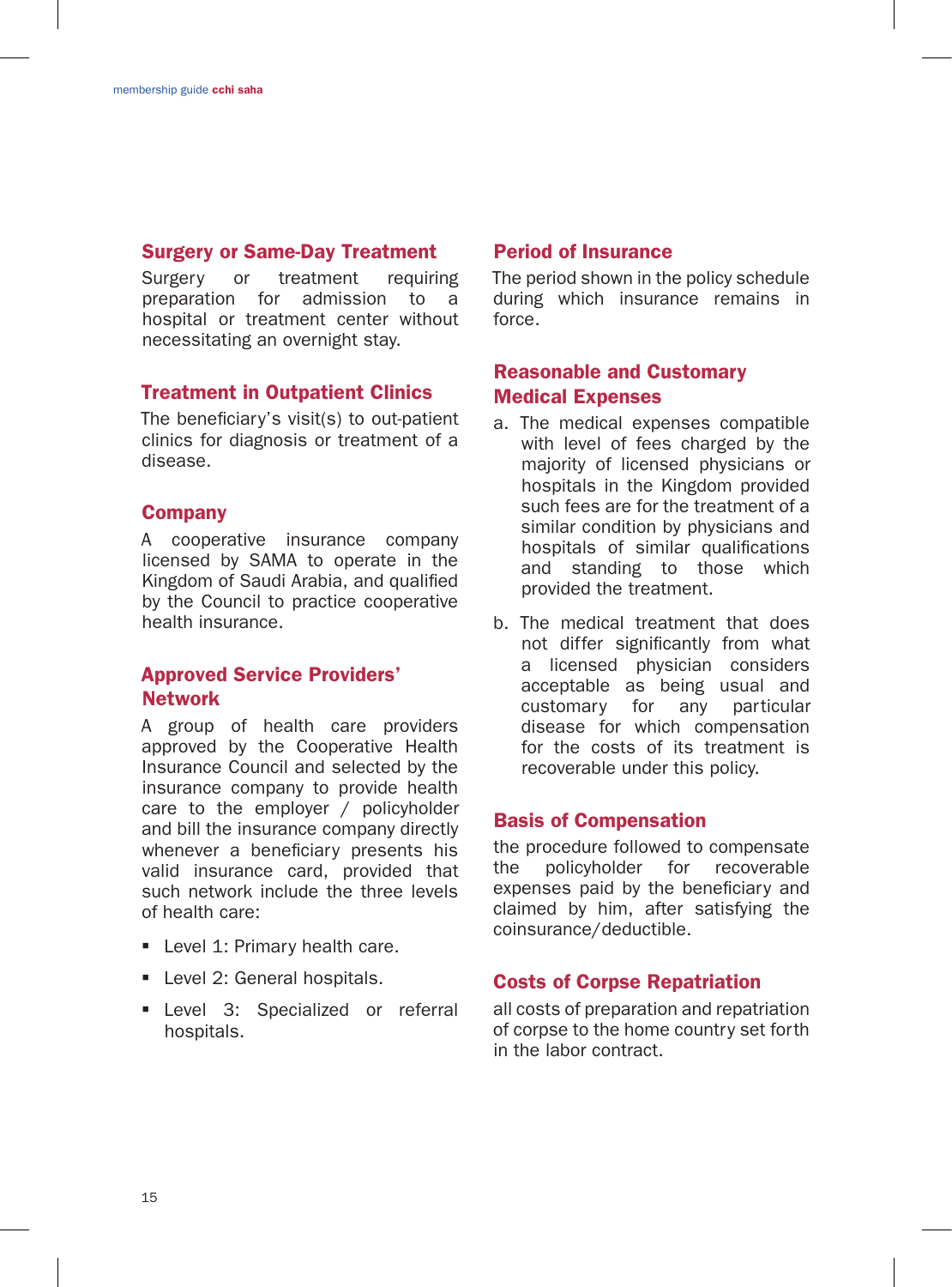### Surgery or Same-Day Treatment

Surgery or treatment requiring preparation for admission to a hospital or treatment center without necessitating an overnight stay.

### Treatment in Outpatient Clinics

The beneficiary's visit(s) to out-patient clinics for diagnosis or treatment of a disease.

### Company

A cooperative insurance company licensed by SAMA to operate in the Kingdom of Saudi Arabia, and qualified by the Council to practice cooperative health insurance.

### Approved Service Providers' Network

A group of health care providers approved by the Cooperative Health Insurance Council and selected by the insurance company to provide health care to the employer / policyholder and bill the insurance company directly whenever a beneficiary presents his valid insurance card, provided that such network include the three levels of health care:

- Level 1: Primary health care.
- Level 2: General hospitals.
- Level 3: Specialized or referral hospitals.

### Period of Insurance

The period shown in the policy schedule during which insurance remains in force.

### Reasonable and Customary Medical Expenses

a. The medical expenses compatible with level of fees charged by the majority of licensed physicians or hospitals in the Kingdom provided such fees are for the treatment of a similar condition by physicians and hospitals of similar qualifications and standing to those which provided the treatment.

b. The medical treatment that does not differ significantly from what a licensed physician considers acceptable as being usual and customary for any particular disease for which compensation for the costs of its treatment is recoverable under this policy.

### Basis of Compensation

the procedure followed to compensate the policyholder for recoverable expenses paid by the beneficiary and claimed by him, after satisfying the coinsurance/deductible.

### Costs of Corpse Repatriation

all costs of preparation and repatriation of corpse to the home country set forth in the labor contract.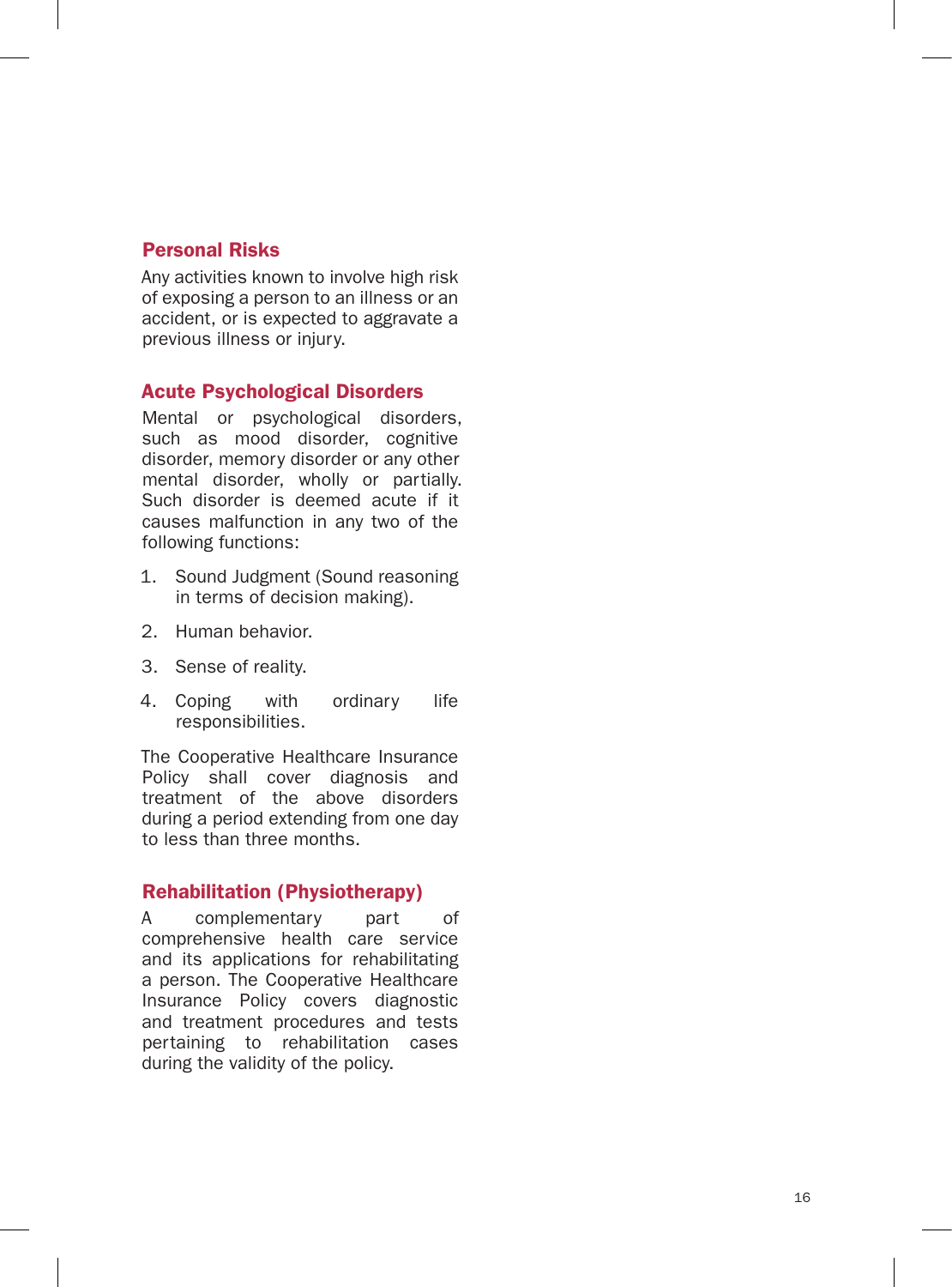### Personal Risks

Any activities known to involve high risk of exposing a person to an illness or an accident, or is expected to aggravate a previous illness or injury.

### Acute Psychological Disorders

Mental or psychological disorders, such as mood disorder, cognitive disorder, memory disorder or any other mental disorder, wholly or partially. Such disorder is deemed acute if it causes malfunction in any two of the following functions:

1. Sound Judgment (Sound reasoning in terms of decision making).
2. Human behavior.
3. Sense of reality.
4. Coping with ordinary life responsibilities.

The Cooperative Healthcare Insurance Policy shall cover diagnosis and treatment of the above disorders during a period extending from one day to less than three months.

### Rehabilitation (Physiotherapy)

A complementary part of comprehensive health care service and its applications for rehabilitating a person. The Cooperative Healthcare Insurance Policy covers diagnostic and treatment procedures and tests pertaining to rehabilitation cases during the validity of the policy.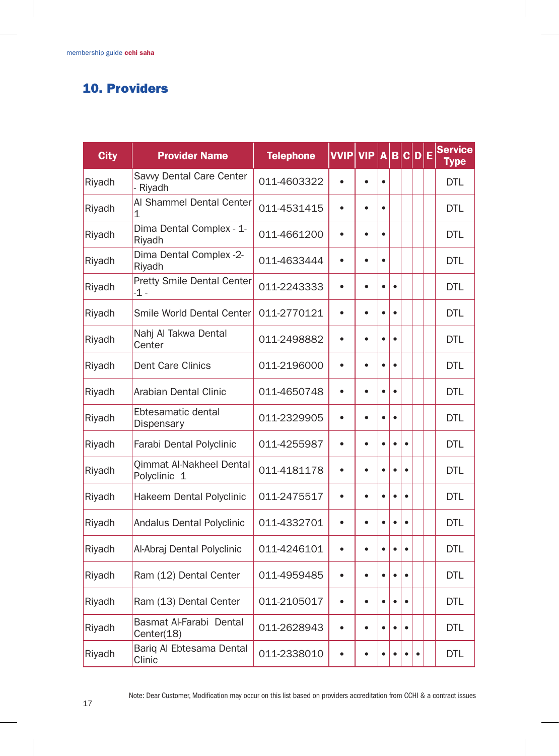## 10. Providers

| City | Provider Name | Telephone | VVIP | VIP | A | B | C | D | E | Service Type |
|---|---|---|---|---|---|---|---|---|---|---|
| Riyadh | Savvy Dental Care Center - Riyadh | 011-4603322 | • | • | • | | | | | DTL |
| Riyadh | Al Shammel Dental Center 1 | 011-4531415 | • | • | • | | | | | DTL |
| Riyadh | Dima Dental Complex - 1- Riyadh | 011-4661200 | • | • | • | | | | | DTL |
| Riyadh | Dima Dental Complex -2- Riyadh | 011-4633444 | • | • | • | | | | | DTL |
| Riyadh | Pretty Smile Dental Center -1 - | 011-2243333 | • | • | • | • | | | | DTL |
| Riyadh | Smile World Dental Center | 011-2770121 | • | • | • | • | | | | DTL |
| Riyadh | Nahj Al Takwa Dental Center | 011-2498882 | • | • | • | • | | | | DTL |
| Riyadh | Dent Care Clinics | 011-2196000 | • | • | • | • | | | | DTL |
| Riyadh | Arabian Dental Clinic | 011-4650748 | • | • | • | • | | | | DTL |
| Riyadh | Ebtesamatic dental Dispensary | 011-2329905 | • | • | • | • | | | | DTL |
| Riyadh | Farabi Dental Polyclinic | 011-4255987 | • | • | • | • | • | | | DTL |
| Riyadh | Qimmat Al-Nakheel Dental Polyclinic 1 | 011-4181178 | • | • | • | • | • | | | DTL |
| Riyadh | Hakeem Dental Polyclinic | 011-2475517 | • | • | • | • | • | | | DTL |
| Riyadh | Andalus Dental Polyclinic | 011-4332701 | • | • | • | • | • | | | DTL |
| Riyadh | Al-Abraj Dental Polyclinic | 011-4246101 | • | • | • | • | • | | | DTL |
| Riyadh | Ram (12) Dental Center | 011-4959485 | • | • | • | • | • | | | DTL |
| Riyadh | Ram (13) Dental Center | 011-2105017 | • | • | • | • | • | | | DTL |
| Riyadh | Basmat Al-Farabi Dental Center(18) | 011-2628943 | • | • | • | • | • | | | DTL |
| Riyadh | Bariq Al Ebtesama Dental Clinic | 011-2338010 | • | • | • | • | • | • | | DTL |

Note: Dear Customer, Modification may occur on this list based on providers accreditation from CCHI & a contract issues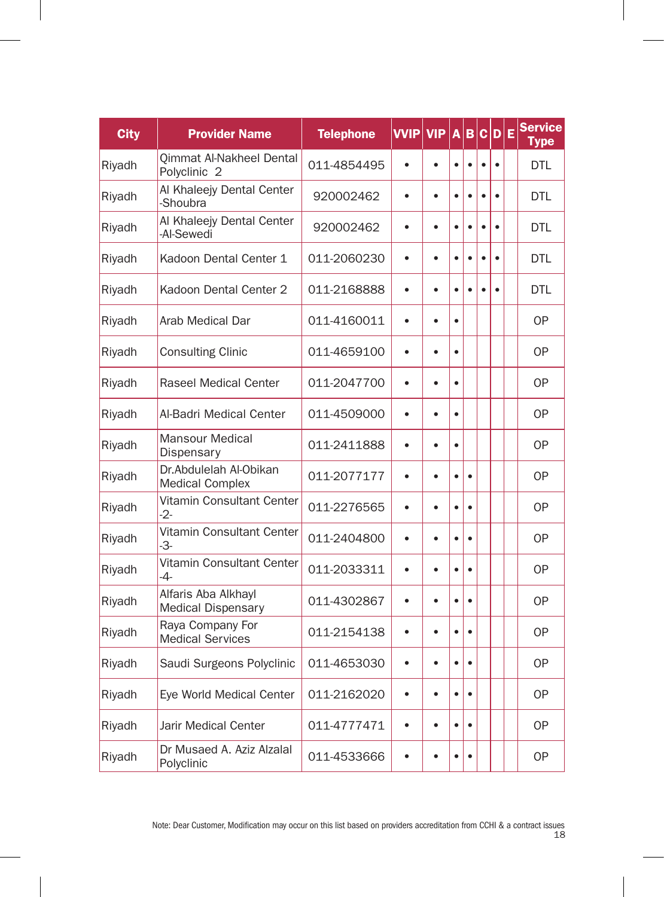| City | Provider Name | Telephone | VVIP | VIP | A | B | C | D | E | Service Type |
|---|---|---|---|---|---|---|---|---|---|---|
| Riyadh | Qimmat Al-Nakheel Dental Polyclinic 2 | 011-4854495 | • | • | • | • | • | • | | DTL |
| Riyadh | Al Khaleejy Dental Center -Shoubra | 920002462 | • | • | • | • | • | • | | DTL |
| Riyadh | Al Khaleejy Dental Center -Al-Sewedi | 920002462 | • | • | • | • | • | • | | DTL |
| Riyadh | Kadoon Dental Center 1 | 011-2060230 | • | • | • | • | • | • | | DTL |
| Riyadh | Kadoon Dental Center 2 | 011-2168888 | • | • | • | • | • | • | | DTL |
| Riyadh | Arab Medical Dar | 011-4160011 | • | • | • | | | | | OP |
| Riyadh | Consulting Clinic | 011-4659100 | • | • | • | | | | | OP |
| Riyadh | Raseel Medical Center | 011-2047700 | • | • | • | | | | | OP |
| Riyadh | Al-Badri Medical Center | 011-4509000 | • | • | • | | | | | OP |
| Riyadh | Mansour Medical Dispensary | 011-2411888 | • | • | • | | | | | OP |
| Riyadh | Dr.Abdulelah Al-Obikan Medical Complex | 011-2077177 | • | • | • | • | | | | OP |
| Riyadh | Vitamin Consultant Center -2- | 011-2276565 | • | • | • | • | | | | OP |
| Riyadh | Vitamin Consultant Center -3- | 011-2404800 | • | • | • | • | | | | OP |
| Riyadh | Vitamin Consultant Center -4- | 011-2033311 | • | • | • | • | | | | OP |
| Riyadh | Alfaris Aba Alkhayl Medical Dispensary | 011-4302867 | • | • | • | • | | | | OP |
| Riyadh | Raya Company For Medical Services | 011-2154138 | • | • | • | • | | | | OP |
| Riyadh | Saudi Surgeons Polyclinic | 011-4653030 | • | • | • | • | | | | OP |
| Riyadh | Eye World Medical Center | 011-2162020 | • | • | • | • | | | | OP |
| Riyadh | Jarir Medical Center | 011-4777471 | • | • | • | • | | | | OP |
| Riyadh | Dr Musaed A. Aziz Alzalal Polyclinic | 011-4533666 | • | • | • | • | | | | OP |

Note: Dear Customer, Modification may occur on this list based on providers accreditation from CCHI & a contract issues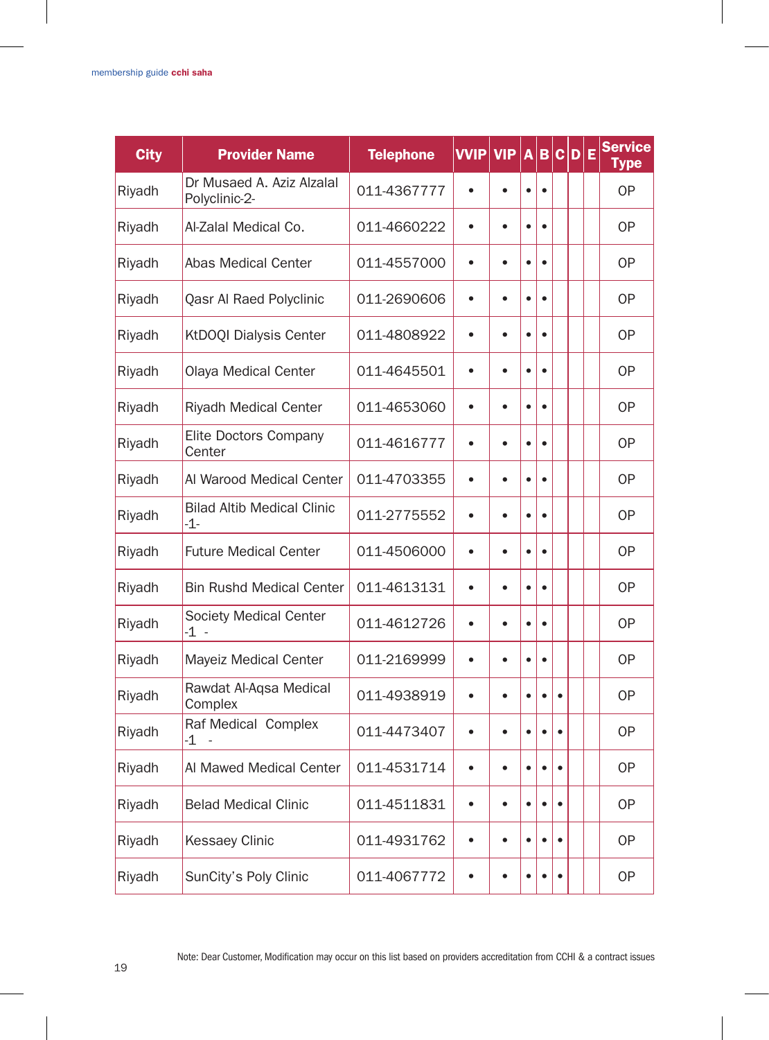| City | Provider Name | Telephone | VVIP | VIP | A | B | C | D | E | Service Type |
|---|---|---|---|---|---|---|---|---|---|---|
| Riyadh | Dr Musaed A. Aziz Alzalal Polyclinic-2- | 011-4367777 | • | • | • | • | | | | OP |
| Riyadh | Al-Zalal Medical Co. | 011-4660222 | • | • | • | • | | | | OP |
| Riyadh | Abas Medical Center | 011-4557000 | • | • | • | • | | | | OP |
| Riyadh | Qasr Al Raed Polyclinic | 011-2690606 | • | • | • | • | | | | OP |
| Riyadh | KtDOQI Dialysis Center | 011-4808922 | • | • | • | • | | | | OP |
| Riyadh | Olaya Medical Center | 011-4645501 | • | • | • | • | | | | OP |
| Riyadh | Riyadh Medical Center | 011-4653060 | • | • | • | • | | | | OP |
| Riyadh | Elite Doctors Company Center | 011-4616777 | • | • | • | • | | | | OP |
| Riyadh | Al Warood Medical Center | 011-4703355 | • | • | • | • | | | | OP |
| Riyadh | Bilad Altib Medical Clinic -1- | 011-2775552 | • | • | • | • | | | | OP |
| Riyadh | Future Medical Center | 011-4506000 | • | • | • | • | | | | OP |
| Riyadh | Bin Rushd Medical Center | 011-4613131 | • | • | • | • | | | | OP |
| Riyadh | Society Medical Center -1 - | 011-4612726 | • | • | • | • | | | | OP |
| Riyadh | Mayeiz Medical Center | 011-2169999 | • | • | • | • | | | | OP |
| Riyadh | Rawdat Al-Aqsa Medical Complex | 011-4938919 | • | • | • | • | • | | | OP |
| Riyadh | Raf Medical Complex -1 - | 011-4473407 | • | • | • | • | • | | | OP |
| Riyadh | Al Mawed Medical Center | 011-4531714 | • | • | • | • | • | | | OP |
| Riyadh | Belad Medical Clinic | 011-4511831 | • | • | • | • | • | | | OP |
| Riyadh | Kessaey Clinic | 011-4931762 | • | • | • | • | • | | | OP |
| Riyadh | SunCity's Poly Clinic | 011-4067772 | • | • | • | • | • | | | OP |

Note: Dear Customer, Modification may occur on this list based on providers accreditation from CCHI & a contract issues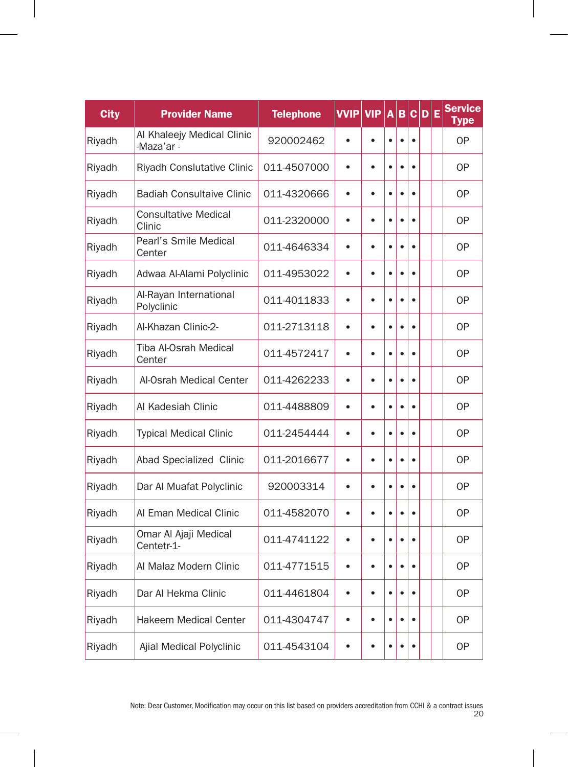| City | Provider Name | Telephone | VVIP | VIP | A | B | C | D | E | Service Type |
|---|---|---|---|---|---|---|---|---|---|---|
| Riyadh | Al Khaleejy Medical Clinic -Maza'ar - | 920002462 | • | • | • | • | • | | | OP |
| Riyadh | Riyadh Conslutative Clinic | 011-4507000 | • | • | • | • | • | | | OP |
| Riyadh | Badiah Consultaive Clinic | 011-4320666 | • | • | • | • | • | | | OP |
| Riyadh | Consultative Medical Clinic | 011-2320000 | • | • | • | • | • | | | OP |
| Riyadh | Pearl's Smile Medical Center | 011-4646334 | • | • | • | • | • | | | OP |
| Riyadh | Adwaa Al-Alami Polyclinic | 011-4953022 | • | • | • | • | • | | | OP |
| Riyadh | Al-Rayan International Polyclinic | 011-4011833 | • | • | • | • | • | | | OP |
| Riyadh | Al-Khazan Clinic-2- | 011-2713118 | • | • | • | • | • | | | OP |
| Riyadh | Tiba Al-Osrah Medical Center | 011-4572417 | • | • | • | • | • | | | OP |
| Riyadh | Al-Osrah Medical Center | 011-4262233 | • | • | • | • | • | | | OP |
| Riyadh | Al Kadesiah Clinic | 011-4488809 | • | • | • | • | • | | | OP |
| Riyadh | Typical Medical Clinic | 011-2454444 | • | • | • | • | • | | | OP |
| Riyadh | Abad Specialized Clinic | 011-2016677 | • | • | • | • | • | | | OP |
| Riyadh | Dar Al Muafat Polyclinic | 920003314 | • | • | • | • | • | | | OP |
| Riyadh | Al Eman Medical Clinic | 011-4582070 | • | • | • | • | • | | | OP |
| Riyadh | Omar Al Ajaji Medical Centetr-1- | 011-4741122 | • | • | • | • | • | | | OP |
| Riyadh | Al Malaz Modern Clinic | 011-4771515 | • | • | • | • | • | | | OP |
| Riyadh | Dar Al Hekma Clinic | 011-4461804 | • | • | • | • | • | | | OP |
| Riyadh | Hakeem Medical Center | 011-4304747 | • | • | • | • | • | | | OP |
| Riyadh | Ajial Medical Polyclinic | 011-4543104 | • | • | • | • | • | | | OP |

Note: Dear Customer, Modification may occur on this list based on providers accreditation from CCHI & a contract issues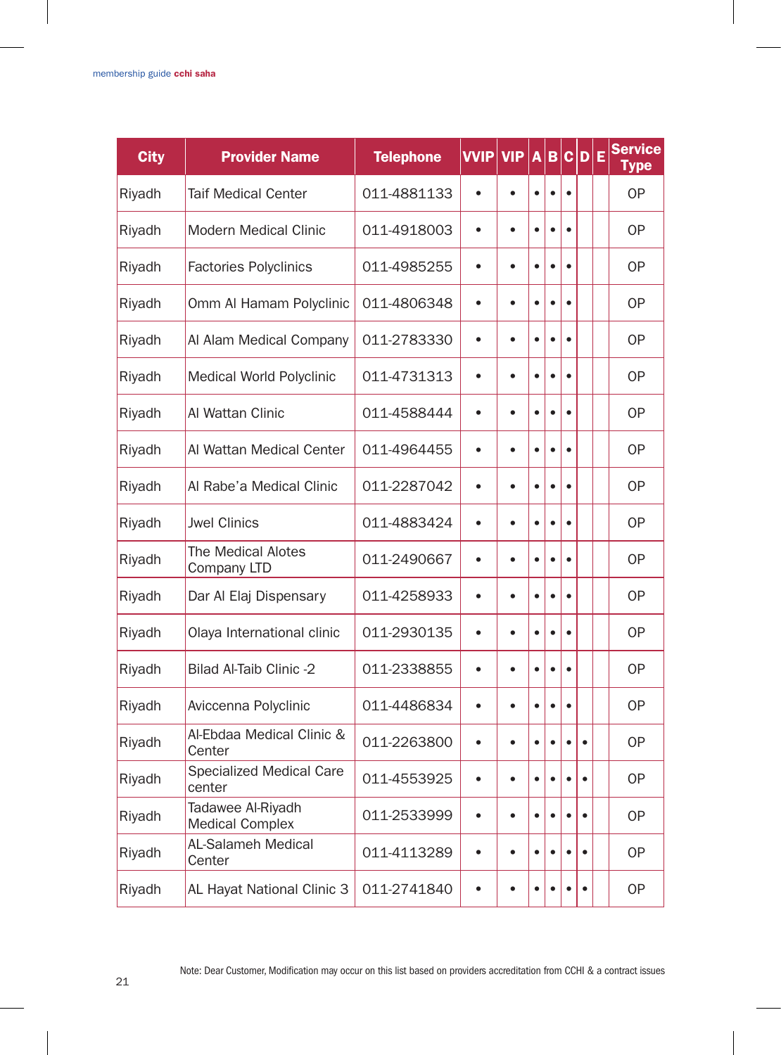| City | Provider Name | Telephone | VVIP | VIP | A | B | C | D | E | Service Type |
|---|---|---|---|---|---|---|---|---|---|---|
| Riyadh | Taif Medical Center | 011-4881133 | • | • | • | • | • | | | OP |
| Riyadh | Modern Medical Clinic | 011-4918003 | • | • | • | • | • | | | OP |
| Riyadh | Factories Polyclinics | 011-4985255 | • | • | • | • | • | | | OP |
| Riyadh | Omm Al Hamam Polyclinic | 011-4806348 | • | • | • | • | • | | | OP |
| Riyadh | Al Alam Medical Company | 011-2783330 | • | • | • | • | • | | | OP |
| Riyadh | Medical World Polyclinic | 011-4731313 | • | • | • | • | • | | | OP |
| Riyadh | Al Wattan Clinic | 011-4588444 | • | • | • | • | • | | | OP |
| Riyadh | Al Wattan Medical Center | 011-4964455 | • | • | • | • | • | | | OP |
| Riyadh | Al Rabe'a Medical Clinic | 011-2287042 | • | • | • | • | • | | | OP |
| Riyadh | Jwel Clinics | 011-4883424 | • | • | • | • | • | | | OP |
| Riyadh | The Medical Alotes Company LTD | 011-2490667 | • | • | • | • | • | | | OP |
| Riyadh | Dar Al Elaj Dispensary | 011-4258933 | • | • | • | • | • | | | OP |
| Riyadh | Olaya International clinic | 011-2930135 | • | • | • | • | • | | | OP |
| Riyadh | Bilad Al-Taib Clinic -2 | 011-2338855 | • | • | • | • | • | | | OP |
| Riyadh | Aviccenna Polyclinic | 011-4486834 | • | • | • | • | • | | | OP |
| Riyadh | Al-Ebdaa Medical Clinic & Center | 011-2263800 | • | • | • | • | • | • | | OP |
| Riyadh | Specialized Medical Care center | 011-4553925 | • | • | • | • | • | • | | OP |
| Riyadh | Tadawee Al-Riyadh Medical Complex | 011-2533999 | • | • | • | • | • | • | | OP |
| Riyadh | AL-Salameh Medical Center | 011-4113289 | • | • | • | • | • | • | | OP |
| Riyadh | AL Hayat National Clinic 3 | 011-2741840 | • | • | • | • | • | • | | OP |

Note: Dear Customer, Modification may occur on this list based on providers accreditation from CCHI & a contract issues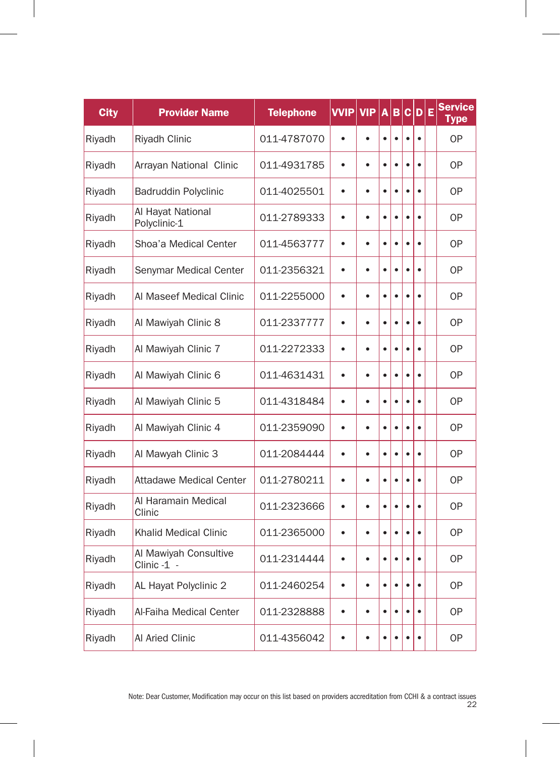| City | Provider Name | Telephone | VVIP | VIP | A | B | C | D | E | Service Type |
|---|---|---|---|---|---|---|---|---|---|---|
| Riyadh | Riyadh Clinic | 011-4787070 | • | • | • | • | • | • | | OP |
| Riyadh | Arrayan National Clinic | 011-4931785 | • | • | • | • | • | • | | OP |
| Riyadh | Badruddin Polyclinic | 011-4025501 | • | • | • | • | • | • | | OP |
| Riyadh | Al Hayat National Polyclinic-1 | 011-2789333 | • | • | • | • | • | • | | OP |
| Riyadh | Shoa'a Medical Center | 011-4563777 | • | • | • | • | • | • | | OP |
| Riyadh | Senymar Medical Center | 011-2356321 | • | • | • | • | • | • | | OP |
| Riyadh | Al Maseef Medical Clinic | 011-2255000 | • | • | • | • | • | • | | OP |
| Riyadh | Al Mawiyah Clinic 8 | 011-2337777 | • | • | • | • | • | • | | OP |
| Riyadh | Al Mawiyah Clinic 7 | 011-2272333 | • | • | • | • | • | • | | OP |
| Riyadh | Al Mawiyah Clinic 6 | 011-4631431 | • | • | • | • | • | • | | OP |
| Riyadh | Al Mawiyah Clinic 5 | 011-4318484 | • | • | • | • | • | • | | OP |
| Riyadh | Al Mawiyah Clinic 4 | 011-2359090 | • | • | • | • | • | • | | OP |
| Riyadh | Al Mawyah Clinic 3 | 011-2084444 | • | • | • | • | • | • | | OP |
| Riyadh | Attadawe Medical Center | 011-2780211 | • | • | • | • | • | • | | OP |
| Riyadh | Al Haramain Medical Clinic | 011-2323666 | • | • | • | • | • | • | | OP |
| Riyadh | Khalid Medical Clinic | 011-2365000 | • | • | • | • | • | • | | OP |
| Riyadh | Al Mawiyah Consultive Clinic -1 - | 011-2314444 | • | • | • | • | • | • | | OP |
| Riyadh | AL Hayat Polyclinic 2 | 011-2460254 | • | • | • | • | • | • | | OP |
| Riyadh | Al-Faiha Medical Center | 011-2328888 | • | • | • | • | • | • | | OP |
| Riyadh | Al Aried Clinic | 011-4356042 | • | • | • | • | • | • | | OP |

Note: Dear Customer, Modification may occur on this list based on providers accreditation from CCHI & a contract issues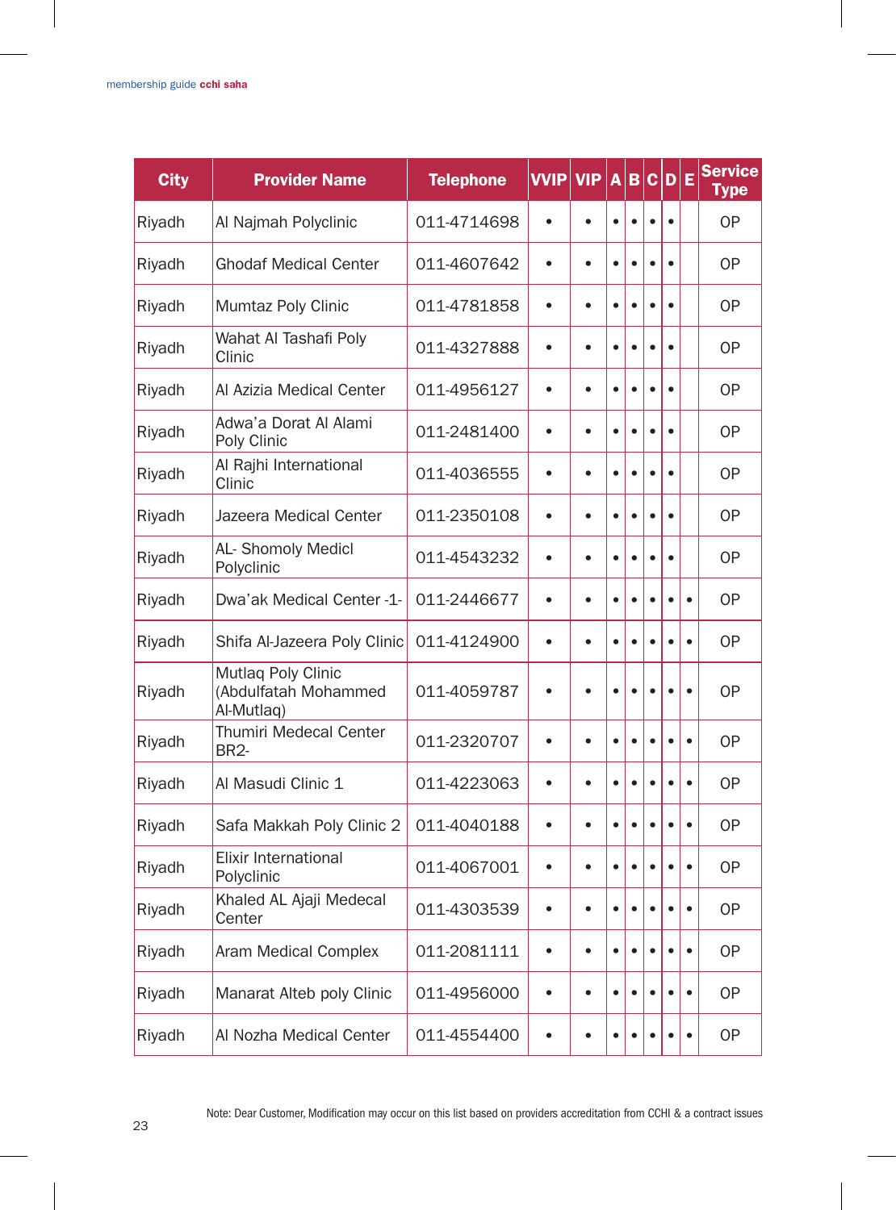| City | Provider Name | Telephone | VVIP | VIP | A | B | C | D | E | Service Type |
|---|---|---|---|---|---|---|---|---|---|---|
| Riyadh | Al Najmah Polyclinic | 011-4714698 | • | • | • | • | • | • | | OP |
| Riyadh | Ghodaf Medical Center | 011-4607642 | • | • | • | • | • | • | | OP |
| Riyadh | Mumtaz Poly Clinic | 011-4781858 | • | • | • | • | • | • | | OP |
| Riyadh | Wahat Al Tashafi Poly Clinic | 011-4327888 | • | • | • | • | • | • | | OP |
| Riyadh | Al Azizia Medical Center | 011-4956127 | • | • | • | • | • | • | | OP |
| Riyadh | Adwa'a Dorat Al Alami Poly Clinic | 011-2481400 | • | • | • | • | • | • | | OP |
| Riyadh | Al Rajhi International Clinic | 011-4036555 | • | • | • | • | • | • | | OP |
| Riyadh | Jazeera Medical Center | 011-2350108 | • | • | • | • | • | • | | OP |
| Riyadh | AL- Shomoly Medicl Polyclinic | 011-4543232 | • | • | • | • | • | • | | OP |
| Riyadh | Dwa'ak Medical Center -1- | 011-2446677 | • | • | • | • | • | • | • | OP |
| Riyadh | Shifa Al-Jazeera Poly Clinic | 011-4124900 | • | • | • | • | • | • | • | OP |
| Riyadh | Mutlaq Poly Clinic (Abdulfatah Mohammed Al-Mutlaq) | 011-4059787 | • | • | • | • | • | • | • | OP |
| Riyadh | Thumiri Medecal Center BR2- | 011-2320707 | • | • | • | • | • | • | • | OP |
| Riyadh | Al Masudi Clinic 1 | 011-4223063 | • | • | • | • | • | • | • | OP |
| Riyadh | Safa Makkah Poly Clinic 2 | 011-4040188 | • | • | • | • | • | • | • | OP |
| Riyadh | Elixir International Polyclinic | 011-4067001 | • | • | • | • | • | • | • | OP |
| Riyadh | Khaled AL Ajaji Medecal Center | 011-4303539 | • | • | • | • | • | • | • | OP |
| Riyadh | Aram Medical Complex | 011-2081111 | • | • | • | • | • | • | • | OP |
| Riyadh | Manarat Alteb poly Clinic | 011-4956000 | • | • | • | • | • | • | • | OP |
| Riyadh | Al Nozha Medical Center | 011-4554400 | • | • | • | • | • | • | • | OP |

Note: Dear Customer, Modification may occur on this list based on providers accreditation from CCHI & a contract issues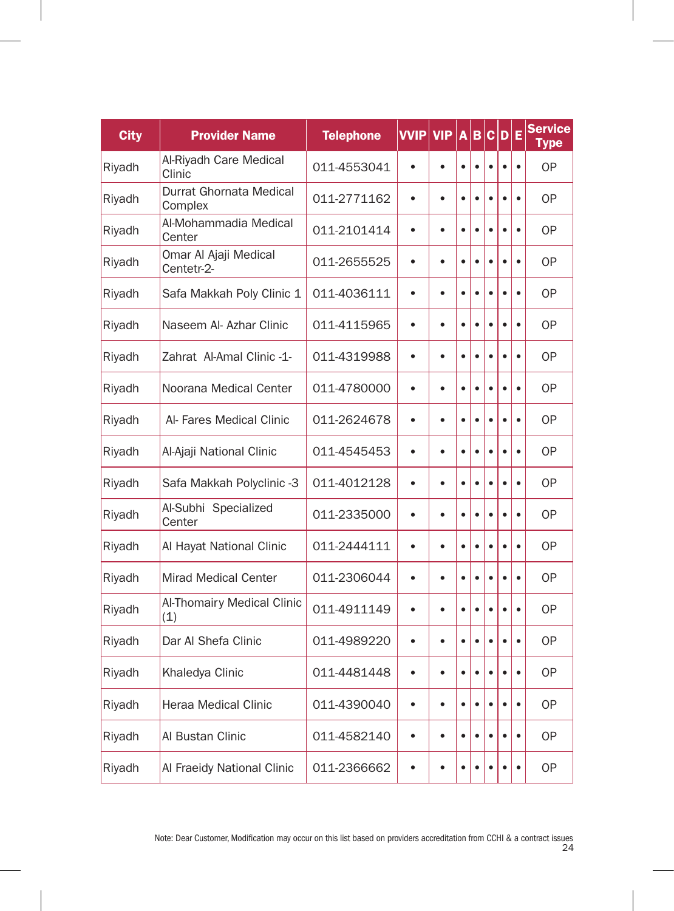| City | Provider Name | Telephone | VVIP | VIP | A | B | C | D | E | Service Type |
|---|---|---|---|---|---|---|---|---|---|---|
| Riyadh | Al-Riyadh Care Medical Clinic | 011-4553041 | • | • | • | • | • | • | • | OP |
| Riyadh | Durrat Ghornata Medical Complex | 011-2771162 | • | • | • | • | • | • | • | OP |
| Riyadh | Al-Mohammadia Medical Center | 011-2101414 | • | • | • | • | • | • | • | OP |
| Riyadh | Omar Al Ajaji Medical Centetr-2- | 011-2655525 | • | • | • | • | • | • | • | OP |
| Riyadh | Safa Makkah Poly Clinic 1 | 011-4036111 | • | • | • | • | • | • | • | OP |
| Riyadh | Naseem Al- Azhar Clinic | 011-4115965 | • | • | • | • | • | • | • | OP |
| Riyadh | Zahrat Al-Amal Clinic -1- | 011-4319988 | • | • | • | • | • | • | • | OP |
| Riyadh | Noorana Medical Center | 011-4780000 | • | • | • | • | • | • | • | OP |
| Riyadh | Al- Fares Medical Clinic | 011-2624678 | • | • | • | • | • | • | • | OP |
| Riyadh | Al-Ajaji National Clinic | 011-4545453 | • | • | • | • | • | • | • | OP |
| Riyadh | Safa Makkah Polyclinic -3 | 011-4012128 | • | • | • | • | • | • | • | OP |
| Riyadh | Al-Subhi Specialized Center | 011-2335000 | • | • | • | • | • | • | • | OP |
| Riyadh | Al Hayat National Clinic | 011-2444111 | • | • | • | • | • | • | • | OP |
| Riyadh | Mirad Medical Center | 011-2306044 | • | • | • | • | • | • | • | OP |
| Riyadh | Al-Thomairy Medical Clinic (1) | 011-4911149 | • | • | • | • | • | • | • | OP |
| Riyadh | Dar Al Shefa Clinic | 011-4989220 | • | • | • | • | • | • | • | OP |
| Riyadh | Khaledya Clinic | 011-4481448 | • | • | • | • | • | • | • | OP |
| Riyadh | Heraa Medical Clinic | 011-4390040 | • | • | • | • | • | • | • | OP |
| Riyadh | Al Bustan Clinic | 011-4582140 | • | • | • | • | • | • | • | OP |
| Riyadh | Al Fraeidy National Clinic | 011-2366662 | • | • | • | • | • | • | • | OP |

Note: Dear Customer, Modification may occur on this list based on providers accreditation from CCHI & a contract issues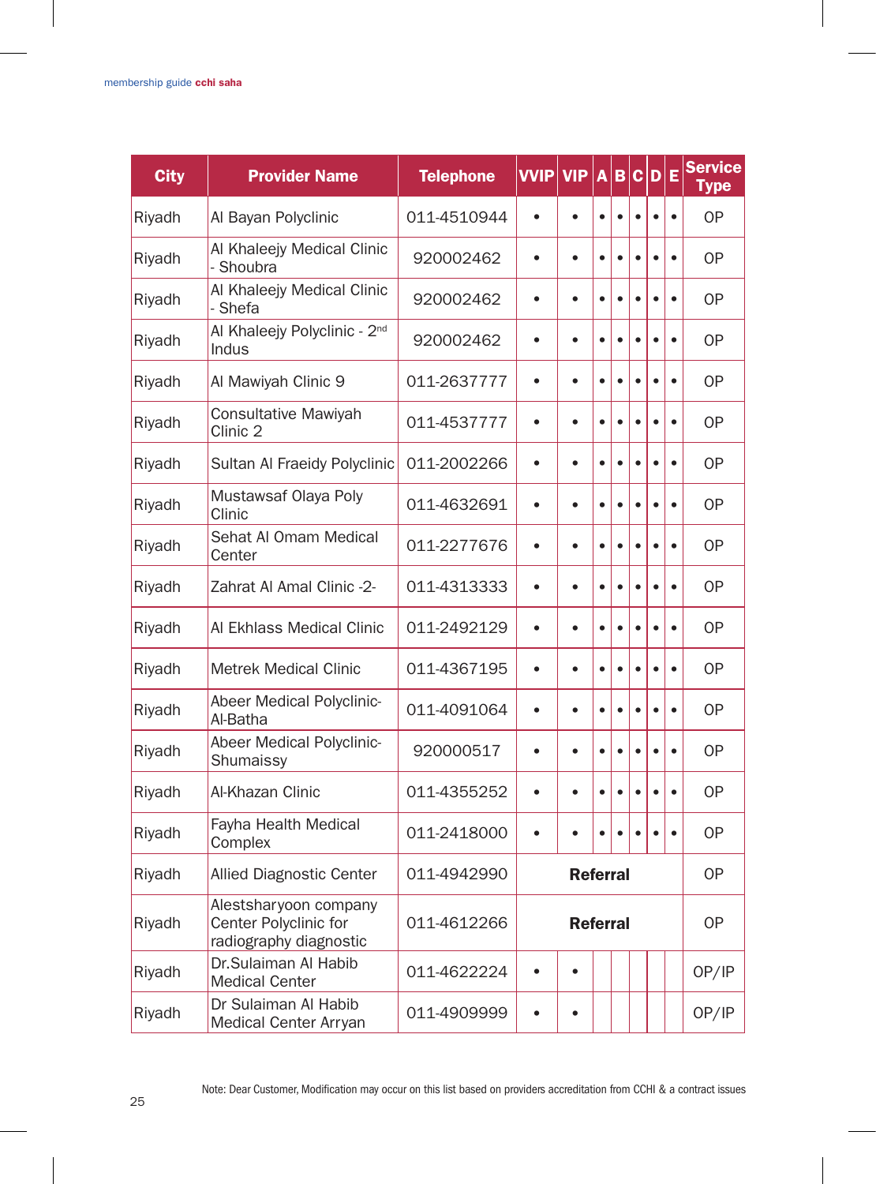| City | Provider Name | Telephone | VVIP | VIP | A | B | C | D | E | Service Type |
|---|---|---|---|---|---|---|---|---|---|---|
| Riyadh | Al Bayan Polyclinic | 011-4510944 | • | • | • | • | • | • | • | OP |
| Riyadh | Al Khaleejy Medical Clinic - Shoubra | 920002462 | • | • | • | • | • | • | • | OP |
| Riyadh | Al Khaleejy Medical Clinic - Shefa | 920002462 | • | • | • | • | • | • | • | OP |
| Riyadh | Al Khaleejy Polyclinic - 2nd Indus | 920002462 | • | • | • | • | • | • | • | OP |
| Riyadh | Al Mawiyah Clinic 9 | 011-2637777 | • | • | • | • | • | • | • | OP |
| Riyadh | Consultative Mawiyah Clinic 2 | 011-4537777 | • | • | • | • | • | • | • | OP |
| Riyadh | Sultan Al Fraeidy Polyclinic | 011-2002266 | • | • | • | • | • | • | • | OP |
| Riyadh | Mustawsaf Olaya Poly Clinic | 011-4632691 | • | • | • | • | • | • | • | OP |
| Riyadh | Sehat Al Omam Medical Center | 011-2277676 | • | • | • | • | • | • | • | OP |
| Riyadh | Zahrat Al Amal Clinic -2- | 011-4313333 | • | • | • | • | • | • | • | OP |
| Riyadh | Al Ekhlass Medical Clinic | 011-2492129 | • | • | • | • | • | • | • | OP |
| Riyadh | Metrek Medical Clinic | 011-4367195 | • | • | • | • | • | • | • | OP |
| Riyadh | Abeer Medical Polyclinic-Al-Batha | 011-4091064 | • | • | • | • | • | • | • | OP |
| Riyadh | Abeer Medical Polyclinic-Shumaissy | 920000517 | • | • | • | • | • | • | • | OP |
| Riyadh | Al-Khazan Clinic | 011-4355252 | • | • | • | • | • | • | • | OP |
| Riyadh | Fayha Health Medical Complex | 011-2418000 | • | • | • | • | • | • | • | OP |
| Riyadh | Allied Diagnostic Center | 011-4942990 | **Referral** | | | | | | | OP |
| Riyadh | Alestsharyoon company Center Polyclinic for radiography diagnostic | 011-4612266 | **Referral** | | | | | | | OP |
| Riyadh | Dr.Sulaiman Al Habib Medical Center | 011-4622224 | • | • | | | | | | OP/IP |
| Riyadh | Dr Sulaiman Al Habib Medical Center Arryan | 011-4909999 | • | • | | | | | | OP/IP |

Note: Dear Customer, Modification may occur on this list based on providers accreditation from CCHI & a contract issues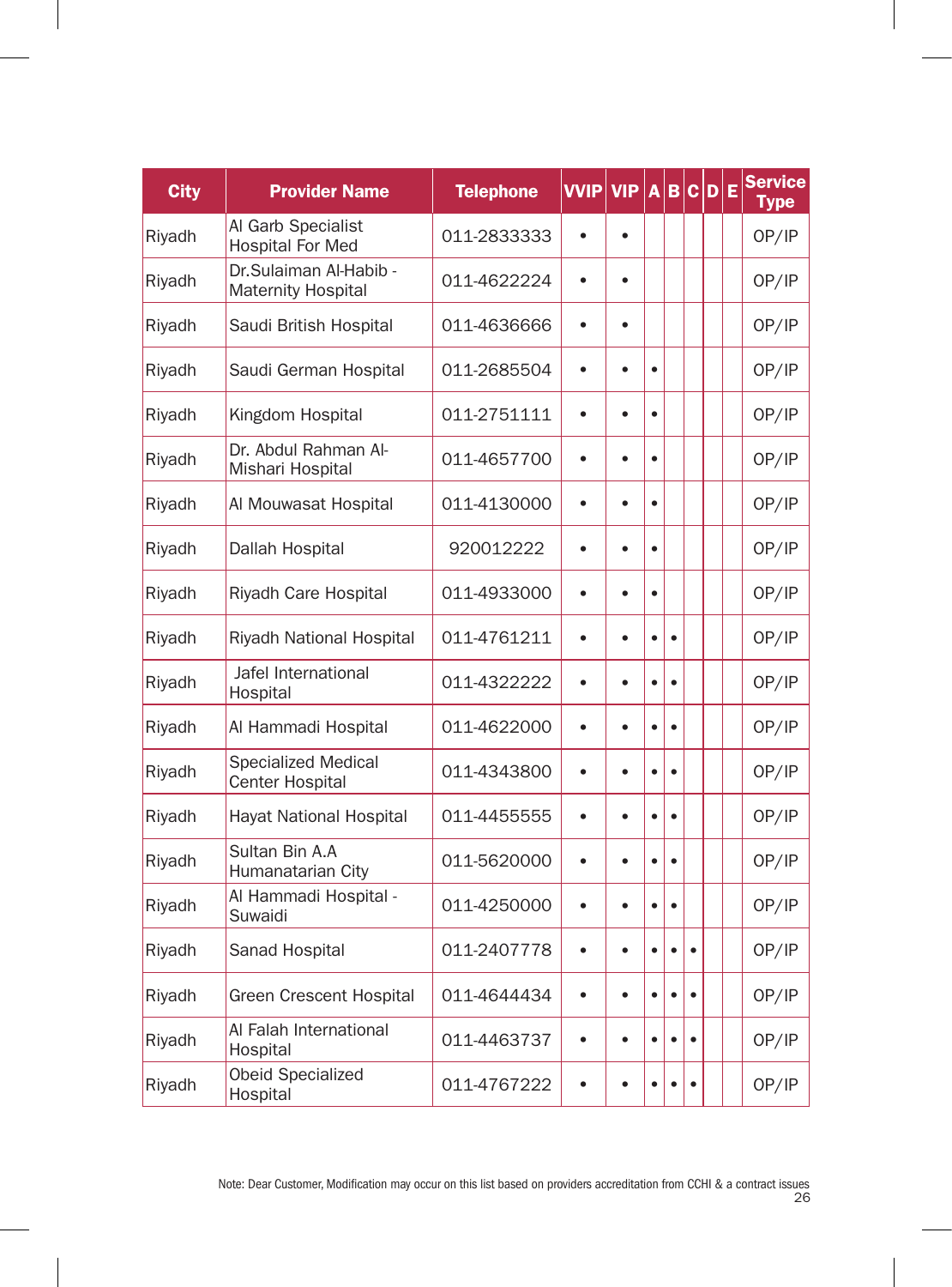| City | Provider Name | Telephone | VVIP | VIP | A | B | C | D | E | Service Type |
|---|---|---|---|---|---|---|---|---|---|---|
| Riyadh | Al Garb Specialist Hospital For Med | 011-2833333 | • | • | | | | | | OP/IP |
| Riyadh | Dr.Sulaiman Al-Habib - Maternity Hospital | 011-4622224 | • | • | | | | | | OP/IP |
| Riyadh | Saudi British Hospital | 011-4636666 | • | • | | | | | | OP/IP |
| Riyadh | Saudi German Hospital | 011-2685504 | • | • | • | | | | | OP/IP |
| Riyadh | Kingdom Hospital | 011-2751111 | • | • | • | | | | | OP/IP |
| Riyadh | Dr. Abdul Rahman Al-Mishari Hospital | 011-4657700 | • | • | • | | | | | OP/IP |
| Riyadh | Al Mouwasat Hospital | 011-4130000 | • | • | • | | | | | OP/IP |
| Riyadh | Dallah Hospital | 920012222 | • | • | • | | | | | OP/IP |
| Riyadh | Riyadh Care Hospital | 011-4933000 | • | • | • | | | | | OP/IP |
| Riyadh | Riyadh National Hospital | 011-4761211 | • | • | • | • | | | | OP/IP |
| Riyadh | Jafel International Hospital | 011-4322222 | • | • | • | • | | | | OP/IP |
| Riyadh | Al Hammadi Hospital | 011-4622000 | • | • | • | • | | | | OP/IP |
| Riyadh | Specialized Medical Center Hospital | 011-4343800 | • | • | • | • | | | | OP/IP |
| Riyadh | Hayat National Hospital | 011-4455555 | • | • | • | • | | | | OP/IP |
| Riyadh | Sultan Bin A.A Humanatarian City | 011-5620000 | • | • | • | • | | | | OP/IP |
| Riyadh | Al Hammadi Hospital - Suwaidi | 011-4250000 | • | • | • | • | | | | OP/IP |
| Riyadh | Sanad Hospital | 011-2407778 | • | • | • | • | • | | | OP/IP |
| Riyadh | Green Crescent Hospital | 011-4644434 | • | • | • | • | • | | | OP/IP |
| Riyadh | Al Falah International Hospital | 011-4463737 | • | • | • | • | • | | | OP/IP |
| Riyadh | Obeid Specialized Hospital | 011-4767222 | • | • | • | • | • | | | OP/IP |

Note: Dear Customer, Modification may occur on this list based on providers accreditation from CCHI & a contract issues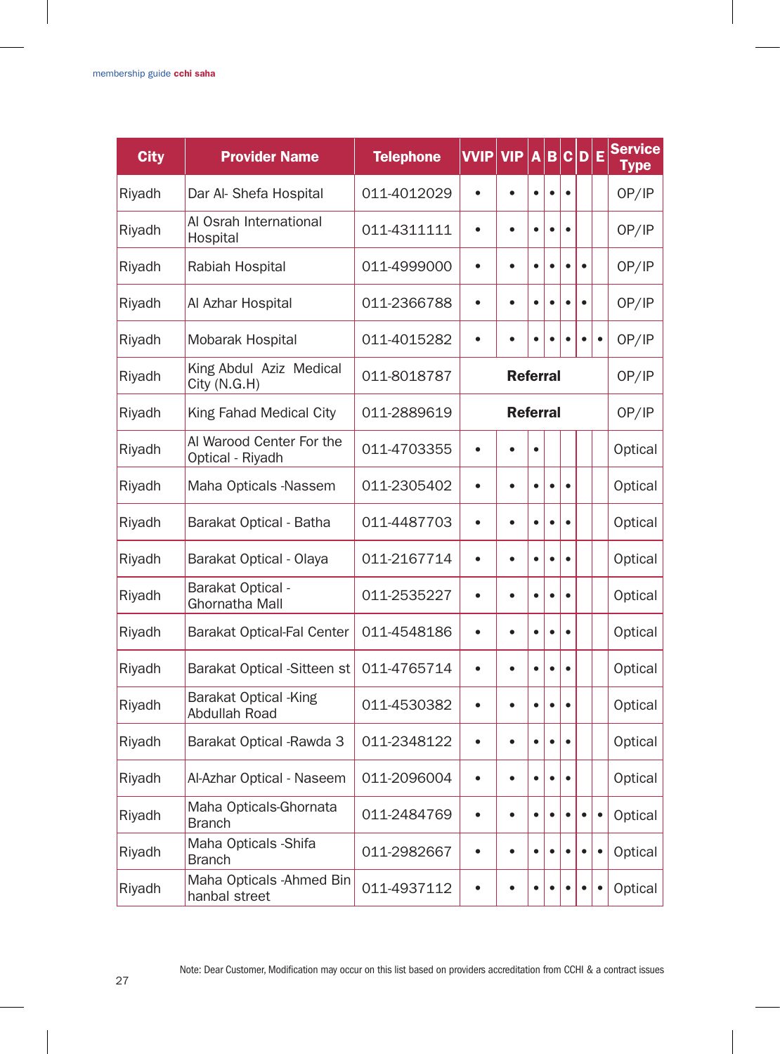| City | Provider Name | Telephone | VVIP | VIP | A | B | C | D | E | Service Type |
|---|---|---|---|---|---|---|---|---|---|---|
| Riyadh | Dar Al- Shefa Hospital | 011-4012029 | • | • | • | • | • | | | OP/IP |
| Riyadh | Al Osrah International Hospital | 011-4311111 | • | • | • | • | • | | | OP/IP |
| Riyadh | Rabiah Hospital | 011-4999000 | • | • | • | • | • | • | | OP/IP |
| Riyadh | Al Azhar Hospital | 011-2366788 | • | • | • | • | • | • | | OP/IP |
| Riyadh | Mobarak Hospital | 011-4015282 | • | • | • | • | • | • | • | OP/IP |
| Riyadh | King Abdul Aziz Medical City (N.G.H) | 011-8018787 | **Referral** | | | | | | | OP/IP |
| Riyadh | King Fahad Medical City | 011-2889619 | **Referral** | | | | | | | OP/IP |
| Riyadh | Al Warood Center For the Optical - Riyadh | 011-4703355 | • | • | • | | | | | Optical |
| Riyadh | Maha Opticals -Nassem | 011-2305402 | • | • | • | • | • | | | Optical |
| Riyadh | Barakat Optical - Batha | 011-4487703 | • | • | • | • | • | | | Optical |
| Riyadh | Barakat Optical - Olaya | 011-2167714 | • | • | • | • | • | | | Optical |
| Riyadh | Barakat Optical - Ghornatha Mall | 011-2535227 | • | • | • | • | • | | | Optical |
| Riyadh | Barakat Optical-Fal Center | 011-4548186 | • | • | • | • | • | | | Optical |
| Riyadh | Barakat Optical -Sitteen st | 011-4765714 | • | • | • | • | • | | | Optical |
| Riyadh | Barakat Optical -King Abdullah Road | 011-4530382 | • | • | • | • | • | | | Optical |
| Riyadh | Barakat Optical -Rawda 3 | 011-2348122 | • | • | • | • | • | | | Optical |
| Riyadh | Al-Azhar Optical - Naseem | 011-2096004 | • | • | • | • | • | | | Optical |
| Riyadh | Maha Opticals-Ghornata Branch | 011-2484769 | • | • | • | • | • | • | • | Optical |
| Riyadh | Maha Opticals -Shifa Branch | 011-2982667 | • | • | • | • | • | • | • | Optical |
| Riyadh | Maha Opticals -Ahmed Bin hanbal street | 011-4937112 | • | • | • | • | • | • | • | Optical |

Note: Dear Customer, Modification may occur on this list based on providers accreditation from CCHI & a contract issues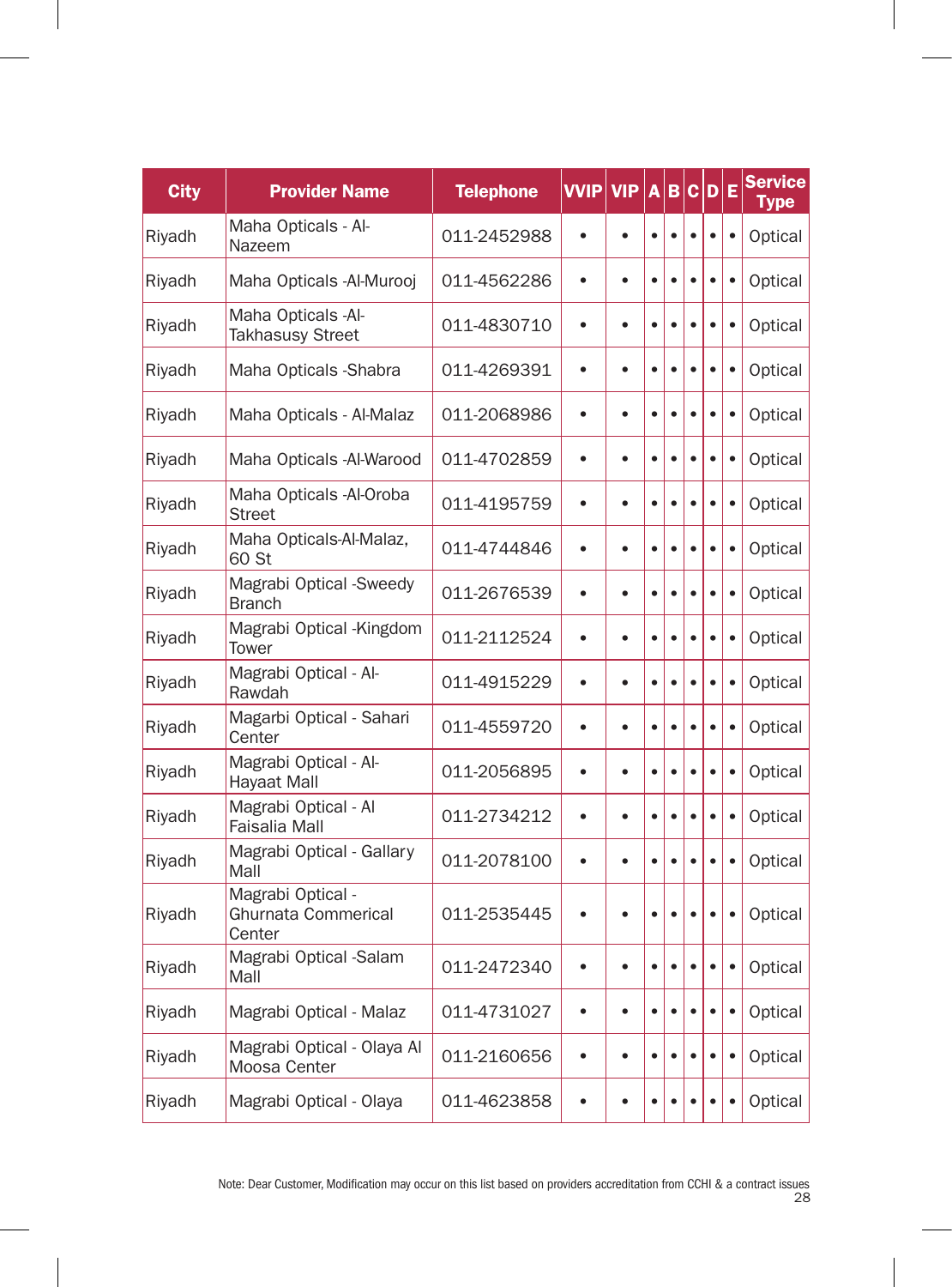| City | Provider Name | Telephone | VVIP | VIP | A | B | C | D | E | Service Type |
|---|---|---|---|---|---|---|---|---|---|---|
| Riyadh | Maha Opticals - Al-Nazeem | 011-2452988 | • | • | • | • | • | • | • | Optical |
| Riyadh | Maha Opticals -Al-Murooj | 011-4562286 | • | • | • | • | • | • | • | Optical |
| Riyadh | Maha Opticals -Al-Takhasusy Street | 011-4830710 | • | • | • | • | • | • | • | Optical |
| Riyadh | Maha Opticals -Shabra | 011-4269391 | • | • | • | • | • | • | • | Optical |
| Riyadh | Maha Opticals - Al-Malaz | 011-2068986 | • | • | • | • | • | • | • | Optical |
| Riyadh | Maha Opticals -Al-Warood | 011-4702859 | • | • | • | • | • | • | • | Optical |
| Riyadh | Maha Opticals -Al-Oroba Street | 011-4195759 | • | • | • | • | • | • | • | Optical |
| Riyadh | Maha Opticals-Al-Malaz, 60 St | 011-4744846 | • | • | • | • | • | • | • | Optical |
| Riyadh | Magrabi Optical -Sweedy Branch | 011-2676539 | • | • | • | • | • | • | • | Optical |
| Riyadh | Magrabi Optical -Kingdom Tower | 011-2112524 | • | • | • | • | • | • | • | Optical |
| Riyadh | Magrabi Optical - Al-Rawdah | 011-4915229 | • | • | • | • | • | • | • | Optical |
| Riyadh | Magarbi Optical - Sahari Center | 011-4559720 | • | • | • | • | • | • | • | Optical |
| Riyadh | Magrabi Optical - Al-Hayaat Mall | 011-2056895 | • | • | • | • | • | • | • | Optical |
| Riyadh | Magrabi Optical - Al Faisalia Mall | 011-2734212 | • | • | • | • | • | • | • | Optical |
| Riyadh | Magrabi Optical - Gallary Mall | 011-2078100 | • | • | • | • | • | • | • | Optical |
| Riyadh | Magrabi Optical - Ghurnata Commerical Center | 011-2535445 | • | • | • | • | • | • | • | Optical |
| Riyadh | Magrabi Optical -Salam Mall | 011-2472340 | • | • | • | • | • | • | • | Optical |
| Riyadh | Magrabi Optical - Malaz | 011-4731027 | • | • | • | • | • | • | • | Optical |
| Riyadh | Magrabi Optical - Olaya Al Moosa Center | 011-2160656 | • | • | • | • | • | • | • | Optical |
| Riyadh | Magrabi Optical - Olaya | 011-4623858 | • | • | • | • | • | • | • | Optical |

Note: Dear Customer, Modification may occur on this list based on providers accreditation from CCHI & a contract issues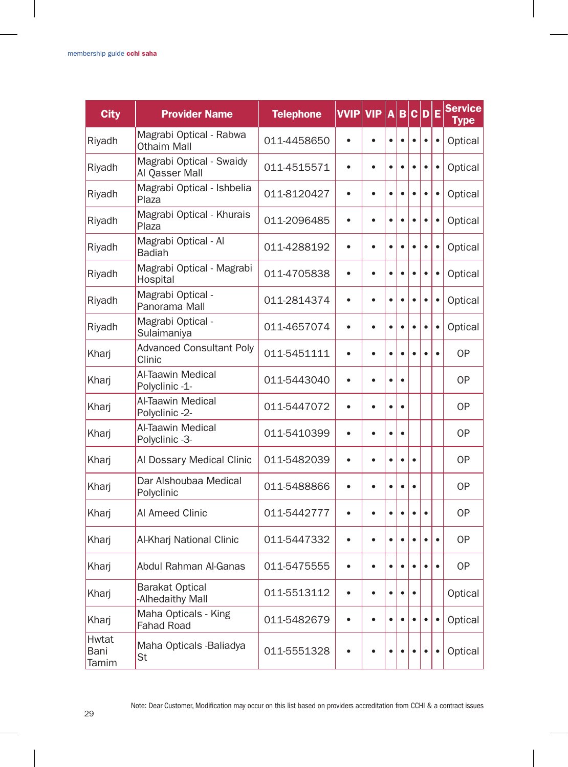| City | Provider Name | Telephone | VVIP | VIP | A | B | C | D | E | Service Type |
|---|---|---|---|---|---|---|---|---|---|---|
| Riyadh | Magrabi Optical - Rabwa Othaim Mall | 011-4458650 | • | • | • | • | • | • | • | Optical |
| Riyadh | Magrabi Optical - Swaidy Al Qasser Mall | 011-4515571 | • | • | • | • | • | • | • | Optical |
| Riyadh | Magrabi Optical - Ishbelia Plaza | 011-8120427 | • | • | • | • | • | • | • | Optical |
| Riyadh | Magrabi Optical - Khurais Plaza | 011-2096485 | • | • | • | • | • | • | • | Optical |
| Riyadh | Magrabi Optical - Al Badiah | 011-4288192 | • | • | • | • | • | • | • | Optical |
| Riyadh | Magrabi Optical - Magrabi Hospital | 011-4705838 | • | • | • | • | • | • | • | Optical |
| Riyadh | Magrabi Optical - Panorama Mall | 011-2814374 | • | • | • | • | • | • | • | Optical |
| Riyadh | Magrabi Optical - Sulaimaniya | 011-4657074 | • | • | • | • | • | • | • | Optical |
| Kharj | Advanced Consultant Poly Clinic | 011-5451111 | • | • | • | • | • | • | • | OP |
| Kharj | Al-Taawin Medical Polyclinic -1- | 011-5443040 | • | • | • | • | | | | OP |
| Kharj | Al-Taawin Medical Polyclinic -2- | 011-5447072 | • | • | • | • | | | | OP |
| Kharj | Al-Taawin Medical Polyclinic -3- | 011-5410399 | • | • | • | • | | | | OP |
| Kharj | Al Dossary Medical Clinic | 011-5482039 | • | • | • | • | • | | | OP |
| Kharj | Dar Alshoubaa Medical Polyclinic | 011-5488866 | • | • | • | • | • | | | OP |
| Kharj | Al Ameed Clinic | 011-5442777 | • | • | • | • | • | • | | OP |
| Kharj | Al-Kharj National Clinic | 011-5447332 | • | • | • | • | • | • | • | OP |
| Kharj | Abdul Rahman Al-Ganas | 011-5475555 | • | • | • | • | • | • | • | OP |
| Kharj | Barakat Optical -Alhedaithy Mall | 011-5513112 | • | • | • | • | • | | | Optical |
| Kharj | Maha Opticals - King Fahad Road | 011-5482679 | • | • | • | • | • | • | • | Optical |
| Hwtat Bani Tamim | Maha Opticals -Baliadya St | 011-5551328 | • | • | • | • | • | • | • | Optical |

Note: Dear Customer, Modification may occur on this list based on providers accreditation from CCHI & a contract issues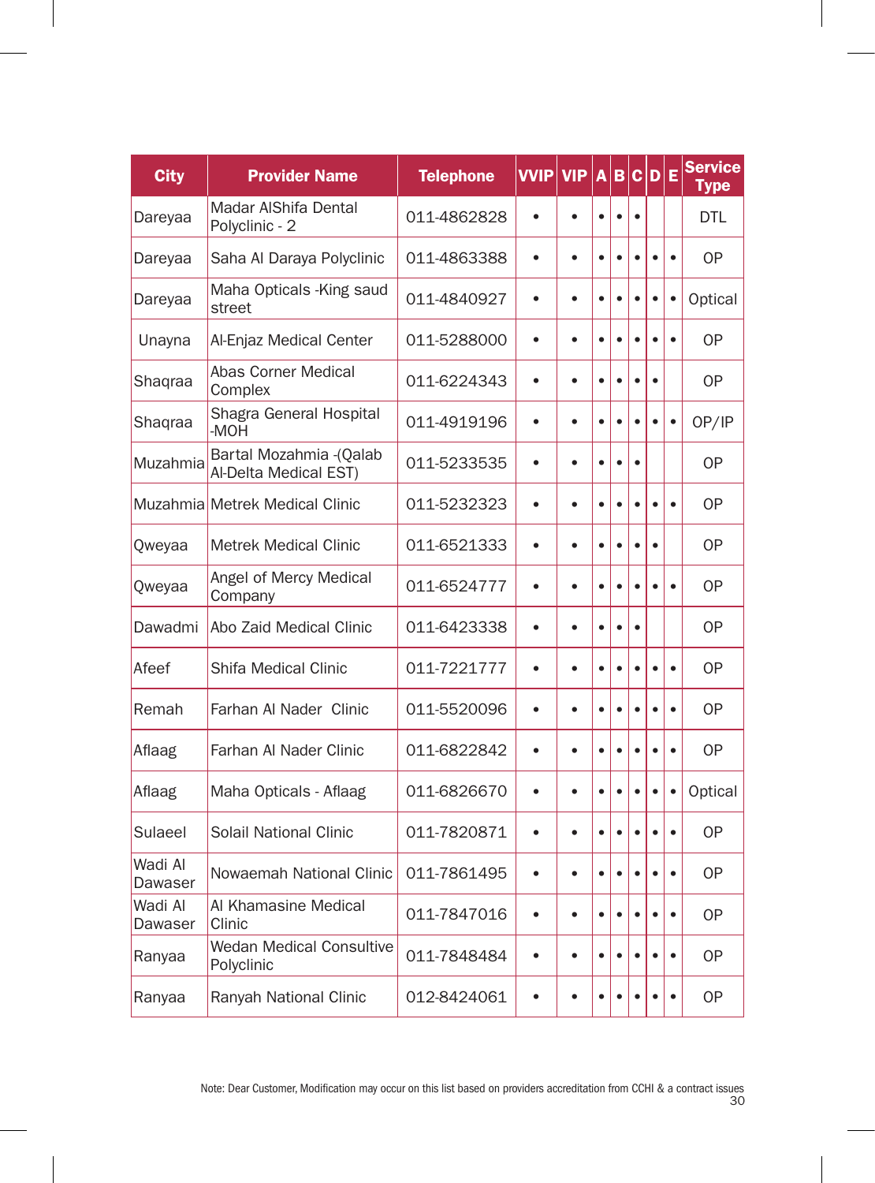| City | Provider Name | Telephone | VVIP | VIP | A | B | C | D | E | Service Type |
|---|---|---|---|---|---|---|---|---|---|---|
| Dareyaa | Madar AlShifa Dental Polyclinic - 2 | 011-4862828 | • | • | • | • | • | | | DTL |
| Dareyaa | Saha Al Daraya Polyclinic | 011-4863388 | • | • | • | • | • | • | • | OP |
| Dareyaa | Maha Opticals -King saud street | 011-4840927 | • | • | • | • | • | • | • | Optical |
| Unayna | Al-Enjaz Medical Center | 011-5288000 | • | • | • | • | • | • | • | OP |
| Shaqraa | Abas Corner Medical Complex | 011-6224343 | • | • | • | • | • | • | | OP |
| Shaqraa | Shagra General Hospital -MOH | 011-4919196 | • | • | • | • | • | • | • | OP/IP |
| Muzahmia | Bartal Mozahmia -(Qalab Al-Delta Medical EST) | 011-5233535 | • | • | • | • | • | | | OP |
| Muzahmia | Metrek Medical Clinic | 011-5232323 | • | • | • | • | • | • | • | OP |
| Qweyaa | Metrek Medical Clinic | 011-6521333 | • | • | • | • | • | • | | OP |
| Qweyaa | Angel of Mercy Medical Company | 011-6524777 | • | • | • | • | • | • | • | OP |
| Dawadmi | Abo Zaid Medical Clinic | 011-6423338 | • | • | • | • | • | | | OP |
| Afeef | Shifa Medical Clinic | 011-7221777 | • | • | • | • | • | • | • | OP |
| Remah | Farhan Al Nader Clinic | 011-5520096 | • | • | • | • | • | • | • | OP |
| Aflaag | Farhan Al Nader Clinic | 011-6822842 | • | • | • | • | • | • | • | OP |
| Aflaag | Maha Opticals - Aflaag | 011-6826670 | • | • | • | • | • | • | • | Optical |
| Sulaeel | Solail National Clinic | 011-7820871 | • | • | • | • | • | • | • | OP |
| Wadi Al Dawaser | Nowaemah National Clinic | 011-7861495 | • | • | • | • | • | • | • | OP |
| Wadi Al Dawaser | Al Khamasine Medical Clinic | 011-7847016 | • | • | • | • | • | • | • | OP |
| Ranyaa | Wedan Medical Consultive Polyclinic | 011-7848484 | • | • | • | • | • | • | • | OP |
| Ranyaa | Ranyah National Clinic | 012-8424061 | • | • | • | • | • | • | • | OP |

Note: Dear Customer, Modification may occur on this list based on providers accreditation from CCHI & a contract issues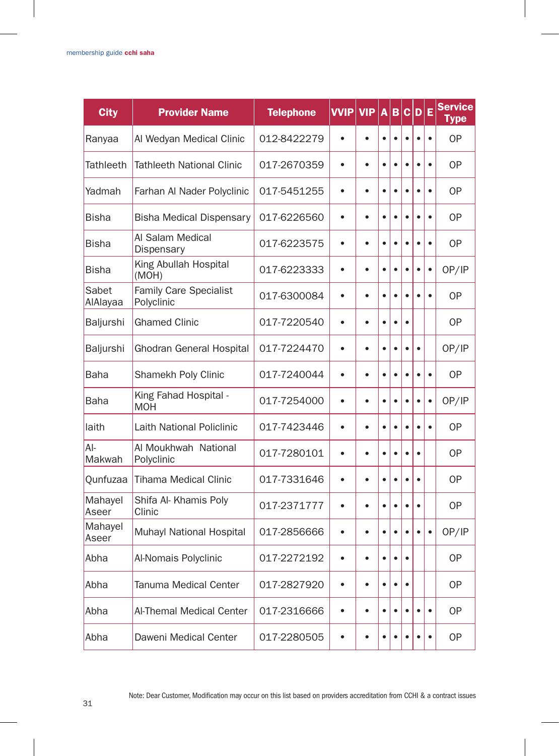| City | Provider Name | Telephone | VVIP | VIP | A | B | C | D | E | Service Type |
|---|---|---|---|---|---|---|---|---|---|---|
| Ranyaa | Al Wedyan Medical Clinic | 012-8422279 | • | • | • | • | • | • | • | OP |
| Tathleeth | Tathleeth National Clinic | 017-2670359 | • | • | • | • | • | • | • | OP |
| Yadmah | Farhan Al Nader Polyclinic | 017-5451255 | • | • | • | • | • | • | • | OP |
| Bisha | Bisha Medical Dispensary | 017-6226560 | • | • | • | • | • | • | • | OP |
| Bisha | Al Salam Medical Dispensary | 017-6223575 | • | • | • | • | • | • | • | OP |
| Bisha | King Abullah Hospital (MOH) | 017-6223333 | • | • | • | • | • | • | • | OP/IP |
| Sabet AlAlayaa | Family Care Specialist Polyclinic | 017-6300084 | • | • | • | • | • | • | • | OP |
| Baljurshi | Ghamed Clinic | 017-7220540 | • | • | • | • | • | | | OP |
| Baljurshi | Ghodran General Hospital | 017-7224470 | • | • | • | • | • | • | | OP/IP |
| Baha | Shamekh Poly Clinic | 017-7240044 | • | • | • | • | • | • | • | OP |
| Baha | King Fahad Hospital - MOH | 017-7254000 | • | • | • | • | • | • | • | OP/IP |
| laith | Laith National Policlinic | 017-7423446 | • | • | • | • | • | • | • | OP |
| Al-Makwah | Al Moukhwah National Polyclinic | 017-7280101 | • | • | • | • | • | • | | OP |
| Qunfuzaa | Tihama Medical Clinic | 017-7331646 | • | • | • | • | • | • | | OP |
| Mahayel Aseer | Shifa Al- Khamis Poly Clinic | 017-2371777 | • | • | • | • | • | • | | OP |
| Mahayel Aseer | Muhayl National Hospital | 017-2856666 | • | • | • | • | • | • | • | OP/IP |
| Abha | Al-Nomais Polyclinic | 017-2272192 | • | • | • | • | • | | | OP |
| Abha | Tanuma Medical Center | 017-2827920 | • | • | • | • | • | | | OP |
| Abha | Al-Themal Medical Center | 017-2316666 | • | • | • | • | • | • | • | OP |
| Abha | Daweni Medical Center | 017-2280505 | • | • | • | • | • | • | • | OP |

Note: Dear Customer, Modification may occur on this list based on providers accreditation from CCHI & a contract issues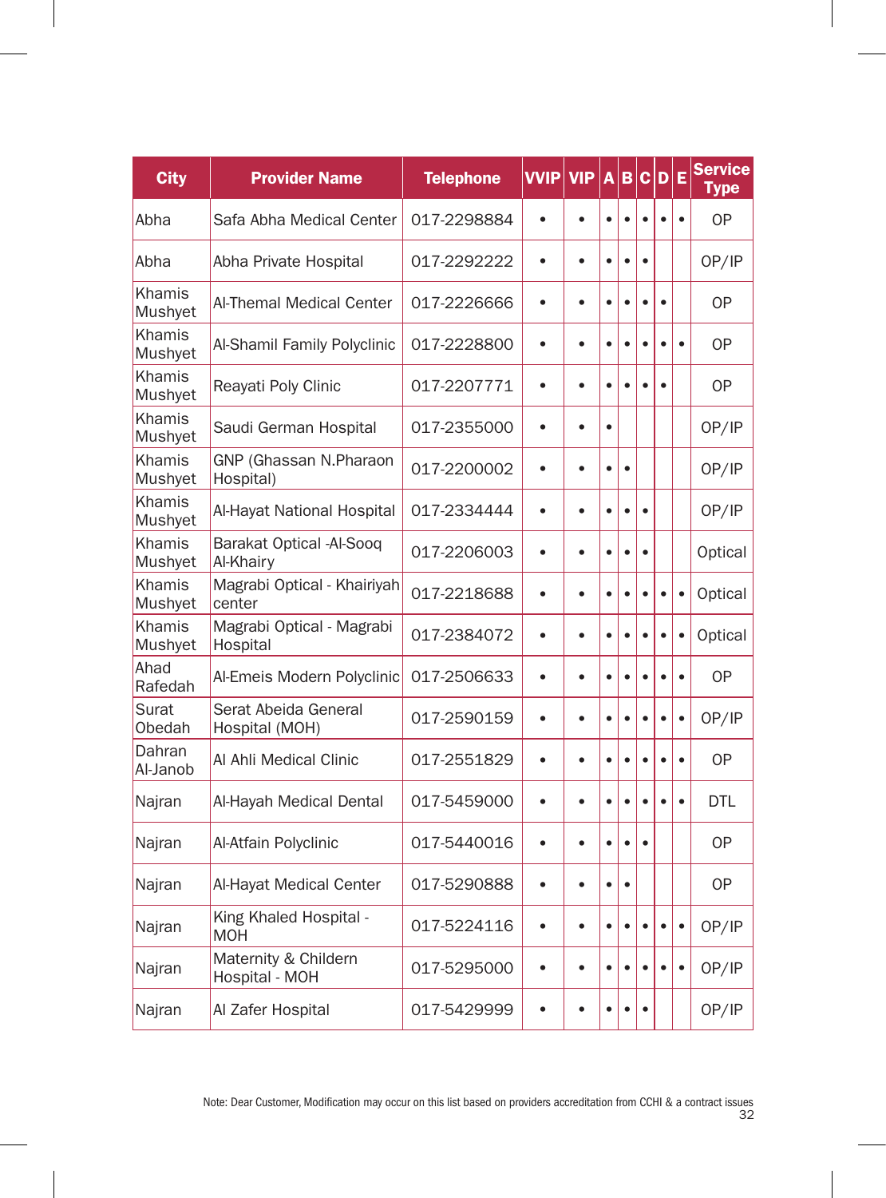| City | Provider Name | Telephone | VVIP | VIP | A | B | C | D | E | Service Type |
|---|---|---|---|---|---|---|---|---|---|---|
| Abha | Safa Abha Medical Center | 017-2298884 | • | • | • | • | • | • | • | OP |
| Abha | Abha Private Hospital | 017-2292222 | • | • | • | • | • | | | OP/IP |
| Khamis Mushyet | Al-Themal Medical Center | 017-2226666 | • | • | • | • | • | • | | OP |
| Khamis Mushyet | Al-Shamil Family Polyclinic | 017-2228800 | • | • | • | • | • | • | • | OP |
| Khamis Mushyet | Reayati Poly Clinic | 017-2207771 | • | • | • | • | • | • | | OP |
| Khamis Mushyet | Saudi German Hospital | 017-2355000 | • | • | • | | | | | OP/IP |
| Khamis Mushyet | GNP (Ghassan N.Pharaon Hospital) | 017-2200002 | • | • | • | • | | | | OP/IP |
| Khamis Mushyet | Al-Hayat National Hospital | 017-2334444 | • | • | • | • | • | | | OP/IP |
| Khamis Mushyet | Barakat Optical -Al-Sooq Al-Khairy | 017-2206003 | • | • | • | • | • | | | Optical |
| Khamis Mushyet | Magrabi Optical - Khairiyah center | 017-2218688 | • | • | • | • | • | • | • | Optical |
| Khamis Mushyet | Magrabi Optical - Magrabi Hospital | 017-2384072 | • | • | • | • | • | • | • | Optical |
| Ahad Rafedah | Al-Emeis Modern Polyclinic | 017-2506633 | • | • | • | • | • | • | • | OP |
| Surat Obedah | Serat Abeida General Hospital (MOH) | 017-2590159 | • | • | • | • | • | • | • | OP/IP |
| Dahran Al-Janob | Al Ahli Medical Clinic | 017-2551829 | • | • | • | • | • | • | • | OP |
| Najran | Al-Hayah Medical Dental | 017-5459000 | • | • | • | • | • | • | • | DTL |
| Najran | Al-Atfain Polyclinic | 017-5440016 | • | • | • | • | • | | | OP |
| Najran | Al-Hayat Medical Center | 017-5290888 | • | • | • | • | | | | OP |
| Najran | King Khaled Hospital - MOH | 017-5224116 | • | • | • | • | • | • | • | OP/IP |
| Najran | Maternity & Childern Hospital - MOH | 017-5295000 | • | • | • | • | • | • | • | OP/IP |
| Najran | Al Zafer Hospital | 017-5429999 | • | • | • | • | • | | | OP/IP |

Note: Dear Customer, Modification may occur on this list based on providers accreditation from CCHI & a contract issues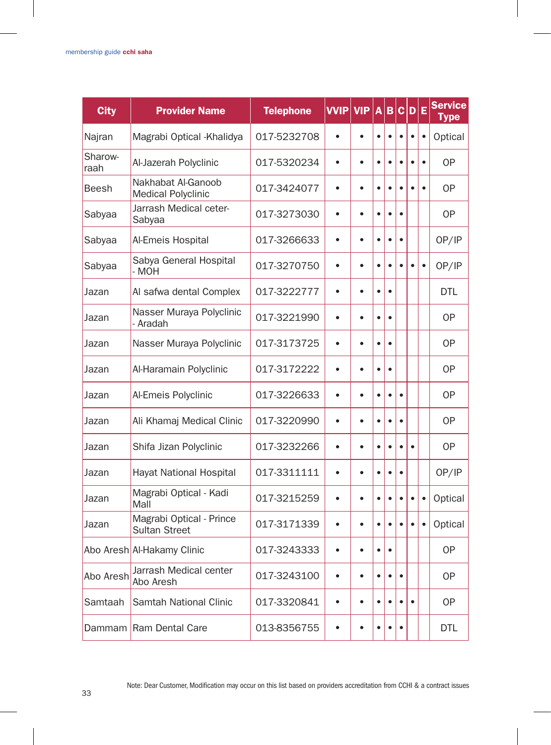| City | Provider Name | Telephone | VVIP | VIP | A | B | C | D | E | Service Type |
|---|---|---|---|---|---|---|---|---|---|---|
| Najran | Magrabi Optical -Khalidya | 017-5232708 | • | • | • | • | • | • | • | Optical |
| Sharow-raah | Al-Jazerah Polyclinic | 017-5320234 | • | • | • | • | • | • | • | OP |
| Beesh | Nakhabat Al-Ganoob Medical Polyclinic | 017-3424077 | • | • | • | • | • | • | • | OP |
| Sabyaa | Jarrash Medical ceter-Sabyaa | 017-3273030 | • | • | • | • | • | | | OP |
| Sabyaa | Al-Emeis Hospital | 017-3266633 | • | • | • | • | • | | | OP/IP |
| Sabyaa | Sabya General Hospital - MOH | 017-3270750 | • | • | • | • | • | • | • | OP/IP |
| Jazan | Al safwa dental Complex | 017-3222777 | • | • | • | • | | | | DTL |
| Jazan | Nasser Muraya Polyclinic - Aradah | 017-3221990 | • | • | • | • | | | | OP |
| Jazan | Nasser Muraya Polyclinic | 017-3173725 | • | • | • | • | | | | OP |
| Jazan | Al-Haramain Polyclinic | 017-3172222 | • | • | • | • | | | | OP |
| Jazan | Al-Emeis Polyclinic | 017-3226633 | • | • | • | • | • | | | OP |
| Jazan | Ali Khamaj Medical Clinic | 017-3220990 | • | • | • | • | • | | | OP |
| Jazan | Shifa Jizan Polyclinic | 017-3232266 | • | • | • | • | • | • | | OP |
| Jazan | Hayat National Hospital | 017-3311111 | • | • | • | • | • | | | OP/IP |
| Jazan | Magrabi Optical - Kadi Mall | 017-3215259 | • | • | • | • | • | • | • | Optical |
| Jazan | Magrabi Optical - Prince Sultan Street | 017-3171339 | • | • | • | • | • | • | • | Optical |
| Abo Aresh | Al-Hakamy Clinic | 017-3243333 | • | • | • | • | | | | OP |
| Abo Aresh | Jarrash Medical center Abo Aresh | 017-3243100 | • | • | • | • | • | | | OP |
| Samtaah | Samtah National Clinic | 017-3320841 | • | • | • | • | • | • | | OP |
| Dammam | Ram Dental Care | 013-8356755 | • | • | • | • | • | | | DTL |

Note: Dear Customer, Modification may occur on this list based on providers accreditation from CCHI & a contract issues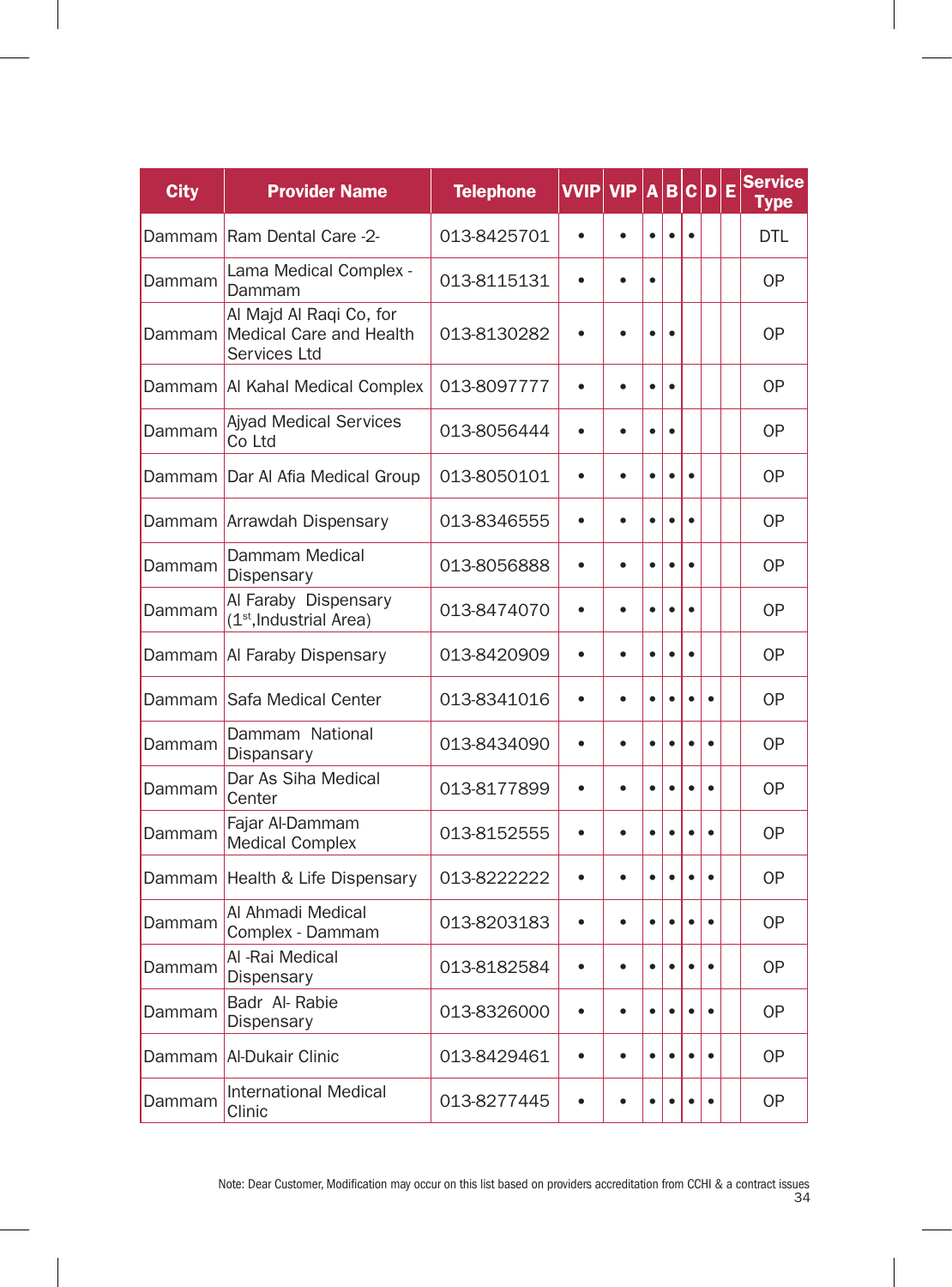| City | Provider Name | Telephone | VVIP | VIP | A | B | C | D | E | Service Type |
|---|---|---|---|---|---|---|---|---|---|---|
| Dammam | Ram Dental Care -2- | 013-8425701 | • | • | • | • | • | | | DTL |
| Dammam | Lama Medical Complex - Dammam | 013-8115131 | • | • | • | | | | | OP |
| Dammam | Al Majd Al Raqi Co, for Medical Care and Health Services Ltd | 013-8130282 | • | • | • | • | | | | OP |
| Dammam | Al Kahal Medical Complex | 013-8097777 | • | • | • | • | | | | OP |
| Dammam | Ajyad Medical Services Co Ltd | 013-8056444 | • | • | • | • | | | | OP |
| Dammam | Dar Al Afia Medical Group | 013-8050101 | • | • | • | • | • | | | OP |
| Dammam | Arrawdah Dispensary | 013-8346555 | • | • | • | • | • | | | OP |
| Dammam | Dammam Medical Dispensary | 013-8056888 | • | • | • | • | • | | | OP |
| Dammam | Al Faraby Dispensary (1st,Industrial Area) | 013-8474070 | • | • | • | • | • | | | OP |
| Dammam | Al Faraby Dispensary | 013-8420909 | • | • | • | • | • | | | OP |
| Dammam | Safa Medical Center | 013-8341016 | • | • | • | • | • | • | | OP |
| Dammam | Dammam National Dispansary | 013-8434090 | • | • | • | • | • | • | | OP |
| Dammam | Dar As Siha Medical Center | 013-8177899 | • | • | • | • | • | • | | OP |
| Dammam | Fajar Al-Dammam Medical Complex | 013-8152555 | • | • | • | • | • | • | | OP |
| Dammam | Health & Life Dispensary | 013-8222222 | • | • | • | • | • | • | | OP |
| Dammam | Al Ahmadi Medical Complex - Dammam | 013-8203183 | • | • | • | • | • | • | | OP |
| Dammam | Al -Rai Medical Dispensary | 013-8182584 | • | • | • | • | • | • | | OP |
| Dammam | Badr Al- Rabie Dispensary | 013-8326000 | • | • | • | • | • | • | | OP |
| Dammam | Al-Dukair Clinic | 013-8429461 | • | • | • | • | • | • | | OP |
| Dammam | International Medical Clinic | 013-8277445 | • | • | • | • | • | • | | OP |

Note: Dear Customer, Modification may occur on this list based on providers accreditation from CCHI & a contract issues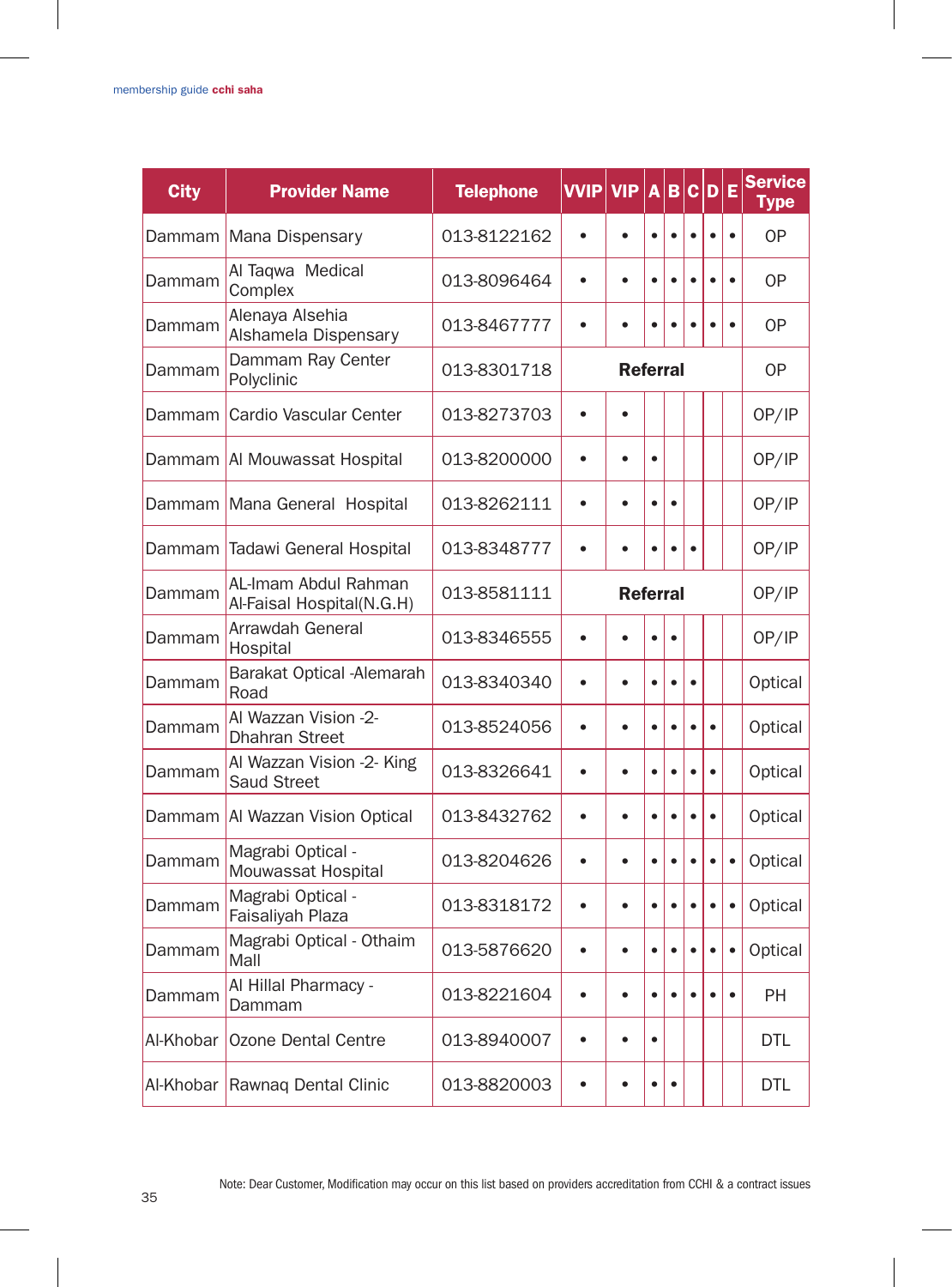| City | Provider Name | Telephone | VVIP | VIP | A | B | C | D | E | Service Type |
|---|---|---|---|---|---|---|---|---|---|---|
| Dammam | Mana Dispensary | 013-8122162 | • | • | • | • | • | • | • | OP |
| Dammam | Al Taqwa Medical Complex | 013-8096464 | • | • | • | • | • | • | • | OP |
| Dammam | Alenaya Alsehia Alshamela Dispensary | 013-8467777 | • | • | • | • | • | • | • | OP |
| Dammam | Dammam Ray Center Polyclinic | 013-8301718 | Referral | | | | | | | OP |
| Dammam | Cardio Vascular Center | 013-8273703 | • | • | | | | | | OP/IP |
| Dammam | Al Mouwassat Hospital | 013-8200000 | • | • | • | | | | | OP/IP |
| Dammam | Mana General Hospital | 013-8262111 | • | • | • | • | | | | OP/IP |
| Dammam | Tadawi General Hospital | 013-8348777 | • | • | • | • | • | | | OP/IP |
| Dammam | AL-Imam Abdul Rahman Al-Faisal Hospital(N.G.H) | 013-8581111 | Referral | | | | | | | OP/IP |
| Dammam | Arrawdah General Hospital | 013-8346555 | • | • | • | • | | | | OP/IP |
| Dammam | Barakat Optical -Alemarah Road | 013-8340340 | • | • | • | • | • | | | Optical |
| Dammam | Al Wazzan Vision -2- Dhahran Street | 013-8524056 | • | • | • | • | • | • | | Optical |
| Dammam | Al Wazzan Vision -2- King Saud Street | 013-8326641 | • | • | • | • | • | • | | Optical |
| Dammam | Al Wazzan Vision Optical | 013-8432762 | • | • | • | • | • | • | | Optical |
| Dammam | Magrabi Optical - Mouwassat Hospital | 013-8204626 | • | • | • | • | • | • | • | Optical |
| Dammam | Magrabi Optical - Faisaliyah Plaza | 013-8318172 | • | • | • | • | • | • | • | Optical |
| Dammam | Magrabi Optical - Othaim Mall | 013-5876620 | • | • | • | • | • | • | • | Optical |
| Dammam | Al Hillal Pharmacy - Dammam | 013-8221604 | • | • | • | • | • | • | • | PH |
| Al-Khobar | Ozone Dental Centre | 013-8940007 | • | • | • | | | | | DTL |
| Al-Khobar | Rawnaq Dental Clinic | 013-8820003 | • | • | • | • | | | | DTL |

Note: Dear Customer, Modification may occur on this list based on providers accreditation from CCHI & a contract issues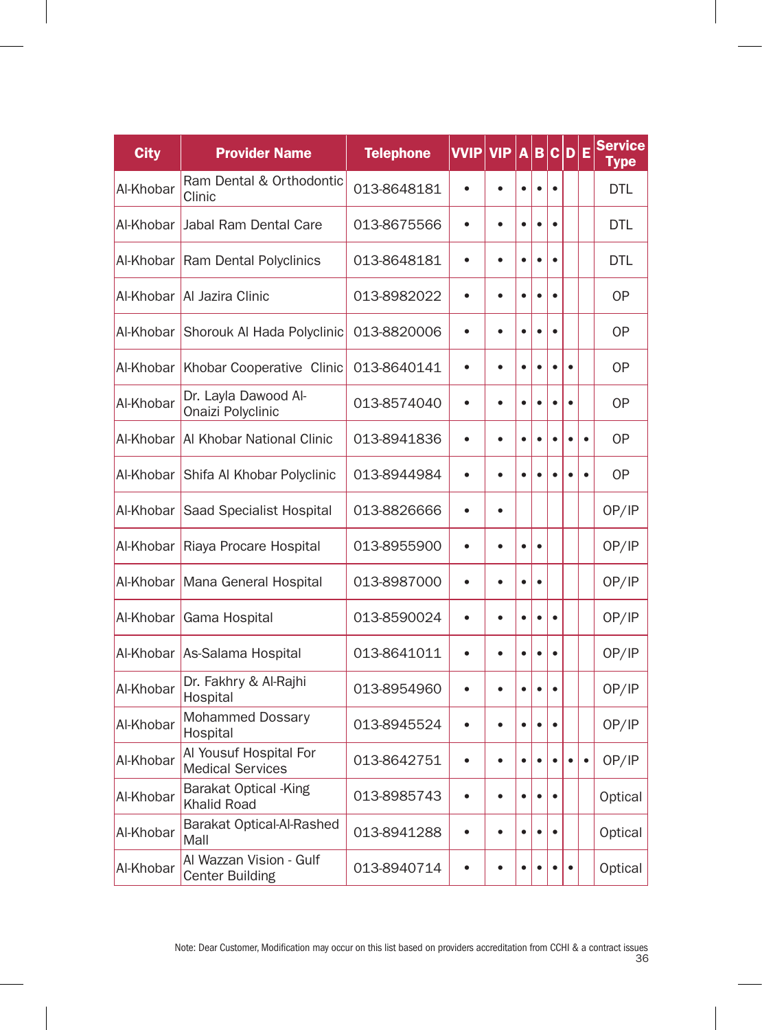| City | Provider Name | Telephone | VVIP | VIP | A | B | C | D | E | Service Type |
|---|---|---|---|---|---|---|---|---|---|---|
| Al-Khobar | Ram Dental & Orthodontic Clinic | 013-8648181 | • | • | • | • | • | | | DTL |
| Al-Khobar | Jabal Ram Dental Care | 013-8675566 | • | • | • | • | • | | | DTL |
| Al-Khobar | Ram Dental Polyclinics | 013-8648181 | • | • | • | • | • | | | DTL |
| Al-Khobar | Al Jazira Clinic | 013-8982022 | • | • | • | • | • | | | OP |
| Al-Khobar | Shorouk Al Hada Polyclinic | 013-8820006 | • | • | • | • | • | | | OP |
| Al-Khobar | Khobar Cooperative Clinic | 013-8640141 | • | • | • | • | • | • | | OP |
| Al-Khobar | Dr. Layla Dawood Al-Onaizi Polyclinic | 013-8574040 | • | • | • | • | • | • | | OP |
| Al-Khobar | Al Khobar National Clinic | 013-8941836 | • | • | • | • | • | • | • | OP |
| Al-Khobar | Shifa Al Khobar Polyclinic | 013-8944984 | • | • | • | • | • | • | • | OP |
| Al-Khobar | Saad Specialist Hospital | 013-8826666 | • | • | | | | | | OP/IP |
| Al-Khobar | Riaya Procare Hospital | 013-8955900 | • | • | • | • | | | | OP/IP |
| Al-Khobar | Mana General Hospital | 013-8987000 | • | • | • | • | | | | OP/IP |
| Al-Khobar | Gama Hospital | 013-8590024 | • | • | • | • | • | | | OP/IP |
| Al-Khobar | As-Salama Hospital | 013-8641011 | • | • | • | • | • | | | OP/IP |
| Al-Khobar | Dr. Fakhry & Al-Rajhi Hospital | 013-8954960 | • | • | • | • | • | | | OP/IP |
| Al-Khobar | Mohammed Dossary Hospital | 013-8945524 | • | • | • | • | • | | | OP/IP |
| Al-Khobar | Al Yousuf Hospital For Medical Services | 013-8642751 | • | • | • | • | • | • | • | OP/IP |
| Al-Khobar | Barakat Optical -King Khalid Road | 013-8985743 | • | • | • | • | • | | | Optical |
| Al-Khobar | Barakat Optical-Al-Rashed Mall | 013-8941288 | • | • | • | • | • | | | Optical |
| Al-Khobar | Al Wazzan Vision - Gulf Center Building | 013-8940714 | • | • | • | • | • | • | | Optical |

Note: Dear Customer, Modification may occur on this list based on providers accreditation from CCHI & a contract issues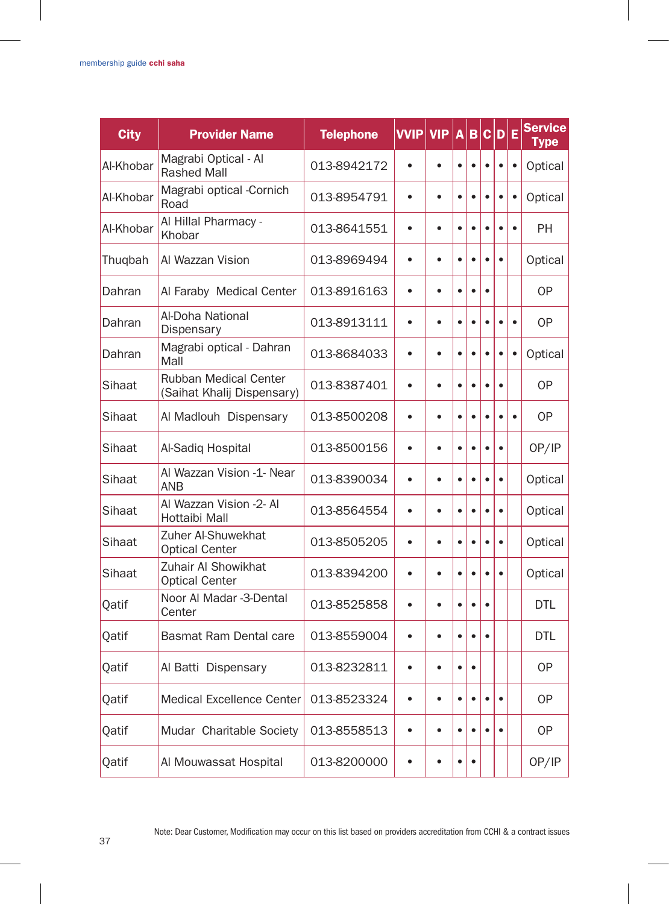| City | Provider Name | Telephone | VVIP | VIP | A | B | C | D | E | Service Type |
|---|---|---|---|---|---|---|---|---|---|---|
| Al-Khobar | Magrabi Optical - Al Rashed Mall | 013-8942172 | • | • | • | • | • | • | • | Optical |
| Al-Khobar | Magrabi optical -Cornich Road | 013-8954791 | • | • | • | • | • | • | • | Optical |
| Al-Khobar | Al Hillal Pharmacy - Khobar | 013-8641551 | • | • | • | • | • | • | • | PH |
| Thuqbah | Al Wazzan Vision | 013-8969494 | • | • | • | • | • | • | | Optical |
| Dahran | Al Faraby Medical Center | 013-8916163 | • | • | • | • | • | | | OP |
| Dahran | Al-Doha National Dispensary | 013-8913111 | • | • | • | • | • | • | • | OP |
| Dahran | Magrabi optical - Dahran Mall | 013-8684033 | • | • | • | • | • | • | • | Optical |
| Sihaat | Rubban Medical Center (Saihat Khalij Dispensary) | 013-8387401 | • | • | • | • | • | • | | OP |
| Sihaat | Al Madlouh Dispensary | 013-8500208 | • | • | • | • | • | • | • | OP |
| Sihaat | Al-Sadiq Hospital | 013-8500156 | • | • | • | • | • | • | | OP/IP |
| Sihaat | Al Wazzan Vision -1- Near ANB | 013-8390034 | • | • | • | • | • | • | | Optical |
| Sihaat | Al Wazzan Vision -2- Al Hottaibi Mall | 013-8564554 | • | • | • | • | • | • | | Optical |
| Sihaat | Zuher Al-Shuwekhat Optical Center | 013-8505205 | • | • | • | • | • | • | | Optical |
| Sihaat | Zuhair Al Showikhat Optical Center | 013-8394200 | • | • | • | • | • | • | | Optical |
| Qatif | Noor Al Madar -3-Dental Center | 013-8525858 | • | • | • | • | • | | | DTL |
| Qatif | Basmat Ram Dental care | 013-8559004 | • | • | • | • | • | | | DTL |
| Qatif | Al Batti Dispensary | 013-8232811 | • | • | • | • | | | | OP |
| Qatif | Medical Excellence Center | 013-8523324 | • | • | • | • | • | • | | OP |
| Qatif | Mudar Charitable Society | 013-8558513 | • | • | • | • | • | • | | OP |
| Qatif | Al Mouwassat Hospital | 013-8200000 | • | • | • | • | | | | OP/IP |

Note: Dear Customer, Modification may occur on this list based on providers accreditation from CCHI & a contract issues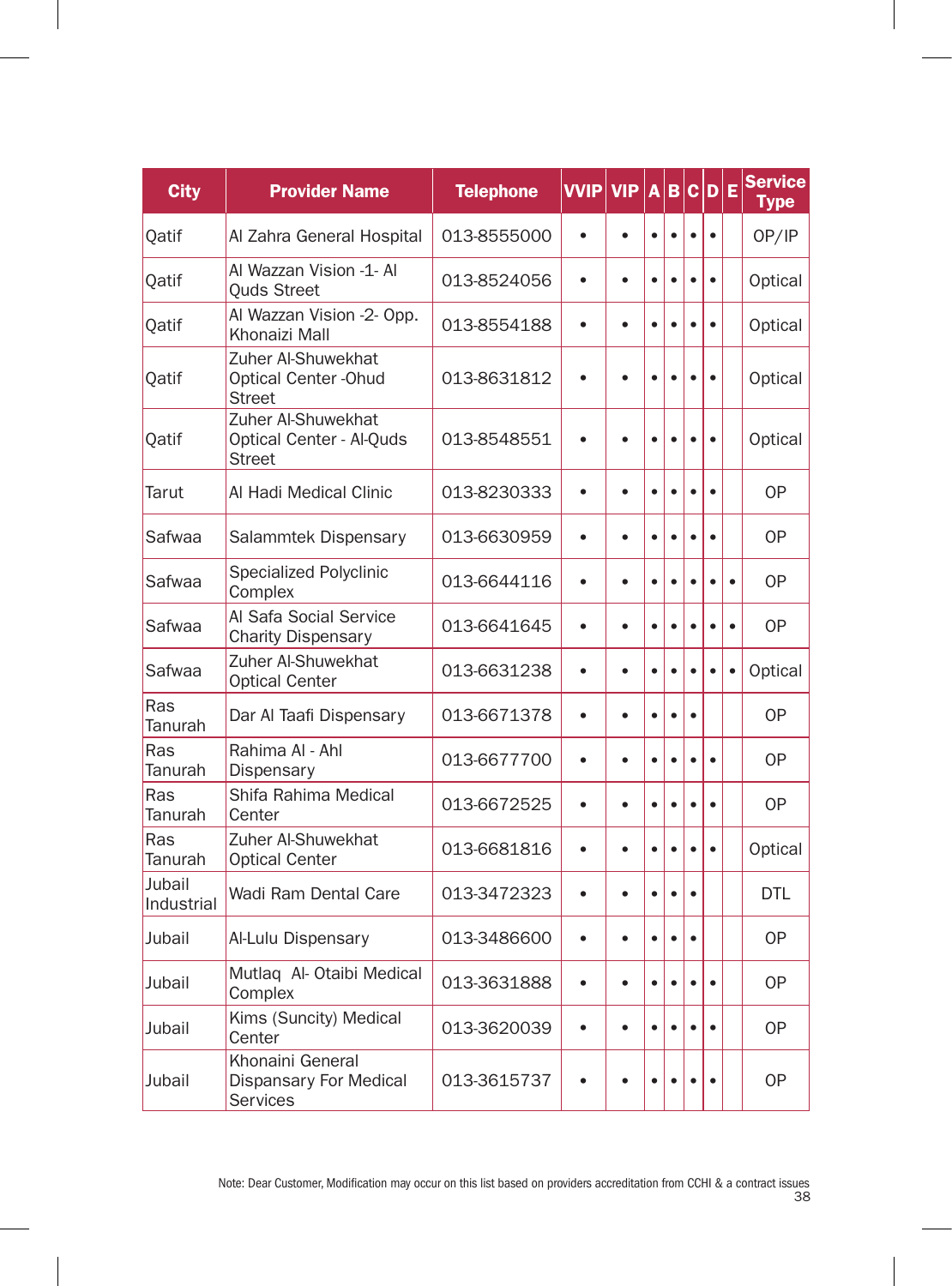| City | Provider Name | Telephone | VVIP | VIP | A | B | C | D | E | Service Type |
|---|---|---|---|---|---|---|---|---|---|---|
| Qatif | Al Zahra General Hospital | 013-8555000 | • | • | • | • | • | • | | OP/IP |
| Qatif | Al Wazzan Vision -1- Al Quds Street | 013-8524056 | • | • | • | • | • | • | | Optical |
| Qatif | Al Wazzan Vision -2- Opp. Khonaizi Mall | 013-8554188 | • | • | • | • | • | • | | Optical |
| Qatif | Zuher Al-Shuwekhat Optical Center -Ohud Street | 013-8631812 | • | • | • | • | • | • | | Optical |
| Qatif | Zuher Al-Shuwekhat Optical Center - Al-Quds Street | 013-8548551 | • | • | • | • | • | • | | Optical |
| Tarut | Al Hadi Medical Clinic | 013-8230333 | • | • | • | • | • | • | | OP |
| Safwaa | Salammtek Dispensary | 013-6630959 | • | • | • | • | • | • | | OP |
| Safwaa | Specialized Polyclinic Complex | 013-6644116 | • | • | • | • | • | • | • | OP |
| Safwaa | Al Safa Social Service Charity Dispensary | 013-6641645 | • | • | • | • | • | • | • | OP |
| Safwaa | Zuher Al-Shuwekhat Optical Center | 013-6631238 | • | • | • | • | • | • | • | Optical |
| Ras Tanurah | Dar Al Taafi Dispensary | 013-6671378 | • | • | • | • | • | | | OP |
| Ras Tanurah | Rahima Al - Ahl Dispensary | 013-6677700 | • | • | • | • | • | • | | OP |
| Ras Tanurah | Shifa Rahima Medical Center | 013-6672525 | • | • | • | • | • | • | | OP |
| Ras Tanurah | Zuher Al-Shuwekhat Optical Center | 013-6681816 | • | • | • | • | • | • | | Optical |
| Jubail Industrial | Wadi Ram Dental Care | 013-3472323 | • | • | • | • | • | | | DTL |
| Jubail | Al-Lulu Dispensary | 013-3486600 | • | • | • | • | • | | | OP |
| Jubail | Mutlaq Al- Otaibi Medical Complex | 013-3631888 | • | • | • | • | • | • | | OP |
| Jubail | Kims (Suncity) Medical Center | 013-3620039 | • | • | • | • | • | • | | OP |
| Jubail | Khonaini General Dispansary For Medical Services | 013-3615737 | • | • | • | • | • | • | | OP |

Note: Dear Customer, Modification may occur on this list based on providers accreditation from CCHI & a contract issues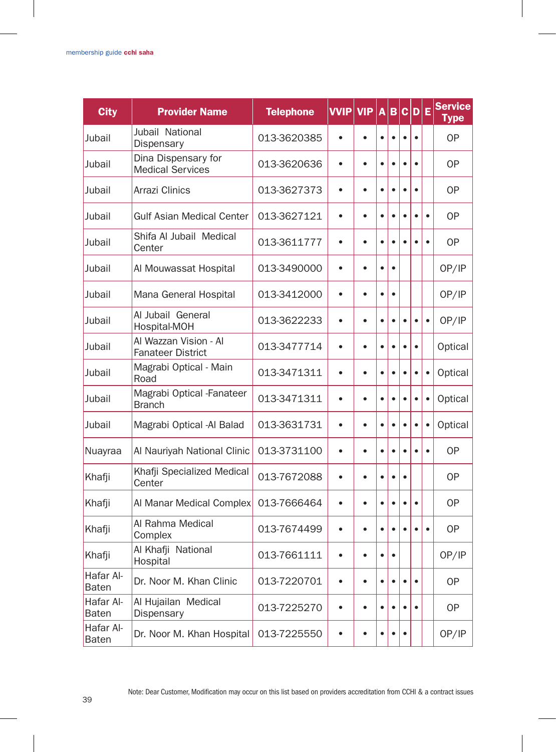| City | Provider Name | Telephone | VVIP | VIP | A | B | C | D | E | Service Type |
|---|---|---|---|---|---|---|---|---|---|---|
| Jubail | Jubail National Dispensary | 013-3620385 | • | • | • | • | • | • | | OP |
| Jubail | Dina Dispensary for Medical Services | 013-3620636 | • | • | • | • | • | • | | OP |
| Jubail | Arrazi Clinics | 013-3627373 | • | • | • | • | • | • | | OP |
| Jubail | Gulf Asian Medical Center | 013-3627121 | • | • | • | • | • | • | • | OP |
| Jubail | Shifa Al Jubail Medical Center | 013-3611777 | • | • | • | • | • | • | • | OP |
| Jubail | Al Mouwassat Hospital | 013-3490000 | • | • | • | • | | | | OP/IP |
| Jubail | Mana General Hospital | 013-3412000 | • | • | • | • | | | | OP/IP |
| Jubail | Al Jubail General Hospital-MOH | 013-3622233 | • | • | • | • | • | • | • | OP/IP |
| Jubail | Al Wazzan Vision - Al Fanateer District | 013-3477714 | • | • | • | • | • | • | | Optical |
| Jubail | Magrabi Optical - Main Road | 013-3471311 | • | • | • | • | • | • | • | Optical |
| Jubail | Magrabi Optical -Fanateer Branch | 013-3471311 | • | • | • | • | • | • | • | Optical |
| Jubail | Magrabi Optical -Al Balad | 013-3631731 | • | • | • | • | • | • | • | Optical |
| Nuayraa | Al Nauriyah National Clinic | 013-3731100 | • | • | • | • | • | • | • | OP |
| Khafji | Khafji Specialized Medical Center | 013-7672088 | • | • | • | • | • | | | OP |
| Khafji | Al Manar Medical Complex | 013-7666464 | • | • | • | • | • | • | | OP |
| Khafji | Al Rahma Medical Complex | 013-7674499 | • | • | • | • | • | • | • | OP |
| Khafji | Al Khafji National Hospital | 013-7661111 | • | • | • | • | | | | OP/IP |
| Hafar Al-Baten | Dr. Noor M. Khan Clinic | 013-7220701 | • | • | • | • | • | • | | OP |
| Hafar Al-Baten | Al Hujailan Medical Dispensary | 013-7225270 | • | • | • | • | • | • | | OP |
| Hafar Al-Baten | Dr. Noor M. Khan Hospital | 013-7225550 | • | • | • | • | • | | | OP/IP |

Note: Dear Customer, Modification may occur on this list based on providers accreditation from CCHI & a contract issues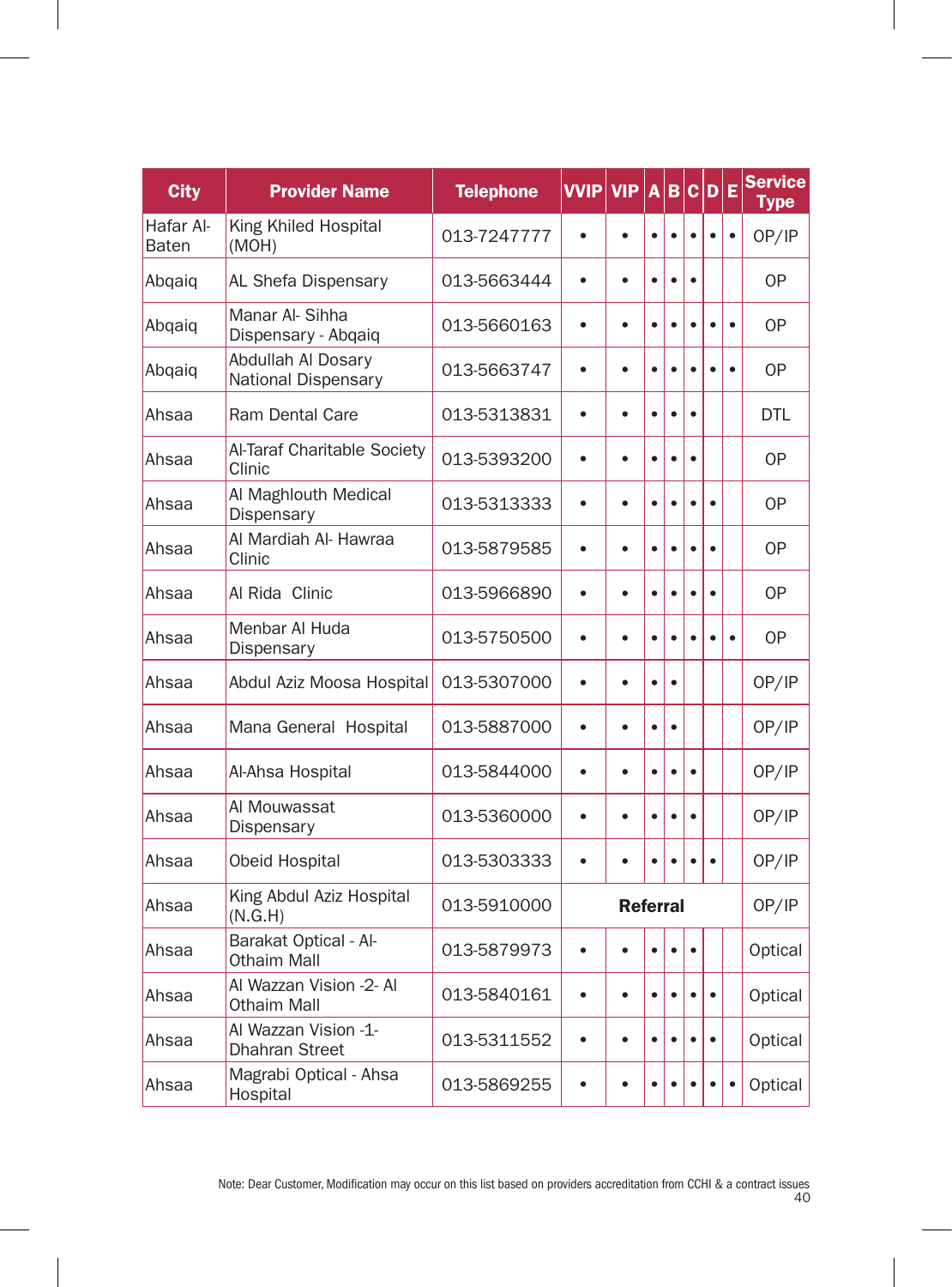| City | Provider Name | Telephone | VVIP | VIP | A | B | C | D | E | Service Type |
|---|---|---|---|---|---|---|---|---|---|---|
| Hafar Al-Baten | King Khiled Hospital (MOH) | 013-7247777 | • | • | • | • | • | • | • | OP/IP |
| Abqaiq | AL Shefa Dispensary | 013-5663444 | • | • | • | • | • | | | OP |
| Abqaiq | Manar Al- Sihha Dispensary - Abqaiq | 013-5660163 | • | • | • | • | • | • | • | OP |
| Abqaiq | Abdullah Al Dosary National Dispensary | 013-5663747 | • | • | • | • | • | • | • | OP |
| Ahsaa | Ram Dental Care | 013-5313831 | • | • | • | • | • | | | DTL |
| Ahsaa | Al-Taraf Charitable Society Clinic | 013-5393200 | • | • | • | • | • | | | OP |
| Ahsaa | Al Maghlouth Medical Dispensary | 013-5313333 | • | • | • | • | • | • | | OP |
| Ahsaa | Al Mardiah Al- Hawraa Clinic | 013-5879585 | • | • | • | • | • | • | | OP |
| Ahsaa | Al Rida Clinic | 013-5966890 | • | • | • | • | • | • | | OP |
| Ahsaa | Menbar Al Huda Dispensary | 013-5750500 | • | • | • | • | • | • | • | OP |
| Ahsaa | Abdul Aziz Moosa Hospital | 013-5307000 | • | • | • | • | | | | OP/IP |
| Ahsaa | Mana General Hospital | 013-5887000 | • | • | • | • | | | | OP/IP |
| Ahsaa | Al-Ahsa Hospital | 013-5844000 | • | • | • | • | • | | | OP/IP |
| Ahsaa | Al Mouwassat Dispensary | 013-5360000 | • | • | • | • | • | | | OP/IP |
| Ahsaa | Obeid Hospital | 013-5303333 | • | • | • | • | • | • | | OP/IP |
| Ahsaa | King Abdul Aziz Hospital (N.G.H) | 013-5910000 | **Referral** | | | | | | | OP/IP |
| Ahsaa | Barakat Optical - Al-Othaim Mall | 013-5879973 | • | • | • | • | • | | | Optical |
| Ahsaa | Al Wazzan Vision -2- Al Othaim Mall | 013-5840161 | • | • | • | • | • | • | | Optical |
| Ahsaa | Al Wazzan Vision -1- Dhahran Street | 013-5311552 | • | • | • | • | • | • | | Optical |
| Ahsaa | Magrabi Optical - Ahsa Hospital | 013-5869255 | • | • | • | • | • | • | • | Optical |

Note: Dear Customer, Modification may occur on this list based on providers accreditation from CCHI & a contract issues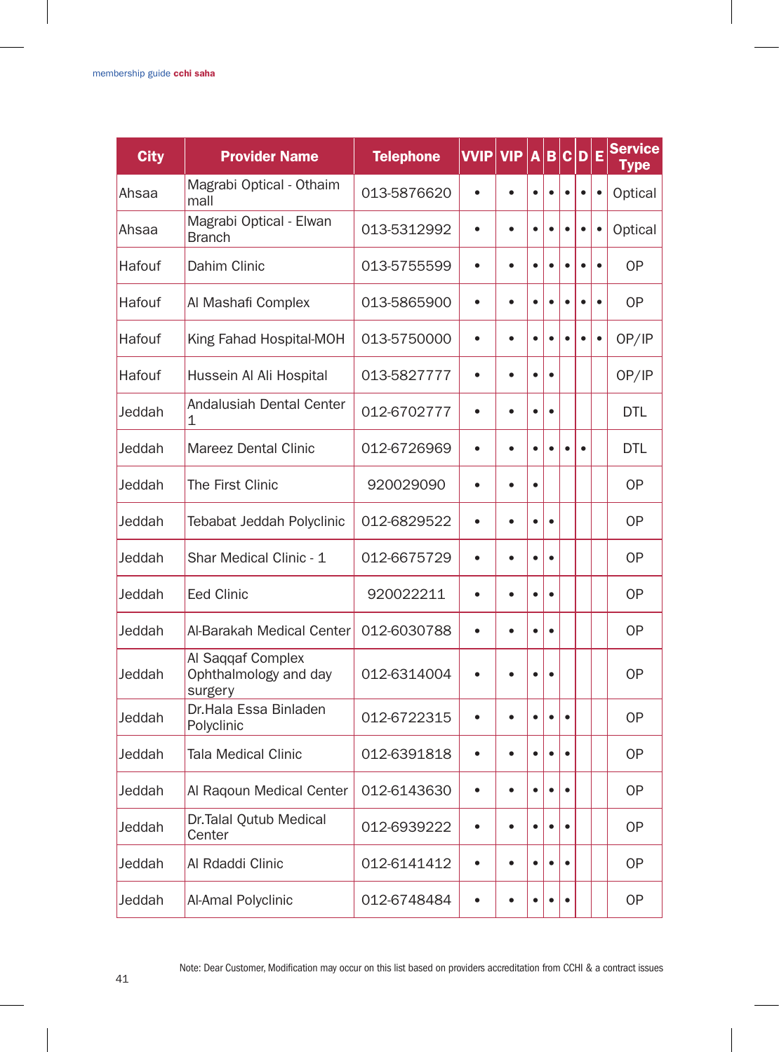| City | Provider Name | Telephone | VVIP | VIP | A | B | C | D | E | Service Type |
|---|---|---|---|---|---|---|---|---|---|---|
| Ahsaa | Magrabi Optical - Othaim mall | 013-5876620 | • | • | • | • | • | • | • | Optical |
| Ahsaa | Magrabi Optical - Elwan Branch | 013-5312992 | • | • | • | • | • | • | • | Optical |
| Hafouf | Dahim Clinic | 013-5755599 | • | • | • | • | • | • | • | OP |
| Hafouf | Al Mashafi Complex | 013-5865900 | • | • | • | • | • | • | • | OP |
| Hafouf | King Fahad Hospital-MOH | 013-5750000 | • | • | • | • | • | • | • | OP/IP |
| Hafouf | Hussein Al Ali Hospital | 013-5827777 | • | • | • | • | | | | OP/IP |
| Jeddah | Andalusiah Dental Center 1 | 012-6702777 | • | • | • | • | | | | DTL |
| Jeddah | Mareez Dental Clinic | 012-6726969 | • | • | • | • | • | • | | DTL |
| Jeddah | The First Clinic | 920029090 | • | • | • | | | | | OP |
| Jeddah | Tebabat Jeddah Polyclinic | 012-6829522 | • | • | • | • | | | | OP |
| Jeddah | Shar Medical Clinic - 1 | 012-6675729 | • | • | • | • | | | | OP |
| Jeddah | Eed Clinic | 920022211 | • | • | • | • | | | | OP |
| Jeddah | Al-Barakah Medical Center | 012-6030788 | • | • | • | • | | | | OP |
| Jeddah | Al Saqqaf Complex Ophthalmology and day surgery | 012-6314004 | • | • | • | • | | | | OP |
| Jeddah | Dr.Hala Essa Binladen Polyclinic | 012-6722315 | • | • | • | • | • | | | OP |
| Jeddah | Tala Medical Clinic | 012-6391818 | • | • | • | • | • | | | OP |
| Jeddah | Al Raqoun Medical Center | 012-6143630 | • | • | • | • | • | | | OP |
| Jeddah | Dr.Talal Qutub Medical Center | 012-6939222 | • | • | • | • | • | | | OP |
| Jeddah | Al Rdaddi Clinic | 012-6141412 | • | • | • | • | • | | | OP |
| Jeddah | Al-Amal Polyclinic | 012-6748484 | • | • | • | • | • | | | OP |

Note: Dear Customer, Modification may occur on this list based on providers accreditation from CCHI & a contract issues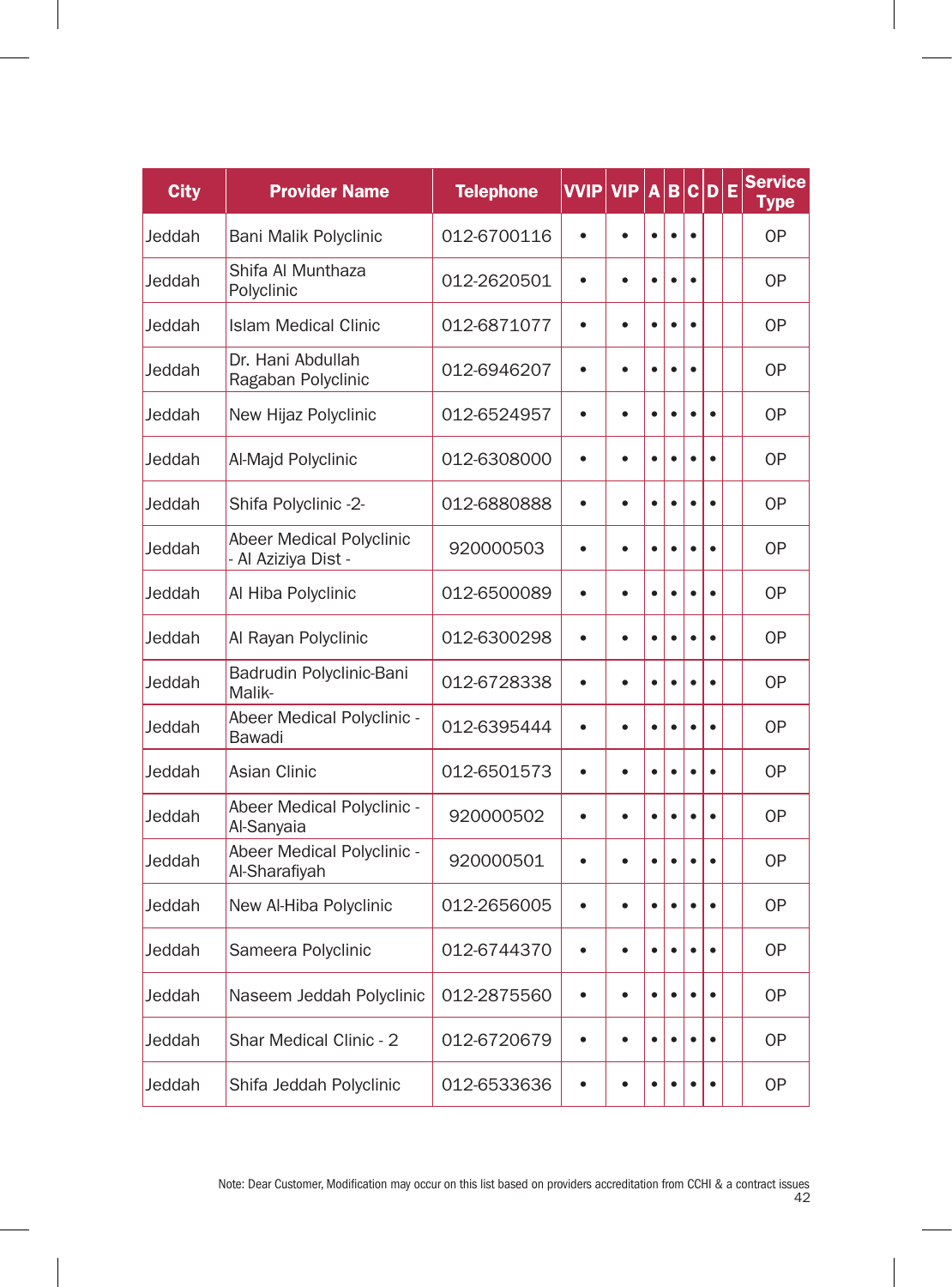| City | Provider Name | Telephone | VVIP | VIP | A | B | C | D | E | Service Type |
|---|---|---|---|---|---|---|---|---|---|---|
| Jeddah | Bani Malik Polyclinic | 012-6700116 | • | • | • | • | • | | | OP |
| Jeddah | Shifa Al Munthaza Polyclinic | 012-2620501 | • | • | • | • | • | | | OP |
| Jeddah | Islam Medical Clinic | 012-6871077 | • | • | • | • | • | | | OP |
| Jeddah | Dr. Hani Abdullah Ragaban Polyclinic | 012-6946207 | • | • | • | • | • | | | OP |
| Jeddah | New Hijaz Polyclinic | 012-6524957 | • | • | • | • | • | • | | OP |
| Jeddah | Al-Majd Polyclinic | 012-6308000 | • | • | • | • | • | • | | OP |
| Jeddah | Shifa Polyclinic -2- | 012-6880888 | • | • | • | • | • | • | | OP |
| Jeddah | Abeer Medical Polyclinic - Al Aziziya Dist - | 920000503 | • | • | • | • | • | • | | OP |
| Jeddah | Al Hiba Polyclinic | 012-6500089 | • | • | • | • | • | • | | OP |
| Jeddah | Al Rayan Polyclinic | 012-6300298 | • | • | • | • | • | • | | OP |
| Jeddah | Badrudin Polyclinic-Bani Malik- | 012-6728338 | • | • | • | • | • | • | | OP |
| Jeddah | Abeer Medical Polyclinic - Bawadi | 012-6395444 | • | • | • | • | • | • | | OP |
| Jeddah | Asian Clinic | 012-6501573 | • | • | • | • | • | • | | OP |
| Jeddah | Abeer Medical Polyclinic - Al-Sanyaia | 920000502 | • | • | • | • | • | • | | OP |
| Jeddah | Abeer Medical Polyclinic - Al-Sharafiyah | 920000501 | • | • | • | • | • | • | | OP |
| Jeddah | New Al-Hiba Polyclinic | 012-2656005 | • | • | • | • | • | • | | OP |
| Jeddah | Sameera Polyclinic | 012-6744370 | • | • | • | • | • | • | | OP |
| Jeddah | Naseem Jeddah Polyclinic | 012-2875560 | • | • | • | • | • | • | | OP |
| Jeddah | Shar Medical Clinic - 2 | 012-6720679 | • | • | • | • | • | • | | OP |
| Jeddah | Shifa Jeddah Polyclinic | 012-6533636 | • | • | • | • | • | • | | OP |

Note: Dear Customer, Modification may occur on this list based on providers accreditation from CCHI & a contract issues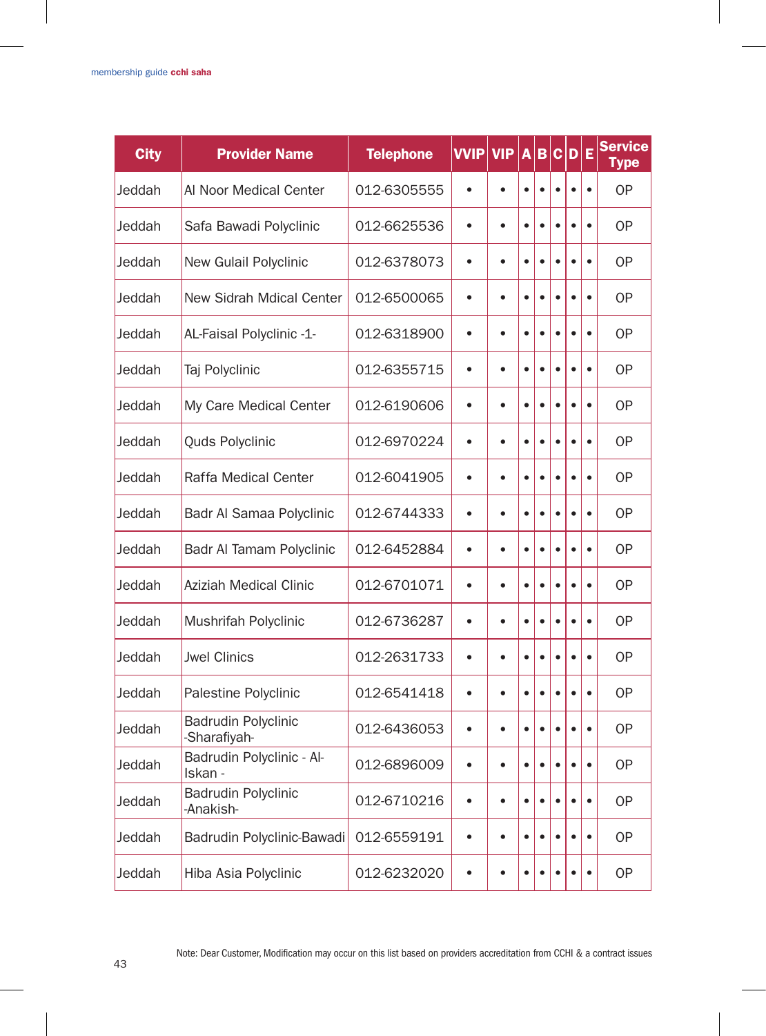| City | Provider Name | Telephone | VVIP | VIP | A | B | C | D | E | Service Type |
|---|---|---|---|---|---|---|---|---|---|---|
| Jeddah | Al Noor Medical Center | 012-6305555 | • | • | • | • | • | • | • | OP |
| Jeddah | Safa Bawadi Polyclinic | 012-6625536 | • | • | • | • | • | • | • | OP |
| Jeddah | New Gulail Polyclinic | 012-6378073 | • | • | • | • | • | • | • | OP |
| Jeddah | New Sidrah Mdical Center | 012-6500065 | • | • | • | • | • | • | • | OP |
| Jeddah | AL-Faisal Polyclinic -1- | 012-6318900 | • | • | • | • | • | • | • | OP |
| Jeddah | Taj Polyclinic | 012-6355715 | • | • | • | • | • | • | • | OP |
| Jeddah | My Care Medical Center | 012-6190606 | • | • | • | • | • | • | • | OP |
| Jeddah | Quds Polyclinic | 012-6970224 | • | • | • | • | • | • | • | OP |
| Jeddah | Raffa Medical Center | 012-6041905 | • | • | • | • | • | • | • | OP |
| Jeddah | Badr Al Samaa Polyclinic | 012-6744333 | • | • | • | • | • | • | • | OP |
| Jeddah | Badr Al Tamam Polyclinic | 012-6452884 | • | • | • | • | • | • | • | OP |
| Jeddah | Aziziah Medical Clinic | 012-6701071 | • | • | • | • | • | • | • | OP |
| Jeddah | Mushrifah Polyclinic | 012-6736287 | • | • | • | • | • | • | • | OP |
| Jeddah | Jwel Clinics | 012-2631733 | • | • | • | • | • | • | • | OP |
| Jeddah | Palestine Polyclinic | 012-6541418 | • | • | • | • | • | • | • | OP |
| Jeddah | Badrudin Polyclinic -Sharafiyah- | 012-6436053 | • | • | • | • | • | • | • | OP |
| Jeddah | Badrudin Polyclinic - Al-Iskan - | 012-6896009 | • | • | • | • | • | • | • | OP |
| Jeddah | Badrudin Polyclinic -Anakish- | 012-6710216 | • | • | • | • | • | • | • | OP |
| Jeddah | Badrudin Polyclinic-Bawadi | 012-6559191 | • | • | • | • | • | • | • | OP |
| Jeddah | Hiba Asia Polyclinic | 012-6232020 | • | • | • | • | • | • | • | OP |

Note: Dear Customer, Modification may occur on this list based on providers accreditation from CCHI & a contract issues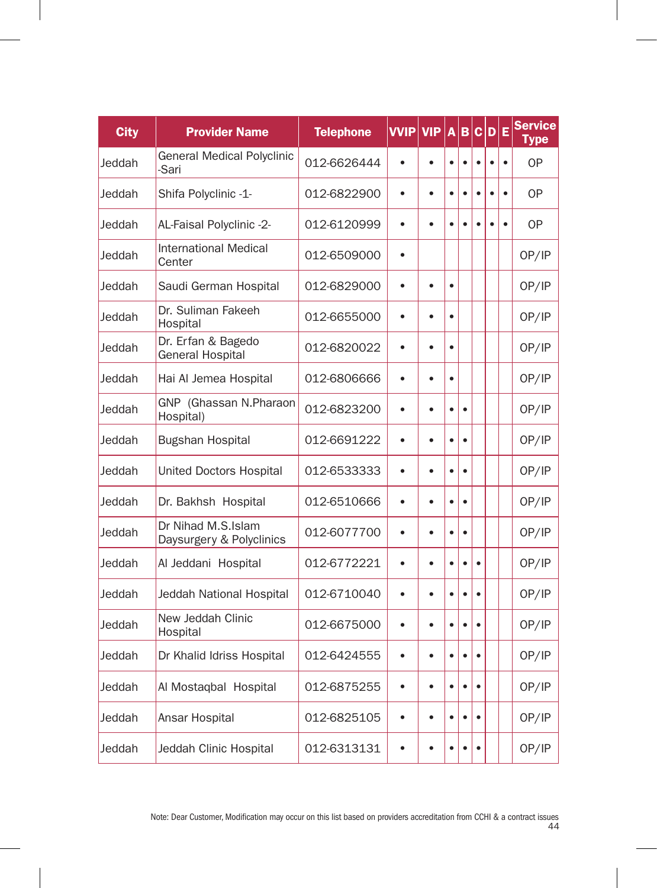| City | Provider Name | Telephone | VVIP | VIP | A | B | C | D | E | Service Type |
|---|---|---|---|---|---|---|---|---|---|---|
| Jeddah | General Medical Polyclinic -Sari | 012-6626444 | • | • | • | • | • | • | • | OP |
| Jeddah | Shifa Polyclinic -1- | 012-6822900 | • | • | • | • | • | • | • | OP |
| Jeddah | AL-Faisal Polyclinic -2- | 012-6120999 | • | • | • | • | • | • | • | OP |
| Jeddah | International Medical Center | 012-6509000 | • | | | | | | | OP/IP |
| Jeddah | Saudi German Hospital | 012-6829000 | • | • | • | | | | | OP/IP |
| Jeddah | Dr. Suliman Fakeeh Hospital | 012-6655000 | • | • | • | | | | | OP/IP |
| Jeddah | Dr. Erfan & Bagedo General Hospital | 012-6820022 | • | • | • | | | | | OP/IP |
| Jeddah | Hai Al Jemea Hospital | 012-6806666 | • | • | • | | | | | OP/IP |
| Jeddah | GNP (Ghassan N.Pharaon Hospital) | 012-6823200 | • | • | • | • | | | | OP/IP |
| Jeddah | Bugshan Hospital | 012-6691222 | • | • | • | • | | | | OP/IP |
| Jeddah | United Doctors Hospital | 012-6533333 | • | • | • | • | | | | OP/IP |
| Jeddah | Dr. Bakhsh Hospital | 012-6510666 | • | • | • | • | | | | OP/IP |
| Jeddah | Dr Nihad M.S.Islam Daysurgery & Polyclinics | 012-6077700 | • | • | • | • | | | | OP/IP |
| Jeddah | Al Jeddani Hospital | 012-6772221 | • | • | • | • | • | | | OP/IP |
| Jeddah | Jeddah National Hospital | 012-6710040 | • | • | • | • | • | | | OP/IP |
| Jeddah | New Jeddah Clinic Hospital | 012-6675000 | • | • | • | • | • | | | OP/IP |
| Jeddah | Dr Khalid Idriss Hospital | 012-6424555 | • | • | • | • | • | | | OP/IP |
| Jeddah | Al Mostaqbal Hospital | 012-6875255 | • | • | • | • | • | | | OP/IP |
| Jeddah | Ansar Hospital | 012-6825105 | • | • | • | • | • | | | OP/IP |
| Jeddah | Jeddah Clinic Hospital | 012-6313131 | • | • | • | • | • | | | OP/IP |

Note: Dear Customer, Modification may occur on this list based on providers accreditation from CCHI & a contract issues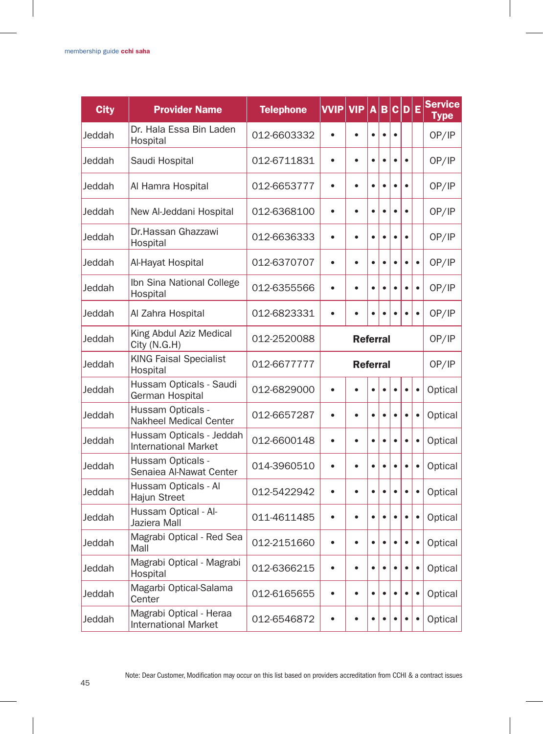| City | Provider Name | Telephone | VVIP | VIP | A | B | C | D | E | Service Type |
|---|---|---|---|---|---|---|---|---|---|---|
| Jeddah | Dr. Hala Essa Bin Laden Hospital | 012-6603332 | • | • | • | • | • | | | OP/IP |
| Jeddah | Saudi Hospital | 012-6711831 | • | • | • | • | • | • | | OP/IP |
| Jeddah | Al Hamra Hospital | 012-6653777 | • | • | • | • | • | • | | OP/IP |
| Jeddah | New Al-Jeddani Hospital | 012-6368100 | • | • | • | • | • | • | | OP/IP |
| Jeddah | Dr.Hassan Ghazzawi Hospital | 012-6636333 | • | • | • | • | • | • | | OP/IP |
| Jeddah | Al-Hayat Hospital | 012-6370707 | • | • | • | • | • | • | • | OP/IP |
| Jeddah | Ibn Sina National College Hospital | 012-6355566 | • | • | • | • | • | • | • | OP/IP |
| Jeddah | Al Zahra Hospital | 012-6823331 | • | • | • | • | • | • | • | OP/IP |
| Jeddah | King Abdul Aziz Medical City (N.G.H) | 012-2520088 | **Referral** | | | | | | | OP/IP |
| Jeddah | KING Faisal Specialist Hospital | 012-6677777 | **Referral** | | | | | | | OP/IP |
| Jeddah | Hussam Opticals - Saudi German Hospital | 012-6829000 | • | • | • | • | • | • | • | Optical |
| Jeddah | Hussam Opticals - Nakheel Medical Center | 012-6657287 | • | • | • | • | • | • | • | Optical |
| Jeddah | Hussam Opticals - Jeddah International Market | 012-6600148 | • | • | • | • | • | • | • | Optical |
| Jeddah | Hussam Opticals - Senaiea Al-Nawat Center | 014-3960510 | • | • | • | • | • | • | • | Optical |
| Jeddah | Hussam Opticals - Al Hajun Street | 012-5422942 | • | • | • | • | • | • | • | Optical |
| Jeddah | Hussam Optical - Al-Jaziera Mall | 011-4611485 | • | • | • | • | • | • | • | Optical |
| Jeddah | Magrabi Optical - Red Sea Mall | 012-2151660 | • | • | • | • | • | • | • | Optical |
| Jeddah | Magrabi Optical - Magrabi Hospital | 012-6366215 | • | • | • | • | • | • | • | Optical |
| Jeddah | Magarbi Optical-Salama Center | 012-6165655 | • | • | • | • | • | • | • | Optical |
| Jeddah | Magrabi Optical - Heraa International Market | 012-6546872 | • | • | • | • | • | • | • | Optical |

Note: Dear Customer, Modification may occur on this list based on providers accreditation from CCHI & a contract issues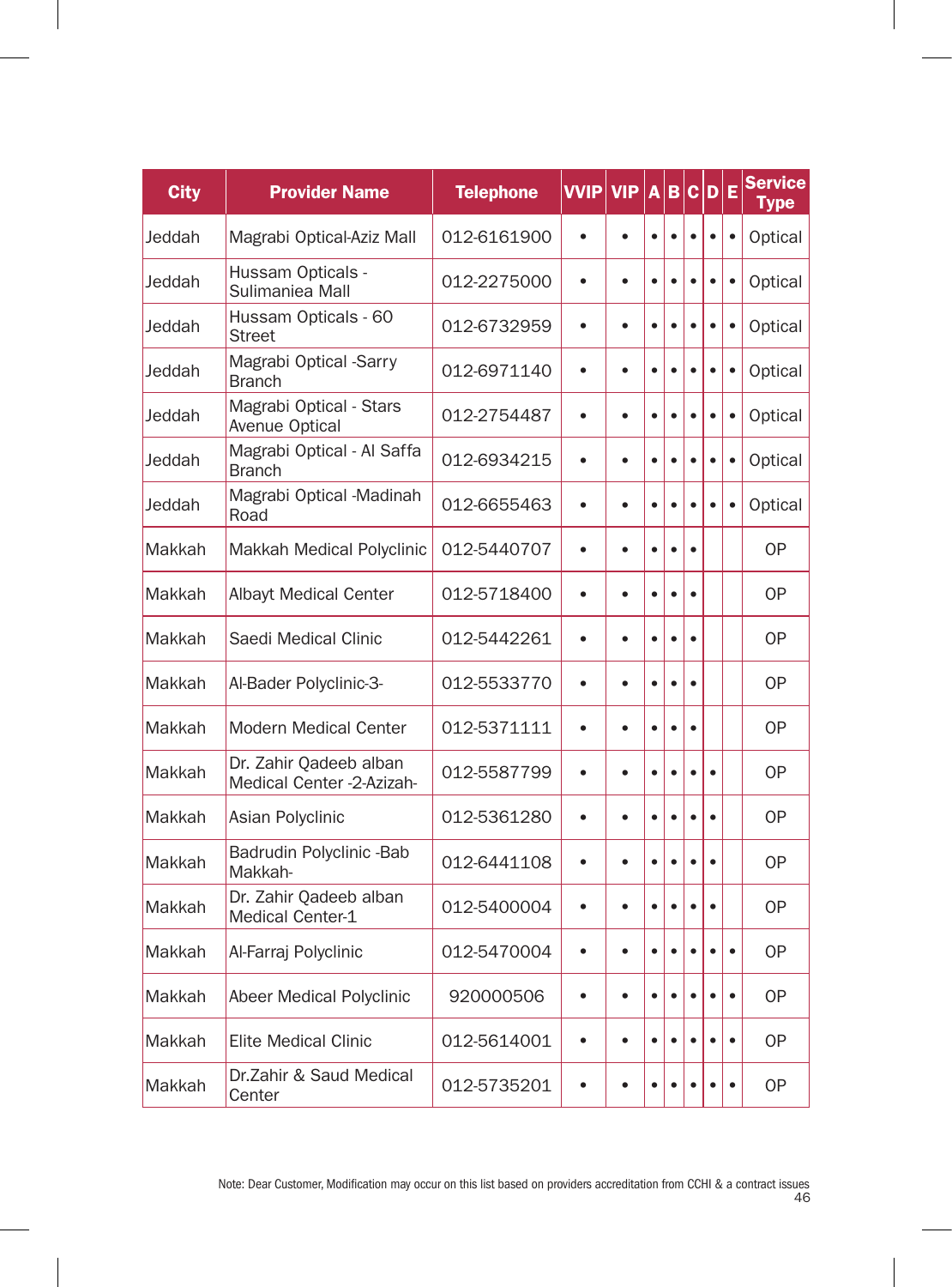| City | Provider Name | Telephone | VVIP | VIP | A | B | C | D | E | Service Type |
|---|---|---|---|---|---|---|---|---|---|---|
| Jeddah | Magrabi Optical-Aziz Mall | 012-6161900 | • | • | • | • | • | • | • | Optical |
| Jeddah | Hussam Opticals - Sulimaniea Mall | 012-2275000 | • | • | • | • | • | • | • | Optical |
| Jeddah | Hussam Opticals - 60 Street | 012-6732959 | • | • | • | • | • | • | • | Optical |
| Jeddah | Magrabi Optical -Sarry Branch | 012-6971140 | • | • | • | • | • | • | • | Optical |
| Jeddah | Magrabi Optical - Stars Avenue Optical | 012-2754487 | • | • | • | • | • | • | • | Optical |
| Jeddah | Magrabi Optical - Al Saffa Branch | 012-6934215 | • | • | • | • | • | • | • | Optical |
| Jeddah | Magrabi Optical -Madinah Road | 012-6655463 | • | • | • | • | • | • | • | Optical |
| Makkah | Makkah Medical Polyclinic | 012-5440707 | • | • | • | • | • | | | OP |
| Makkah | Albayt Medical Center | 012-5718400 | • | • | • | • | • | | | OP |
| Makkah | Saedi Medical Clinic | 012-5442261 | • | • | • | • | • | | | OP |
| Makkah | Al-Bader Polyclinic-3- | 012-5533770 | • | • | • | • | • | | | OP |
| Makkah | Modern Medical Center | 012-5371111 | • | • | • | • | • | | | OP |
| Makkah | Dr. Zahir Qadeeb alban Medical Center -2-Azizah- | 012-5587799 | • | • | • | • | • | • | | OP |
| Makkah | Asian Polyclinic | 012-5361280 | • | • | • | • | • | • | | OP |
| Makkah | Badrudin Polyclinic -Bab Makkah- | 012-6441108 | • | • | • | • | • | • | | OP |
| Makkah | Dr. Zahir Qadeeb alban Medical Center-1 | 012-5400004 | • | • | • | • | • | • | | OP |
| Makkah | Al-Farraj Polyclinic | 012-5470004 | • | • | • | • | • | • | • | OP |
| Makkah | Abeer Medical Polyclinic | 920000506 | • | • | • | • | • | • | • | OP |
| Makkah | Elite Medical Clinic | 012-5614001 | • | • | • | • | • | • | • | OP |
| Makkah | Dr.Zahir & Saud Medical Center | 012-5735201 | • | • | • | • | • | • | • | OP |

Note: Dear Customer, Modification may occur on this list based on providers accreditation from CCHI & a contract issues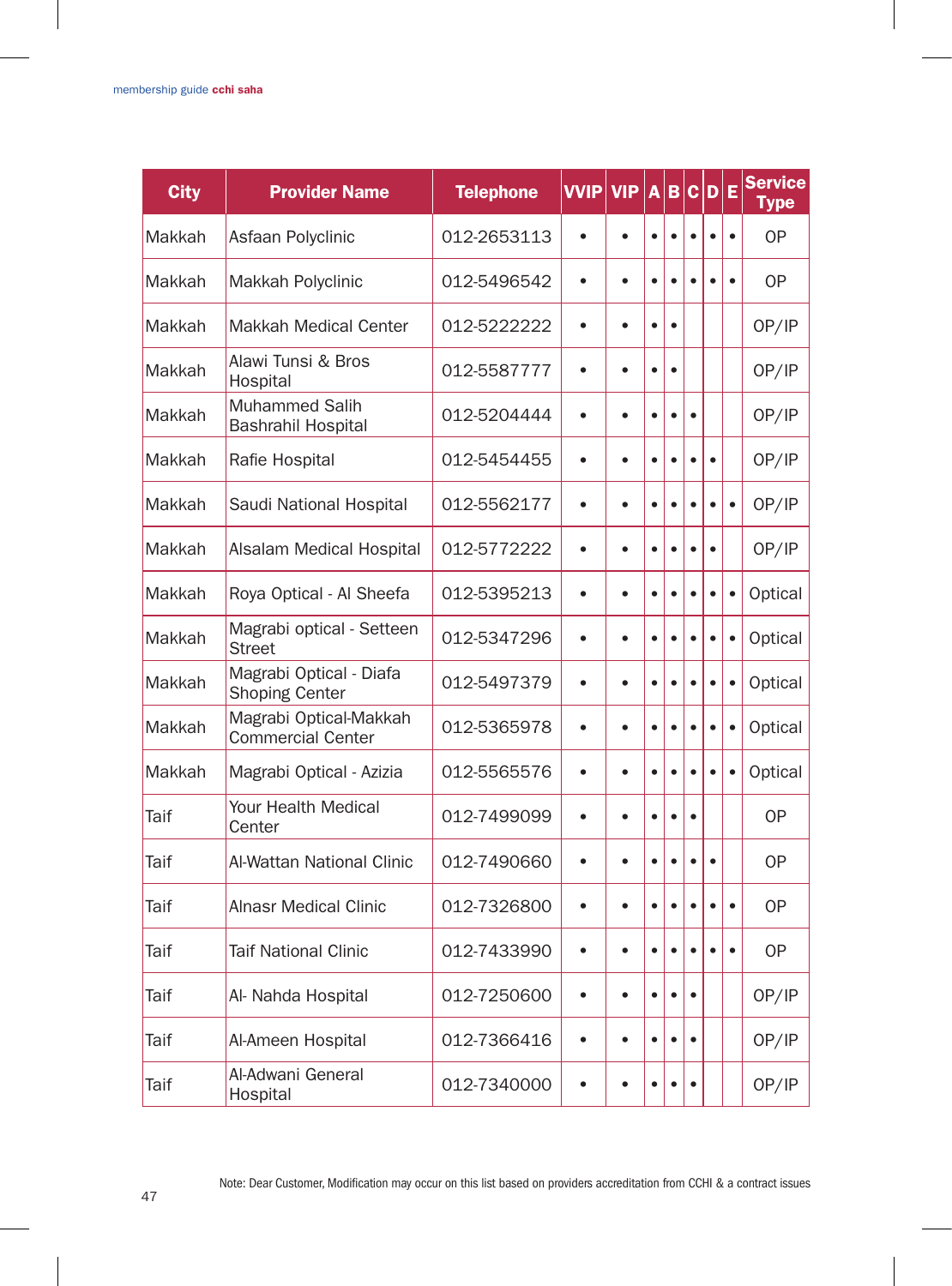| City | Provider Name | Telephone | VVIP | VIP | A | B | C | D | E | Service Type |
|---|---|---|---|---|---|---|---|---|---|---|
| Makkah | Asfaan Polyclinic | 012-2653113 | • | • | • | • | • | • | • | OP |
| Makkah | Makkah Polyclinic | 012-5496542 | • | • | • | • | • | • | • | OP |
| Makkah | Makkah Medical Center | 012-5222222 | • | • | • | • | | | | OP/IP |
| Makkah | Alawi Tunsi & Bros Hospital | 012-5587777 | • | • | • | • | | | | OP/IP |
| Makkah | Muhammed Salih Bashrahil Hospital | 012-5204444 | • | • | • | • | • | | | OP/IP |
| Makkah | Rafie Hospital | 012-5454455 | • | • | • | • | • | • | | OP/IP |
| Makkah | Saudi National Hospital | 012-5562177 | • | • | • | • | • | • | • | OP/IP |
| Makkah | Alsalam Medical Hospital | 012-5772222 | • | • | • | • | • | • | | OP/IP |
| Makkah | Roya Optical - Al Sheefa | 012-5395213 | • | • | • | • | • | • | • | Optical |
| Makkah | Magrabi optical - Setteen Street | 012-5347296 | • | • | • | • | • | • | • | Optical |
| Makkah | Magrabi Optical - Diafa Shoping Center | 012-5497379 | • | • | • | • | • | • | • | Optical |
| Makkah | Magrabi Optical-Makkah Commercial Center | 012-5365978 | • | • | • | • | • | • | • | Optical |
| Makkah | Magrabi Optical - Azizia | 012-5565576 | • | • | • | • | • | • | • | Optical |
| Taif | Your Health Medical Center | 012-7499099 | • | • | • | • | • | | | OP |
| Taif | Al-Wattan National Clinic | 012-7490660 | • | • | • | • | • | • | | OP |
| Taif | Alnasr Medical Clinic | 012-7326800 | • | • | • | • | • | • | • | OP |
| Taif | Taif National Clinic | 012-7433990 | • | • | • | • | • | • | • | OP |
| Taif | Al- Nahda Hospital | 012-7250600 | • | • | • | • | • | | | OP/IP |
| Taif | Al-Ameen Hospital | 012-7366416 | • | • | • | • | • | | | OP/IP |
| Taif | Al-Adwani General Hospital | 012-7340000 | • | • | • | • | • | | | OP/IP |

Note: Dear Customer, Modification may occur on this list based on providers accreditation from CCHI & a contract issues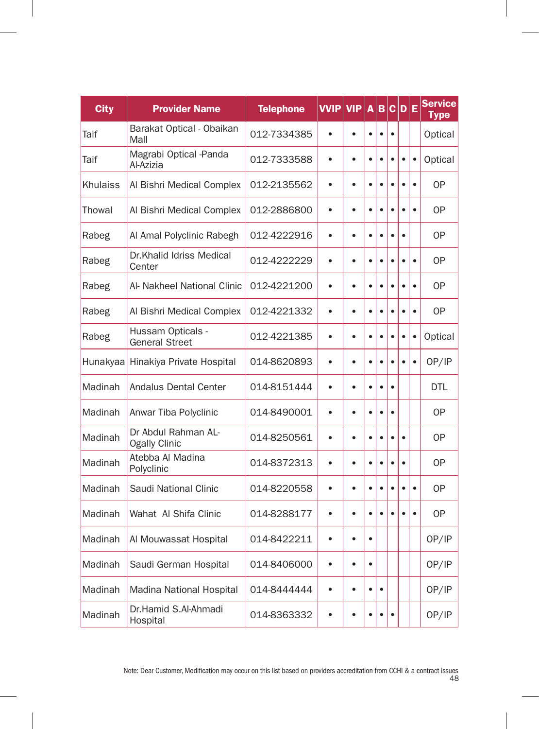| City | Provider Name | Telephone | VVIP | VIP | A | B | C | D | E | Service Type |
|---|---|---|---|---|---|---|---|---|---|---|
| Taif | Barakat Optical - Obaikan Mall | 012-7334385 | • | • | • | • | • | | | Optical |
| Taif | Magrabi Optical -Panda Al-Azizia | 012-7333588 | • | • | • | • | • | • | • | Optical |
| Khulaiss | Al Bishri Medical Complex | 012-2135562 | • | • | • | • | • | • | • | OP |
| Thowal | Al Bishri Medical Complex | 012-2886800 | • | • | • | • | • | • | • | OP |
| Rabeg | Al Amal Polyclinic Rabegh | 012-4222916 | • | • | • | • | • | • | | OP |
| Rabeg | Dr.Khalid Idriss Medical Center | 012-4222229 | • | • | • | • | • | • | • | OP |
| Rabeg | Al- Nakheel National Clinic | 012-4221200 | • | • | • | • | • | • | • | OP |
| Rabeg | Al Bishri Medical Complex | 012-4221332 | • | • | • | • | • | • | • | OP |
| Rabeg | Hussam Opticals - General Street | 012-4221385 | • | • | • | • | • | • | • | Optical |
| Hunakyaa | Hinakiya Private Hospital | 014-8620893 | • | • | • | • | • | • | • | OP/IP |
| Madinah | Andalus Dental Center | 014-8151444 | • | • | • | • | • | | | DTL |
| Madinah | Anwar Tiba Polyclinic | 014-8490001 | • | • | • | • | • | | | OP |
| Madinah | Dr Abdul Rahman AL-Ogally Clinic | 014-8250561 | • | • | • | • | • | • | | OP |
| Madinah | Atebba Al Madina Polyclinic | 014-8372313 | • | • | • | • | • | • | | OP |
| Madinah | Saudi National Clinic | 014-8220558 | • | • | • | • | • | • | • | OP |
| Madinah | Wahat Al Shifa Clinic | 014-8288177 | • | • | • | • | • | • | • | OP |
| Madinah | Al Mouwassat Hospital | 014-8422211 | • | • | • | | | | | OP/IP |
| Madinah | Saudi German Hospital | 014-8406000 | • | • | • | | | | | OP/IP |
| Madinah | Madina National Hospital | 014-8444444 | • | • | • | • | | | | OP/IP |
| Madinah | Dr.Hamid S.Al-Ahmadi Hospital | 014-8363332 | • | • | • | • | • | | | OP/IP |

Note: Dear Customer, Modification may occur on this list based on providers accreditation from CCHI & a contract issues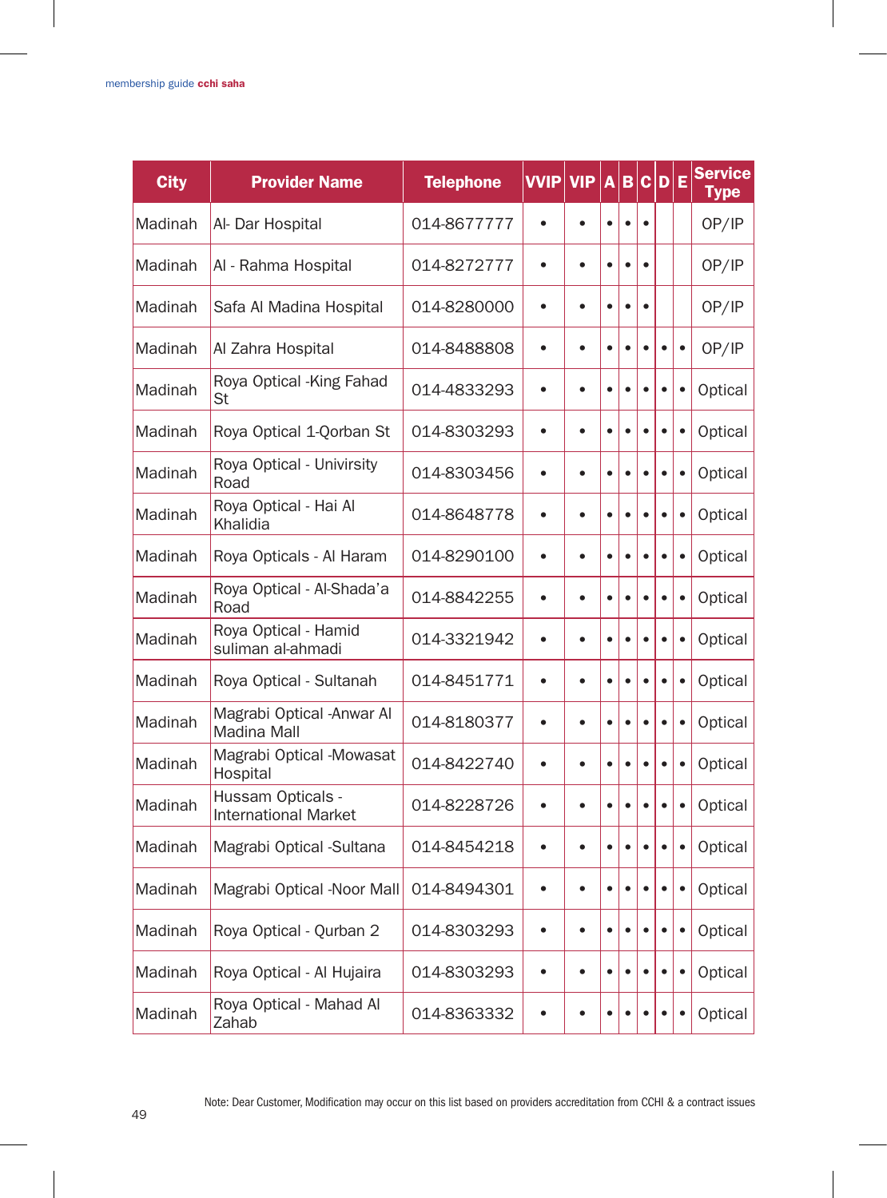| City | Provider Name | Telephone | VVIP | VIP | A | B | C | D | E | Service Type |
|---|---|---|---|---|---|---|---|---|---|---|
| Madinah | Al- Dar Hospital | 014-8677777 | • | • | • | • | • | | | OP/IP |
| Madinah | Al - Rahma Hospital | 014-8272777 | • | • | • | • | • | | | OP/IP |
| Madinah | Safa Al Madina Hospital | 014-8280000 | • | • | • | • | • | | | OP/IP |
| Madinah | Al Zahra Hospital | 014-8488808 | • | • | • | • | • | • | • | OP/IP |
| Madinah | Roya Optical -King Fahad St | 014-4833293 | • | • | • | • | • | • | • | Optical |
| Madinah | Roya Optical 1-Qorban St | 014-8303293 | • | • | • | • | • | • | • | Optical |
| Madinah | Roya Optical - Univirsity Road | 014-8303456 | • | • | • | • | • | • | • | Optical |
| Madinah | Roya Optical - Hai Al Khalidia | 014-8648778 | • | • | • | • | • | • | • | Optical |
| Madinah | Roya Opticals - Al Haram | 014-8290100 | • | • | • | • | • | • | • | Optical |
| Madinah | Roya Optical - Al-Shada'a Road | 014-8842255 | • | • | • | • | • | • | • | Optical |
| Madinah | Roya Optical - Hamid suliman al-ahmadi | 014-3321942 | • | • | • | • | • | • | • | Optical |
| Madinah | Roya Optical - Sultanah | 014-8451771 | • | • | • | • | • | • | • | Optical |
| Madinah | Magrabi Optical -Anwar Al Madina Mall | 014-8180377 | • | • | • | • | • | • | • | Optical |
| Madinah | Magrabi Optical -Mowasat Hospital | 014-8422740 | • | • | • | • | • | • | • | Optical |
| Madinah | Hussam Opticals - International Market | 014-8228726 | • | • | • | • | • | • | • | Optical |
| Madinah | Magrabi Optical -Sultana | 014-8454218 | • | • | • | • | • | • | • | Optical |
| Madinah | Magrabi Optical -Noor Mall | 014-8494301 | • | • | • | • | • | • | • | Optical |
| Madinah | Roya Optical - Qurban 2 | 014-8303293 | • | • | • | • | • | • | • | Optical |
| Madinah | Roya Optical - Al Hujaira | 014-8303293 | • | • | • | • | • | • | • | Optical |
| Madinah | Roya Optical - Mahad Al Zahab | 014-8363332 | • | • | • | • | • | • | • | Optical |

Note: Dear Customer, Modification may occur on this list based on providers accreditation from CCHI & a contract issues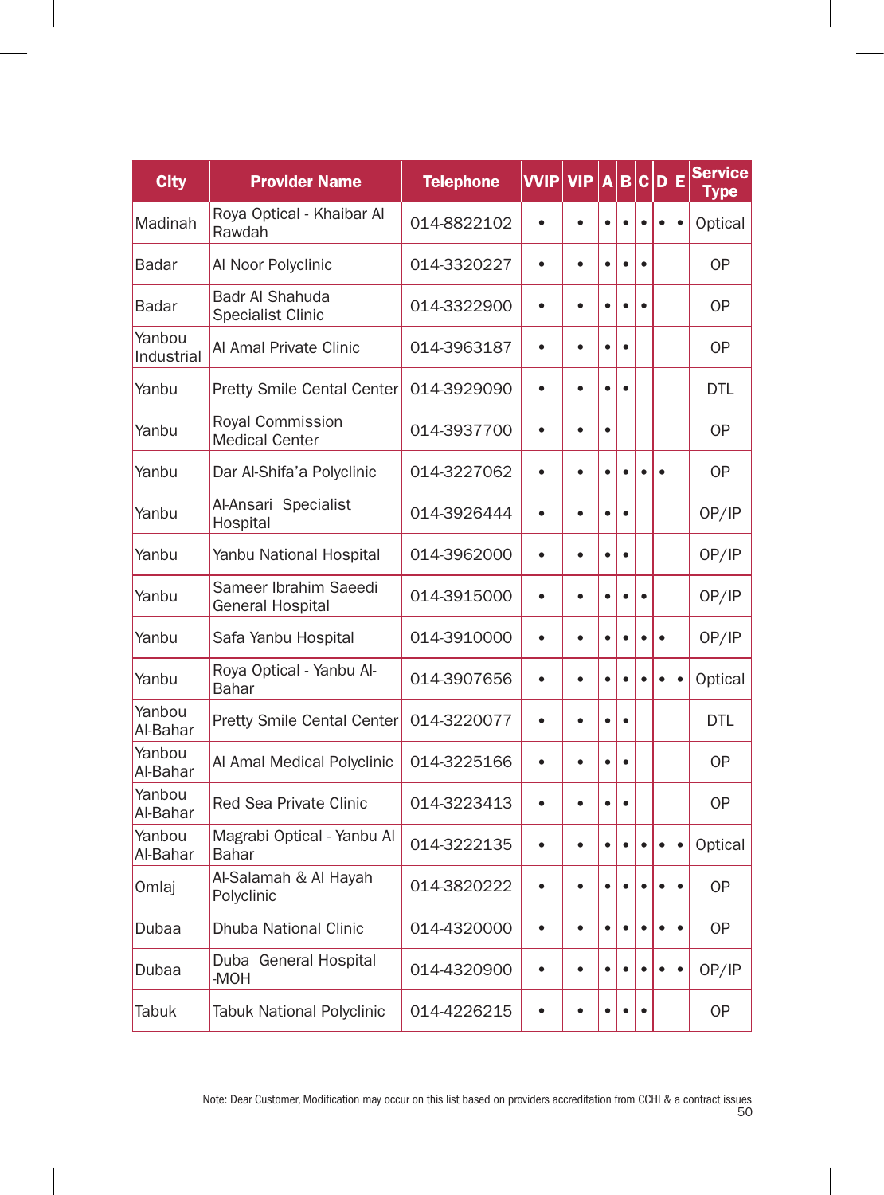| City | Provider Name | Telephone | VVIP | VIP | A | B | C | D | E | Service Type |
|---|---|---|---|---|---|---|---|---|---|---|
| Madinah | Roya Optical - Khaibar Al Rawdah | 014-8822102 | • | • | • | • | • | • | • | Optical |
| Badar | Al Noor Polyclinic | 014-3320227 | • | • | • | • | • | | | OP |
| Badar | Badr Al Shahuda Specialist Clinic | 014-3322900 | • | • | • | • | • | | | OP |
| Yanbou Industrial | Al Amal Private Clinic | 014-3963187 | • | • | • | • | | | | OP |
| Yanbu | Pretty Smile Cental Center | 014-3929090 | • | • | • | • | | | | DTL |
| Yanbu | Royal Commission Medical Center | 014-3937700 | • | • | • | | | | | OP |
| Yanbu | Dar Al-Shifa'a Polyclinic | 014-3227062 | • | • | • | • | • | • | | OP |
| Yanbu | Al-Ansari Specialist Hospital | 014-3926444 | • | • | • | • | | | | OP/IP |
| Yanbu | Yanbu National Hospital | 014-3962000 | • | • | • | • | | | | OP/IP |
| Yanbu | Sameer Ibrahim Saeedi General Hospital | 014-3915000 | • | • | • | • | • | | | OP/IP |
| Yanbu | Safa Yanbu Hospital | 014-3910000 | • | • | • | • | • | • | | OP/IP |
| Yanbu | Roya Optical - Yanbu Al-Bahar | 014-3907656 | • | • | • | • | • | • | • | Optical |
| Yanbou Al-Bahar | Pretty Smile Cental Center | 014-3220077 | • | • | • | • | | | | DTL |
| Yanbou Al-Bahar | Al Amal Medical Polyclinic | 014-3225166 | • | • | • | • | | | | OP |
| Yanbou Al-Bahar | Red Sea Private Clinic | 014-3223413 | • | • | • | • | | | | OP |
| Yanbou Al-Bahar | Magrabi Optical - Yanbu Al Bahar | 014-3222135 | • | • | • | • | • | • | • | Optical |
| Omlaj | Al-Salamah & Al Hayah Polyclinic | 014-3820222 | • | • | • | • | • | • | • | OP |
| Dubaa | Dhuba National Clinic | 014-4320000 | • | • | • | • | • | • | • | OP |
| Dubaa | Duba General Hospital -MOH | 014-4320900 | • | • | • | • | • | • | • | OP/IP |
| Tabuk | Tabuk National Polyclinic | 014-4226215 | • | • | • | • | • | | | OP |

Note: Dear Customer, Modification may occur on this list based on providers accreditation from CCHI & a contract issues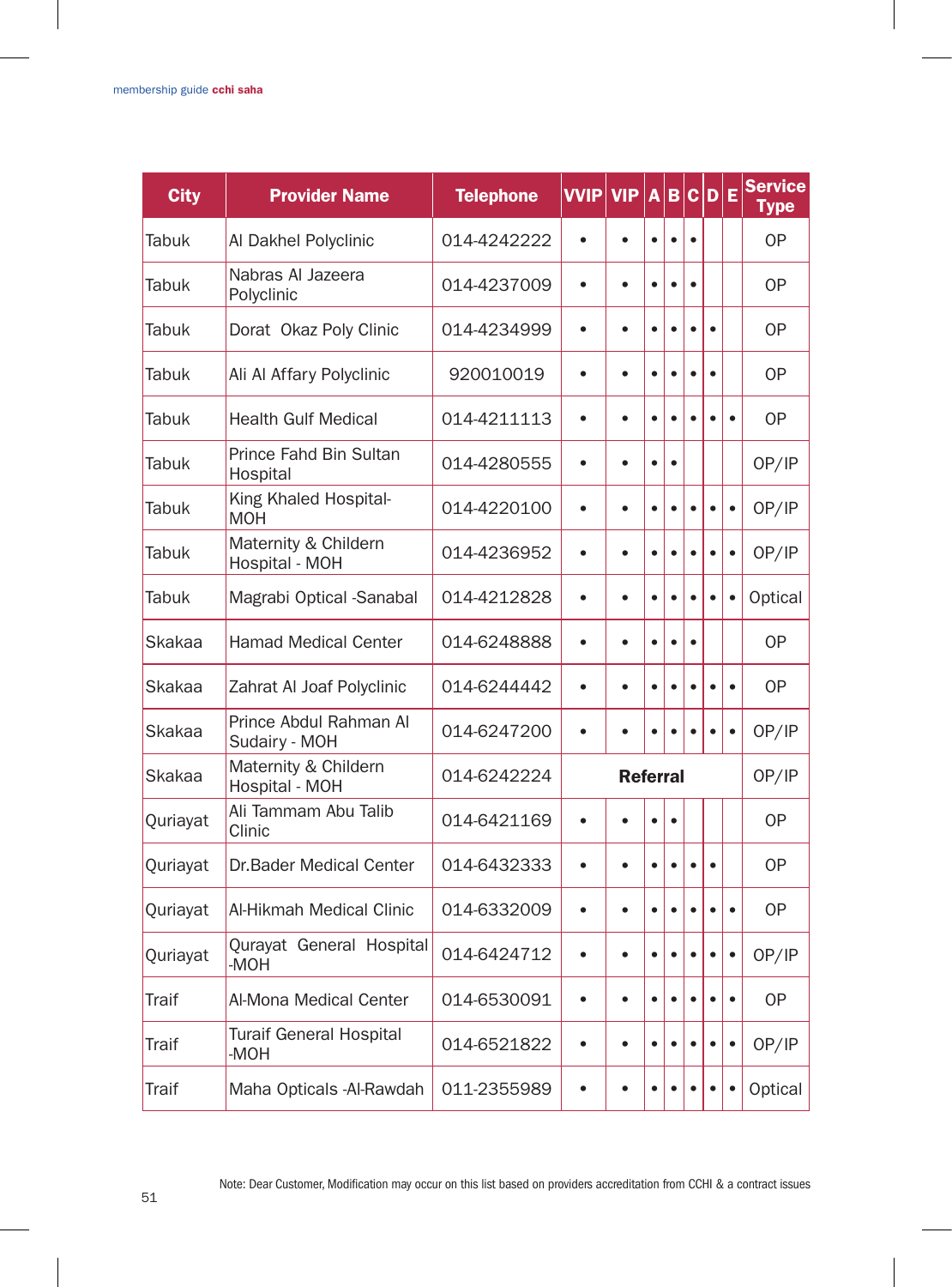| City | Provider Name | Telephone | VVIP | VIP | A | B | C | D | E | Service Type |
|---|---|---|---|---|---|---|---|---|---|---|
| Tabuk | Al Dakhel Polyclinic | 014-4242222 | • | • | • | • | • | | | OP |
| Tabuk | Nabras Al Jazeera Polyclinic | 014-4237009 | • | • | • | • | • | | | OP |
| Tabuk | Dorat Okaz Poly Clinic | 014-4234999 | • | • | • | • | • | • | | OP |
| Tabuk | Ali Al Affary Polyclinic | 920010019 | • | • | • | • | • | • | | OP |
| Tabuk | Health Gulf Medical | 014-4211113 | • | • | • | • | • | • | • | OP |
| Tabuk | Prince Fahd Bin Sultan Hospital | 014-4280555 | • | • | • | • | | | | OP/IP |
| Tabuk | King Khaled Hospital-MOH | 014-4220100 | • | • | • | • | • | • | • | OP/IP |
| Tabuk | Maternity & Childern Hospital - MOH | 014-4236952 | • | • | • | • | • | • | • | OP/IP |
| Tabuk | Magrabi Optical -Sanabal | 014-4212828 | • | • | • | • | • | • | • | Optical |
| Skakaa | Hamad Medical Center | 014-6248888 | • | • | • | • | • | | | OP |
| Skakaa | Zahrat Al Joaf Polyclinic | 014-6244442 | • | • | • | • | • | • | • | OP |
| Skakaa | Prince Abdul Rahman Al Sudairy - MOH | 014-6247200 | • | • | • | • | • | • | • | OP/IP |
| Skakaa | Maternity & Childern Hospital - MOH | 014-6242224 | **Referral** | | | | | | | OP/IP |
| Quriayat | Ali Tammam Abu Talib Clinic | 014-6421169 | • | • | • | • | | | | OP |
| Quriayat | Dr.Bader Medical Center | 014-6432333 | • | • | • | • | • | • | | OP |
| Quriayat | Al-Hikmah Medical Clinic | 014-6332009 | • | • | • | • | • | • | • | OP |
| Quriayat | Qurayat General Hospital -MOH | 014-6424712 | • | • | • | • | • | • | • | OP/IP |
| Traif | Al-Mona Medical Center | 014-6530091 | • | • | • | • | • | • | • | OP |
| Traif | Turaif General Hospital -MOH | 014-6521822 | • | • | • | • | • | • | • | OP/IP |
| Traif | Maha Opticals -Al-Rawdah | 011-2355989 | • | • | • | • | • | • | • | Optical |

Note: Dear Customer, Modification may occur on this list based on providers accreditation from CCHI & a contract issues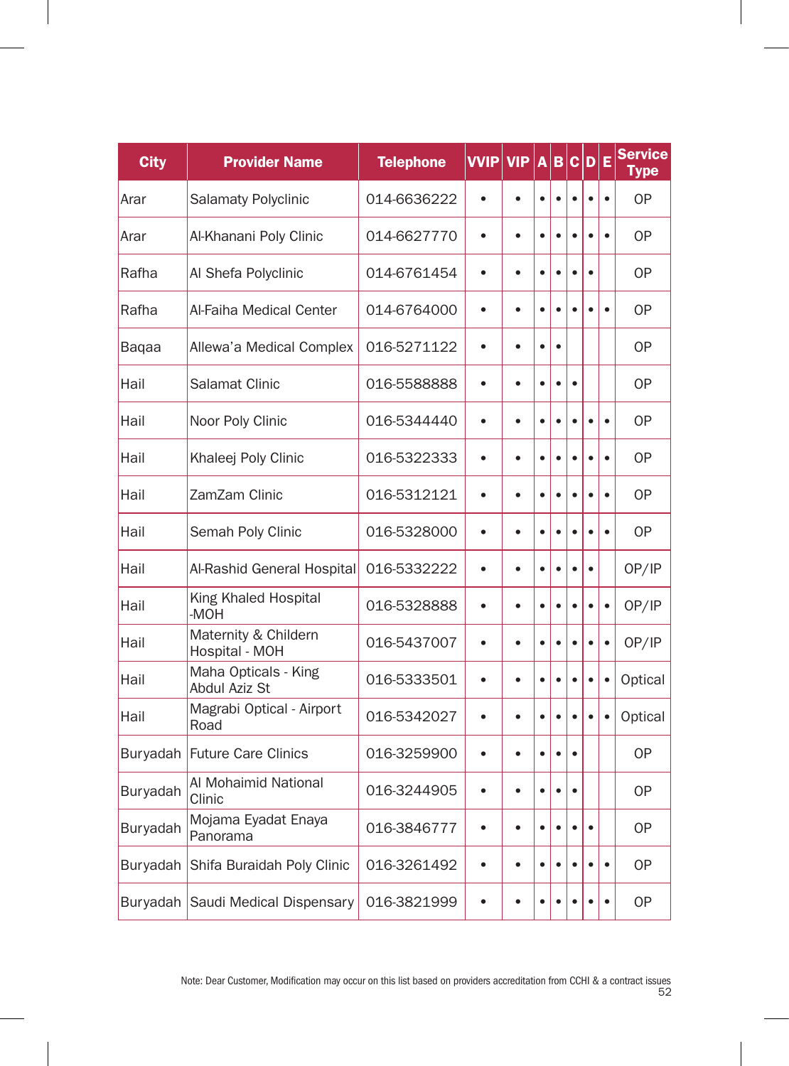| City | Provider Name | Telephone | VVIP | VIP | A | B | C | D | E | Service Type |
|---|---|---|---|---|---|---|---|---|---|---|
| Arar | Salamaty Polyclinic | 014-6636222 | • | • | • | • | • | • | • | OP |
| Arar | Al-Khanani Poly Clinic | 014-6627770 | • | • | • | • | • | • | • | OP |
| Rafha | Al Shefa Polyclinic | 014-6761454 | • | • | • | • | • | • |  | OP |
| Rafha | Al-Faiha Medical Center | 014-6764000 | • | • | • | • | • | • | • | OP |
| Baqaa | Allewa'a Medical Complex | 016-5271122 | • | • | • | • |  |  |  | OP |
| Hail | Salamat Clinic | 016-5588888 | • | • | • | • | • |  |  | OP |
| Hail | Noor Poly Clinic | 016-5344440 | • | • | • | • | • | • | • | OP |
| Hail | Khaleej Poly Clinic | 016-5322333 | • | • | • | • | • | • | • | OP |
| Hail | ZamZam Clinic | 016-5312121 | • | • | • | • | • | • | • | OP |
| Hail | Semah Poly Clinic | 016-5328000 | • | • | • | • | • | • | • | OP |
| Hail | Al-Rashid General Hospital | 016-5332222 | • | • | • | • | • | • |  | OP/IP |
| Hail | King Khaled Hospital -MOH | 016-5328888 | • | • | • | • | • | • | • | OP/IP |
| Hail | Maternity & Childern Hospital - MOH | 016-5437007 | • | • | • | • | • | • | • | OP/IP |
| Hail | Maha Opticals - King Abdul Aziz St | 016-5333501 | • | • | • | • | • | • | • | Optical |
| Hail | Magrabi Optical - Airport Road | 016-5342027 | • | • | • | • | • | • | • | Optical |
| Buryadah | Future Care Clinics | 016-3259900 | • | • | • | • | • |  |  | OP |
| Buryadah | Al Mohaimid National Clinic | 016-3244905 | • | • | • | • | • |  |  | OP |
| Buryadah | Mojama Eyadat Enaya Panorama | 016-3846777 | • | • | • | • | • | • |  | OP |
| Buryadah | Shifa Buraidah Poly Clinic | 016-3261492 | • | • | • | • | • | • | • | OP |
| Buryadah | Saudi Medical Dispensary | 016-3821999 | • | • | • | • | • | • | • | OP |

Note: Dear Customer, Modification may occur on this list based on providers accreditation from CCHI & a contract issues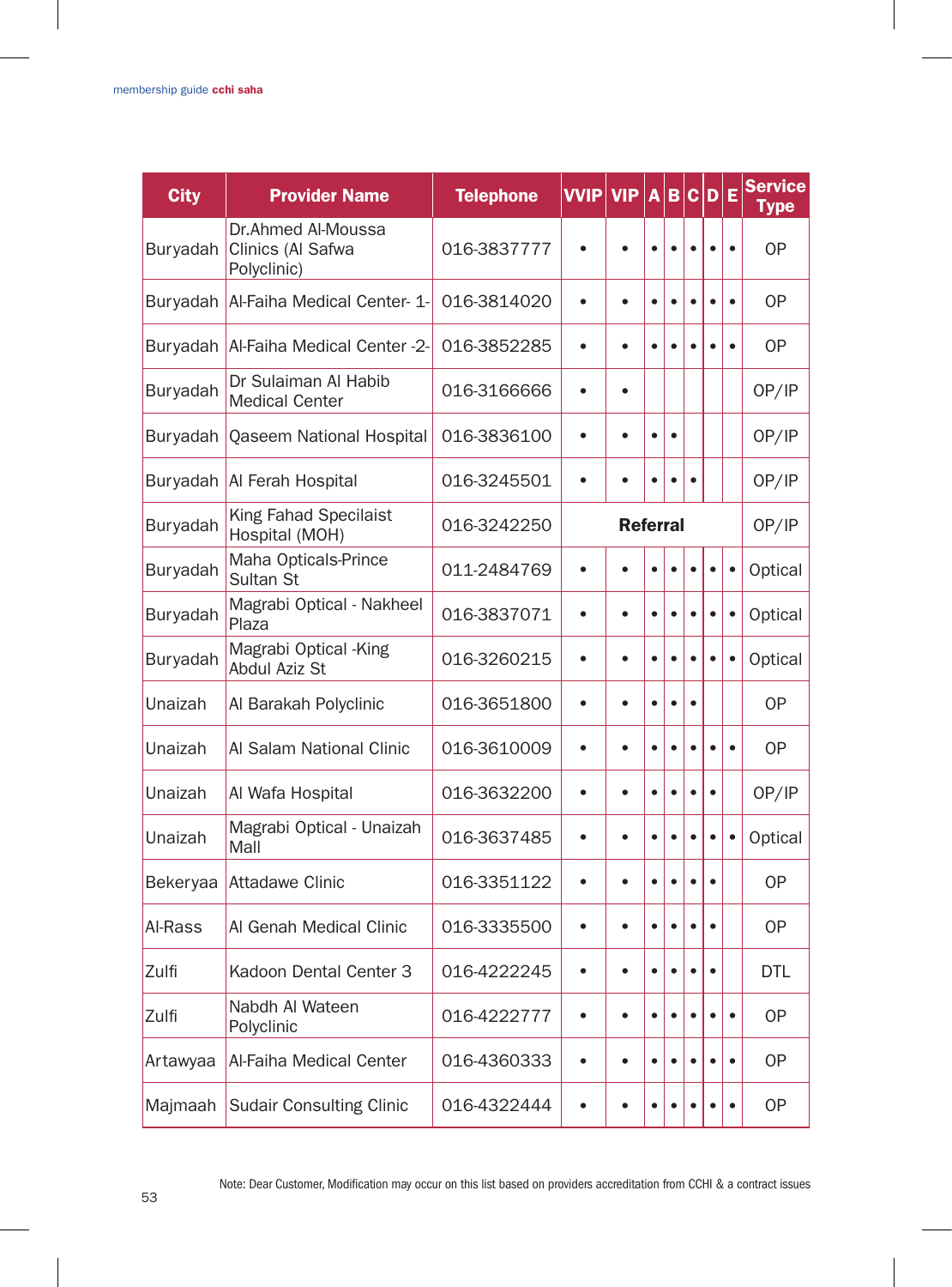| City | Provider Name | Telephone | VVIP | VIP | A | B | C | D | E | Service Type |
|---|---|---|---|---|---|---|---|---|---|---|
| Buryadah | Dr.Ahmed Al-Moussa Clinics (Al Safwa Polyclinic) | 016-3837777 | • | • | • | • | • | • | • | OP |
| Buryadah | Al-Faiha Medical Center- 1- | 016-3814020 | • | • | • | • | • | • | • | OP |
| Buryadah | Al-Faiha Medical Center -2- | 016-3852285 | • | • | • | • | • | • | • | OP |
| Buryadah | Dr Sulaiman Al Habib Medical Center | 016-3166666 | • | • | | | | | | OP/IP |
| Buryadah | Qaseem National Hospital | 016-3836100 | • | • | • | • | | | | OP/IP |
| Buryadah | Al Ferah Hospital | 016-3245501 | • | • | • | • | • | | | OP/IP |
| Buryadah | King Fahad Specilaist Hospital (MOH) | 016-3242250 | **Referral** | | | | | | | OP/IP |
| Buryadah | Maha Opticals-Prince Sultan St | 011-2484769 | • | • | • | • | • | • | • | Optical |
| Buryadah | Magrabi Optical - Nakheel Plaza | 016-3837071 | • | • | • | • | • | • | • | Optical |
| Buryadah | Magrabi Optical -King Abdul Aziz St | 016-3260215 | • | • | • | • | • | • | • | Optical |
| Unaizah | Al Barakah Polyclinic | 016-3651800 | • | • | • | • | • | | | OP |
| Unaizah | Al Salam National Clinic | 016-3610009 | • | • | • | • | • | • | • | OP |
| Unaizah | Al Wafa Hospital | 016-3632200 | • | • | • | • | • | • | | OP/IP |
| Unaizah | Magrabi Optical - Unaizah Mall | 016-3637485 | • | • | • | • | • | • | • | Optical |
| Bekeryaa | Attadawe Clinic | 016-3351122 | • | • | • | • | • | • | | OP |
| Al-Rass | Al Genah Medical Clinic | 016-3335500 | • | • | • | • | • | • | | OP |
| Zulfi | Kadoon Dental Center 3 | 016-4222245 | • | • | • | • | • | • | | DTL |
| Zulfi | Nabdh Al Wateen Polyclinic | 016-4222777 | • | • | • | • | • | • | • | OP |
| Artawyaa | Al-Faiha Medical Center | 016-4360333 | • | • | • | • | • | • | • | OP |
| Majmaah | Sudair Consulting Clinic | 016-4322444 | • | • | • | • | • | • | • | OP |

Note: Dear Customer, Modification may occur on this list based on providers accreditation from CCHI & a contract issues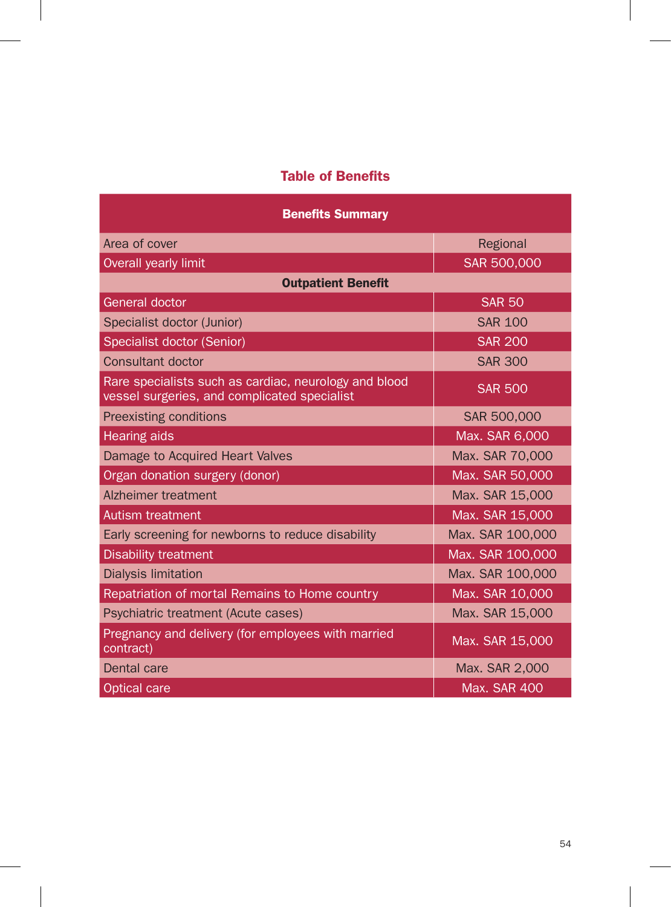## Table of Benefits

| Benefits Summary | |
|---|---|
| Area of cover | Regional |
| Overall yearly limit | SAR 500,000 |
| **Outpatient Benefit** | |
| General doctor | SAR 50 |
| Specialist doctor (Junior) | SAR 100 |
| Specialist doctor (Senior) | SAR 200 |
| Consultant doctor | SAR 300 |
| Rare specialists such as cardiac, neurology and blood vessel surgeries, and complicated specialist | SAR 500 |
| Preexisting conditions | SAR 500,000 |
| Hearing aids | Max. SAR 6,000 |
| Damage to Acquired Heart Valves | Max. SAR 70,000 |
| Organ donation surgery (donor) | Max. SAR 50,000 |
| Alzheimer treatment | Max. SAR 15,000 |
| Autism treatment | Max. SAR 15,000 |
| Early screening for newborns to reduce disability | Max. SAR 100,000 |
| Disability treatment | Max. SAR 100,000 |
| Dialysis limitation | Max. SAR 100,000 |
| Repatriation of mortal Remains to Home country | Max. SAR 10,000 |
| Psychiatric treatment (Acute cases) | Max. SAR 15,000 |
| Pregnancy and delivery (for employees with married contract) | Max. SAR 15,000 |
| Dental care | Max. SAR 2,000 |
| Optical care | Max. SAR 400 |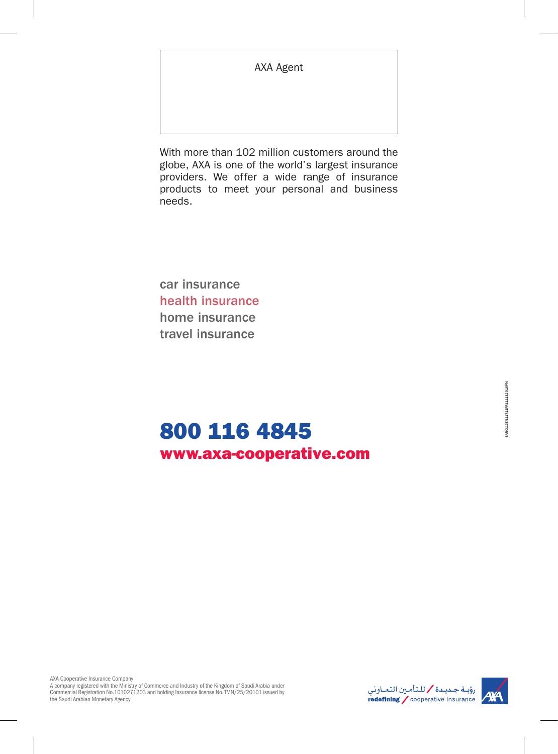AXA Agent

With more than 102 million customers around the globe, AXA is one of the world's largest insurance providers. We offer a wide range of insurance products to meet your personal and business needs.

car insurance
health insurance
home insurance
travel insurance

**800 116 4845**

**www.axa-cooperative.com**

AXA Cooperative Insurance Company
A company registered with the Ministry of Commerce and Industry of the Kingdom of Saudi Arabia under Commercial Registration No.1010271203 and holding Insurance license No. TMN/25/20101 issued by the Saudi Arabian Monetary Agency

رؤية جديدة / للتأمين التعاوني
redefining / cooperative insurance